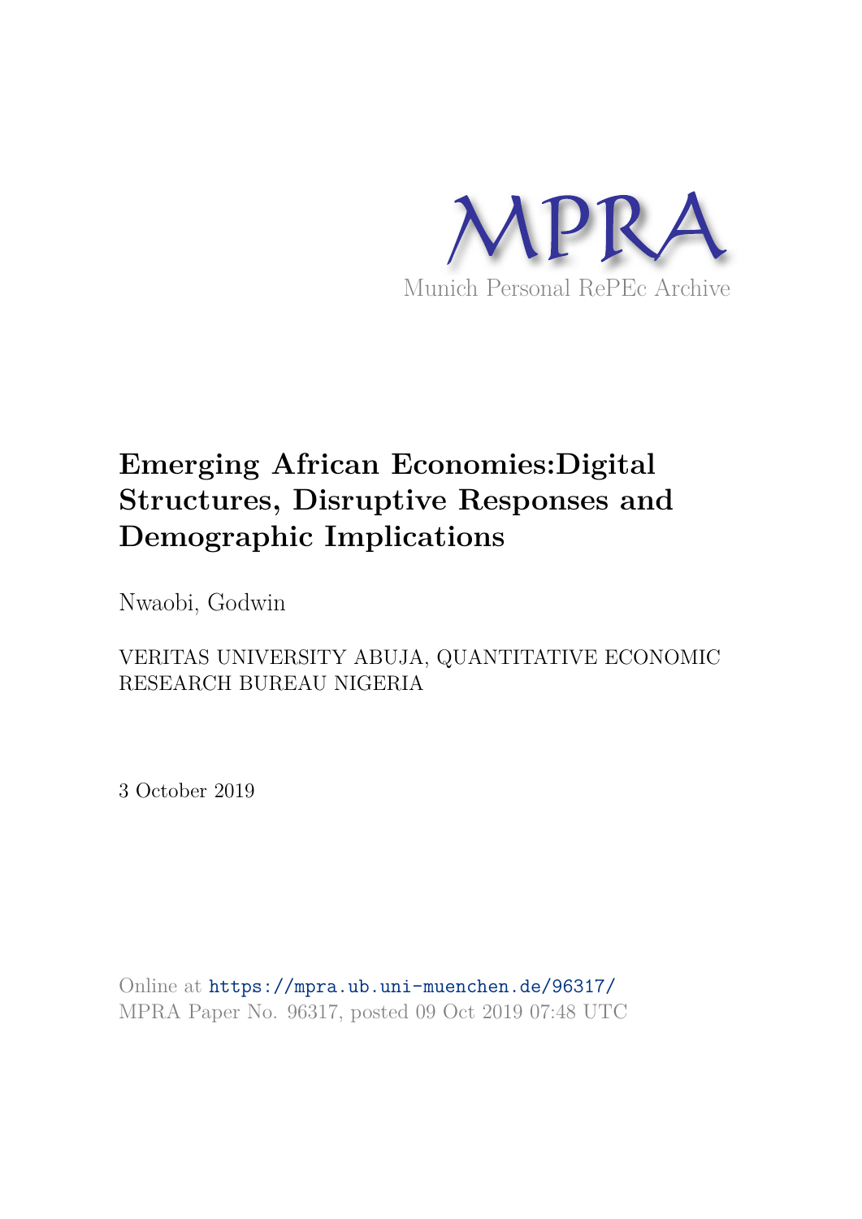MPRA

Munich Personal RePEc Archive

# Emerging African Economies:Digital Structures, Disruptive Responses and Demographic Implications

Nwaobi, Godwin

VERITAS UNIVERSITY ABUJA, QUANTITATIVE ECONOMIC RESEARCH BUREAU NIGERIA

3 October 2019

Online at https://mpra.ub.uni-muenchen.de/96317/
MPRA Paper No. 96317, posted 09 Oct 2019 07:48 UTC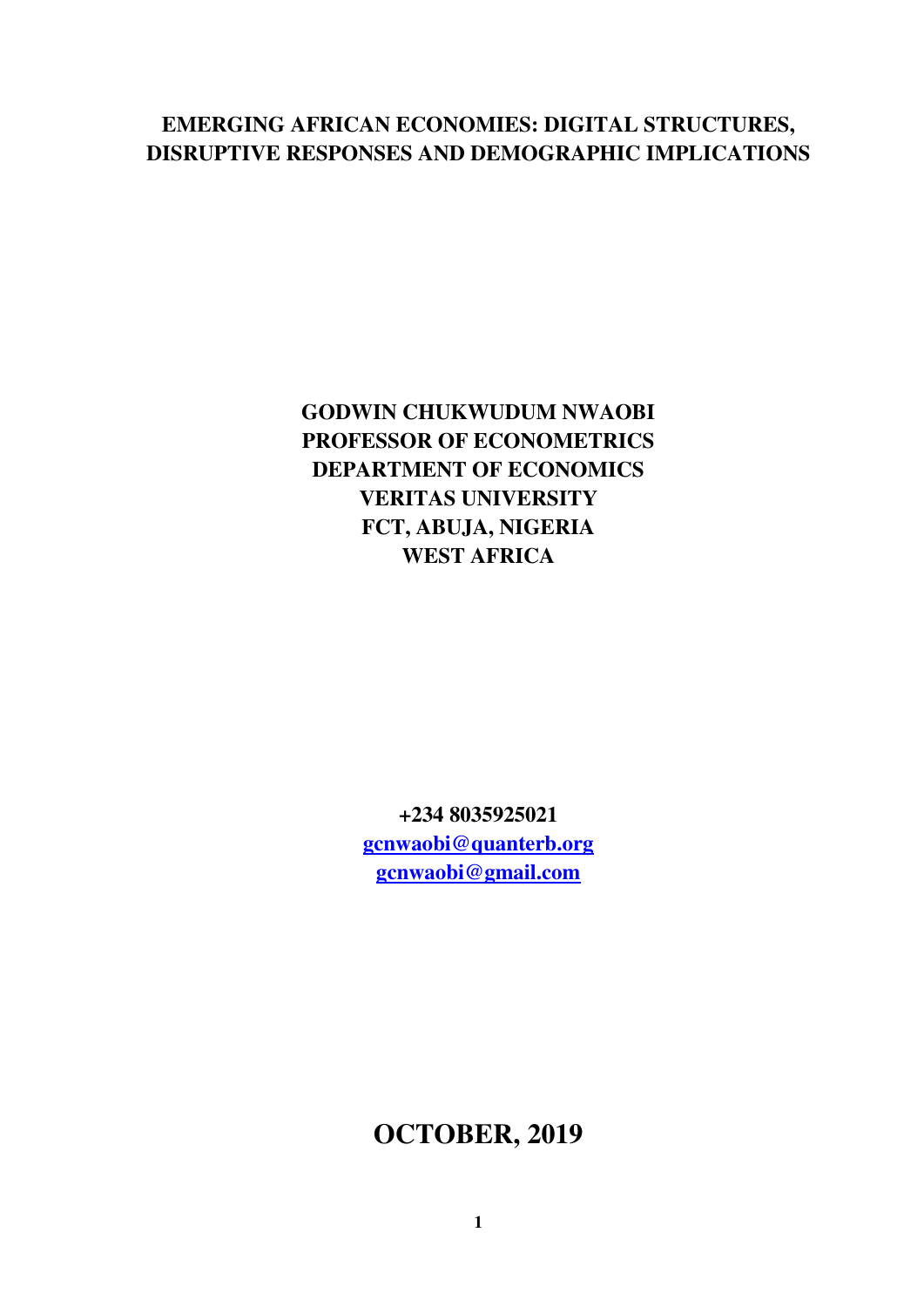# EMERGING AFRICAN ECONOMIES: DIGITAL STRUCTURES, DISRUPTIVE RESPONSES AND DEMOGRAPHIC IMPLICATIONS

**GODWIN CHUKWUDUM NWAOBI**
**PROFESSOR OF ECONOMETRICS**
**DEPARTMENT OF ECONOMICS**
**VERITAS UNIVERSITY**
**FCT, ABUJA, NIGERIA**
**WEST AFRICA**

**+234 8035925021**
**gcnwaobi@quanterb.org**
**gcnwaobi@gmail.com**

## OCTOBER, 2019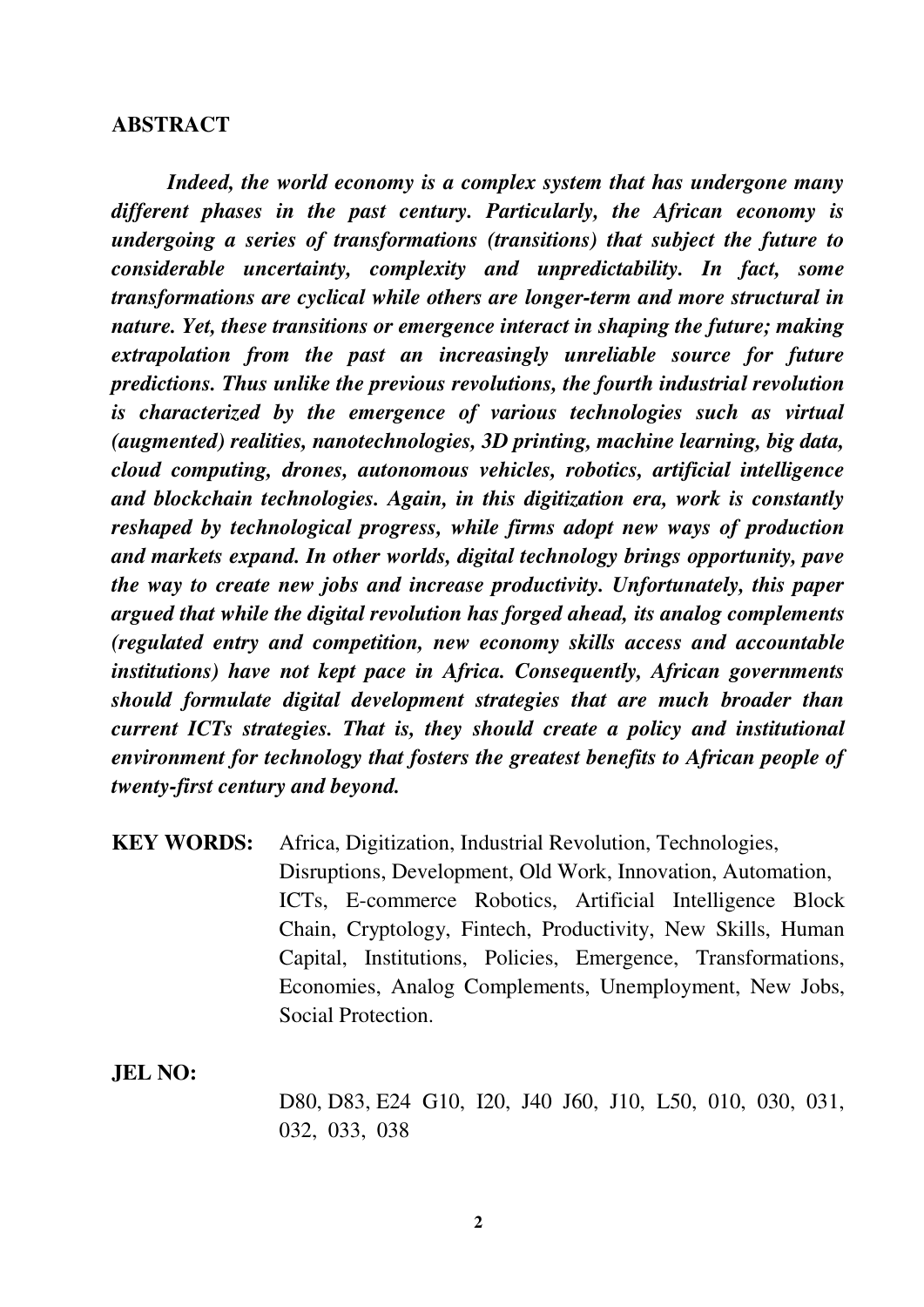## ABSTRACT

***Indeed, the world economy is a complex system that has undergone many different phases in the past century. Particularly, the African economy is undergoing a series of transformations (transitions) that subject the future to considerable uncertainty, complexity and unpredictability. In fact, some transformations are cyclical while others are longer-term and more structural in nature. Yet, these transitions or emergence interact in shaping the future; making extrapolation from the past an increasingly unreliable source for future predictions. Thus unlike the previous revolutions, the fourth industrial revolution is characterized by the emergence of various technologies such as virtual (augmented) realities, nanotechnologies, 3D printing, machine learning, big data, cloud computing, drones, autonomous vehicles, robotics, artificial intelligence and blockchain technologies. Again, in this digitization era, work is constantly reshaped by technological progress, while firms adopt new ways of production and markets expand. In other worlds, digital technology brings opportunity, pave the way to create new jobs and increase productivity. Unfortunately, this paper argued that while the digital revolution has forged ahead, its analog complements (regulated entry and competition, new economy skills access and accountable institutions) have not kept pace in Africa. Consequently, African governments should formulate digital development strategies that are much broader than current ICTs strategies. That is, they should create a policy and institutional environment for technology that fosters the greatest benefits to African people of twenty-first century and beyond.***

**KEY WORDS:** Africa, Digitization, Industrial Revolution, Technologies, Disruptions, Development, Old Work, Innovation, Automation, ICTs, E-commerce Robotics, Artificial Intelligence Block Chain, Cryptology, Fintech, Productivity, New Skills, Human Capital, Institutions, Policies, Emergence, Transformations, Economies, Analog Complements, Unemployment, New Jobs, Social Protection.

**JEL NO:**

D80, D83, E24 G10, I20, J40 J60, J10, L50, 010, 030, 031, 032, 033, 038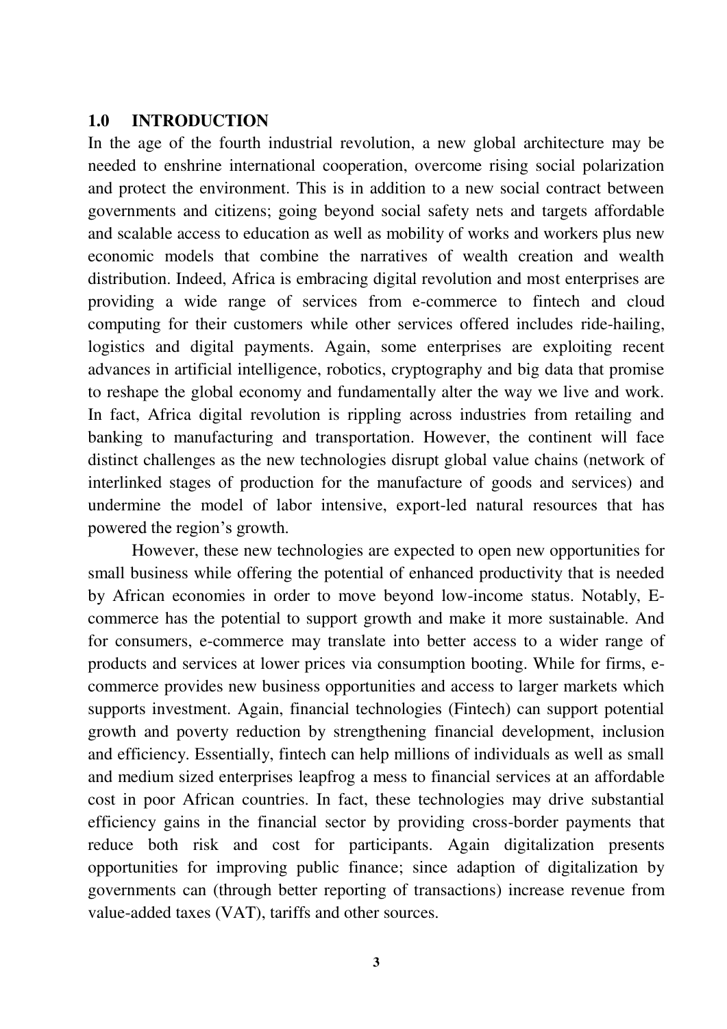## 1.0 INTRODUCTION

In the age of the fourth industrial revolution, a new global architecture may be needed to enshrine international cooperation, overcome rising social polarization and protect the environment. This is in addition to a new social contract between governments and citizens; going beyond social safety nets and targets affordable and scalable access to education as well as mobility of works and workers plus new economic models that combine the narratives of wealth creation and wealth distribution. Indeed, Africa is embracing digital revolution and most enterprises are providing a wide range of services from e-commerce to fintech and cloud computing for their customers while other services offered includes ride-hailing, logistics and digital payments. Again, some enterprises are exploiting recent advances in artificial intelligence, robotics, cryptography and big data that promise to reshape the global economy and fundamentally alter the way we live and work. In fact, Africa digital revolution is rippling across industries from retailing and banking to manufacturing and transportation. However, the continent will face distinct challenges as the new technologies disrupt global value chains (network of interlinked stages of production for the manufacture of goods and services) and undermine the model of labor intensive, export-led natural resources that has powered the region's growth.

However, these new technologies are expected to open new opportunities for small business while offering the potential of enhanced productivity that is needed by African economies in order to move beyond low-income status. Notably, E-commerce has the potential to support growth and make it more sustainable. And for consumers, e-commerce may translate into better access to a wider range of products and services at lower prices via consumption booting. While for firms, e-commerce provides new business opportunities and access to larger markets which supports investment. Again, financial technologies (Fintech) can support potential growth and poverty reduction by strengthening financial development, inclusion and efficiency. Essentially, fintech can help millions of individuals as well as small and medium sized enterprises leapfrog a mess to financial services at an affordable cost in poor African countries. In fact, these technologies may drive substantial efficiency gains in the financial sector by providing cross-border payments that reduce both risk and cost for participants. Again digitalization presents opportunities for improving public finance; since adaption of digitalization by governments can (through better reporting of transactions) increase revenue from value-added taxes (VAT), tariffs and other sources.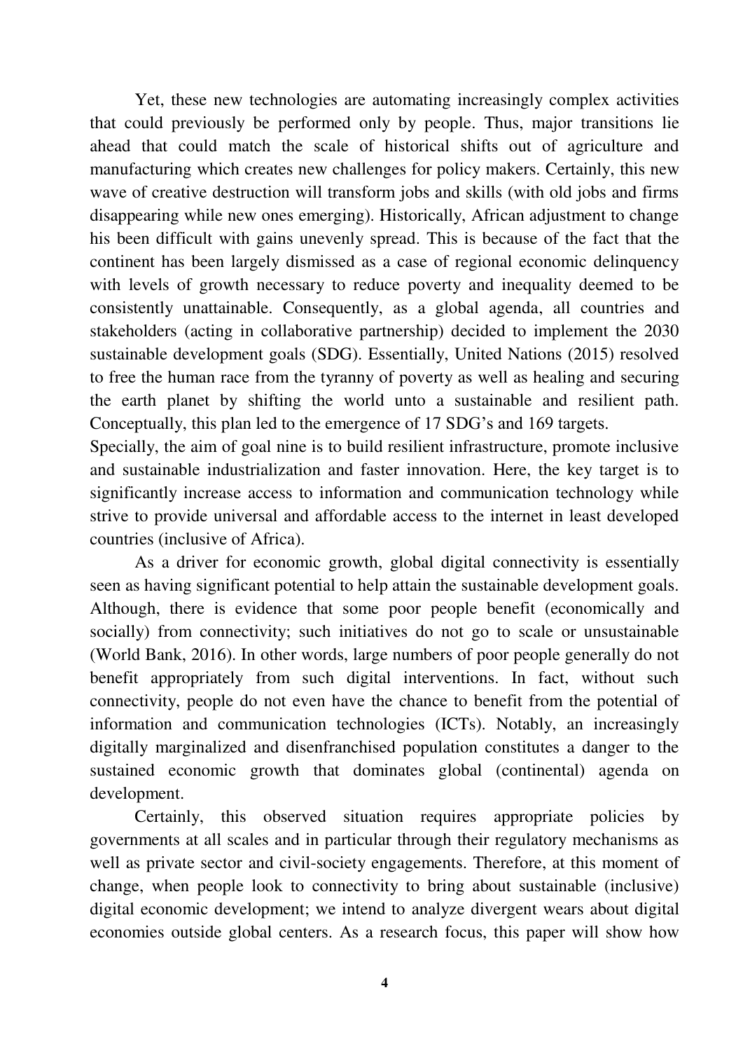Yet, these new technologies are automating increasingly complex activities that could previously be performed only by people. Thus, major transitions lie ahead that could match the scale of historical shifts out of agriculture and manufacturing which creates new challenges for policy makers. Certainly, this new wave of creative destruction will transform jobs and skills (with old jobs and firms disappearing while new ones emerging). Historically, African adjustment to change his been difficult with gains unevenly spread. This is because of the fact that the continent has been largely dismissed as a case of regional economic delinquency with levels of growth necessary to reduce poverty and inequality deemed to be consistently unattainable. Consequently, as a global agenda, all countries and stakeholders (acting in collaborative partnership) decided to implement the 2030 sustainable development goals (SDG). Essentially, United Nations (2015) resolved to free the human race from the tyranny of poverty as well as healing and securing the earth planet by shifting the world unto a sustainable and resilient path. Conceptually, this plan led to the emergence of 17 SDG's and 169 targets.

Specially, the aim of goal nine is to build resilient infrastructure, promote inclusive and sustainable industrialization and faster innovation. Here, the key target is to significantly increase access to information and communication technology while strive to provide universal and affordable access to the internet in least developed countries (inclusive of Africa).

As a driver for economic growth, global digital connectivity is essentially seen as having significant potential to help attain the sustainable development goals. Although, there is evidence that some poor people benefit (economically and socially) from connectivity; such initiatives do not go to scale or unsustainable (World Bank, 2016). In other words, large numbers of poor people generally do not benefit appropriately from such digital interventions. In fact, without such connectivity, people do not even have the chance to benefit from the potential of information and communication technologies (ICTs). Notably, an increasingly digitally marginalized and disenfranchised population constitutes a danger to the sustained economic growth that dominates global (continental) agenda on development.

Certainly, this observed situation requires appropriate policies by governments at all scales and in particular through their regulatory mechanisms as well as private sector and civil-society engagements. Therefore, at this moment of change, when people look to connectivity to bring about sustainable (inclusive) digital economic development; we intend to analyze divergent wears about digital economies outside global centers. As a research focus, this paper will show how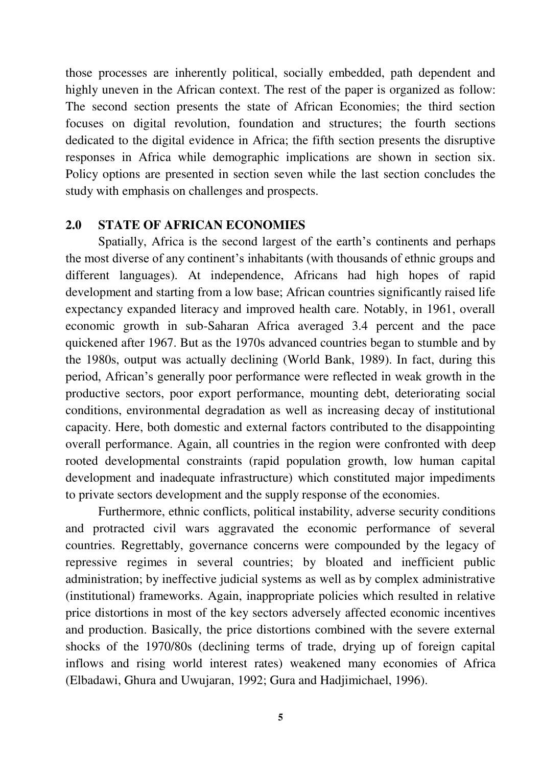those processes are inherently political, socially embedded, path dependent and highly uneven in the African context. The rest of the paper is organized as follow: The second section presents the state of African Economies; the third section focuses on digital revolution, foundation and structures; the fourth sections dedicated to the digital evidence in Africa; the fifth section presents the disruptive responses in Africa while demographic implications are shown in section six. Policy options are presented in section seven while the last section concludes the study with emphasis on challenges and prospects.

## 2.0 STATE OF AFRICAN ECONOMIES

Spatially, Africa is the second largest of the earth's continents and perhaps the most diverse of any continent's inhabitants (with thousands of ethnic groups and different languages). At independence, Africans had high hopes of rapid development and starting from a low base; African countries significantly raised life expectancy expanded literacy and improved health care. Notably, in 1961, overall economic growth in sub-Saharan Africa averaged 3.4 percent and the pace quickened after 1967. But as the 1970s advanced countries began to stumble and by the 1980s, output was actually declining (World Bank, 1989). In fact, during this period, African's generally poor performance were reflected in weak growth in the productive sectors, poor export performance, mounting debt, deteriorating social conditions, environmental degradation as well as increasing decay of institutional capacity. Here, both domestic and external factors contributed to the disappointing overall performance. Again, all countries in the region were confronted with deep rooted developmental constraints (rapid population growth, low human capital development and inadequate infrastructure) which constituted major impediments to private sectors development and the supply response of the economies.

Furthermore, ethnic conflicts, political instability, adverse security conditions and protracted civil wars aggravated the economic performance of several countries. Regrettably, governance concerns were compounded by the legacy of repressive regimes in several countries; by bloated and inefficient public administration; by ineffective judicial systems as well as by complex administrative (institutional) frameworks. Again, inappropriate policies which resulted in relative price distortions in most of the key sectors adversely affected economic incentives and production. Basically, the price distortions combined with the severe external shocks of the 1970/80s (declining terms of trade, drying up of foreign capital inflows and rising world interest rates) weakened many economies of Africa (Elbadawi, Ghura and Uwujaran, 1992; Gura and Hadjimichael, 1996).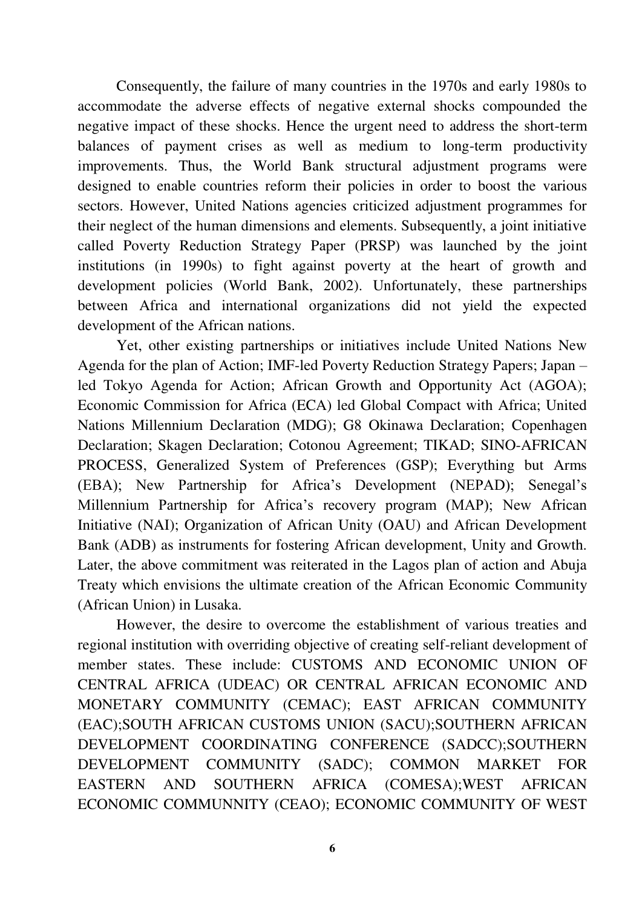Consequently, the failure of many countries in the 1970s and early 1980s to accommodate the adverse effects of negative external shocks compounded the negative impact of these shocks. Hence the urgent need to address the short-term balances of payment crises as well as medium to long-term productivity improvements. Thus, the World Bank structural adjustment programs were designed to enable countries reform their policies in order to boost the various sectors. However, United Nations agencies criticized adjustment programmes for their neglect of the human dimensions and elements. Subsequently, a joint initiative called Poverty Reduction Strategy Paper (PRSP) was launched by the joint institutions (in 1990s) to fight against poverty at the heart of growth and development policies (World Bank, 2002). Unfortunately, these partnerships between Africa and international organizations did not yield the expected development of the African nations.

Yet, other existing partnerships or initiatives include United Nations New Agenda for the plan of Action; IMF-led Poverty Reduction Strategy Papers; Japan – led Tokyo Agenda for Action; African Growth and Opportunity Act (AGOA); Economic Commission for Africa (ECA) led Global Compact with Africa; United Nations Millennium Declaration (MDG); G8 Okinawa Declaration; Copenhagen Declaration; Skagen Declaration; Cotonou Agreement; TIKAD; SINO-AFRICAN PROCESS, Generalized System of Preferences (GSP); Everything but Arms (EBA); New Partnership for Africa's Development (NEPAD); Senegal's Millennium Partnership for Africa's recovery program (MAP); New African Initiative (NAI); Organization of African Unity (OAU) and African Development Bank (ADB) as instruments for fostering African development, Unity and Growth. Later, the above commitment was reiterated in the Lagos plan of action and Abuja Treaty which envisions the ultimate creation of the African Economic Community (African Union) in Lusaka.

However, the desire to overcome the establishment of various treaties and regional institution with overriding objective of creating self-reliant development of member states. These include: CUSTOMS AND ECONOMIC UNION OF CENTRAL AFRICA (UDEAC) OR CENTRAL AFRICAN ECONOMIC AND MONETARY COMMUNITY (CEMAC); EAST AFRICAN COMMUNITY (EAC);SOUTH AFRICAN CUSTOMS UNION (SACU);SOUTHERN AFRICAN DEVELOPMENT COORDINATING CONFERENCE (SADCC);SOUTHERN DEVELOPMENT COMMUNITY (SADC); COMMON MARKET FOR EASTERN AND SOUTHERN AFRICA (COMESA);WEST AFRICAN ECONOMIC COMMUNNITY (CEAO); ECONOMIC COMMUNITY OF WEST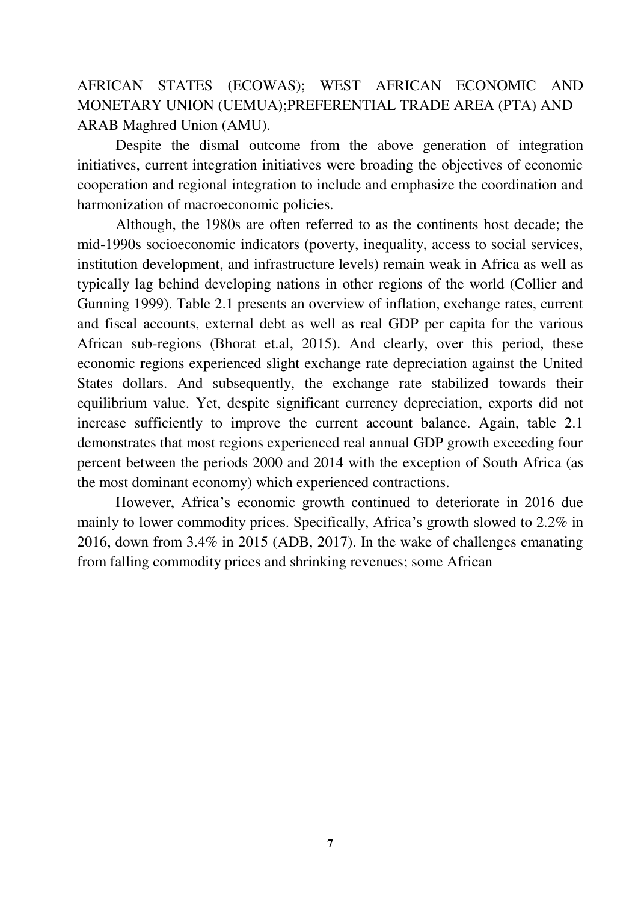AFRICAN STATES (ECOWAS); WEST AFRICAN ECONOMIC AND MONETARY UNION (UEMUA);PREFERENTIAL TRADE AREA (PTA) AND ARAB Maghred Union (AMU).

Despite the dismal outcome from the above generation of integration initiatives, current integration initiatives were broading the objectives of economic cooperation and regional integration to include and emphasize the coordination and harmonization of macroeconomic policies.

Although, the 1980s are often referred to as the continents host decade; the mid-1990s socioeconomic indicators (poverty, inequality, access to social services, institution development, and infrastructure levels) remain weak in Africa as well as typically lag behind developing nations in other regions of the world (Collier and Gunning 1999). Table 2.1 presents an overview of inflation, exchange rates, current and fiscal accounts, external debt as well as real GDP per capita for the various African sub-regions (Bhorat et.al, 2015). And clearly, over this period, these economic regions experienced slight exchange rate depreciation against the United States dollars. And subsequently, the exchange rate stabilized towards their equilibrium value. Yet, despite significant currency depreciation, exports did not increase sufficiently to improve the current account balance. Again, table 2.1 demonstrates that most regions experienced real annual GDP growth exceeding four percent between the periods 2000 and 2014 with the exception of South Africa (as the most dominant economy) which experienced contractions.

However, Africa's economic growth continued to deteriorate in 2016 due mainly to lower commodity prices. Specifically, Africa's growth slowed to 2.2% in 2016, down from 3.4% in 2015 (ADB, 2017). In the wake of challenges emanating from falling commodity prices and shrinking revenues; some African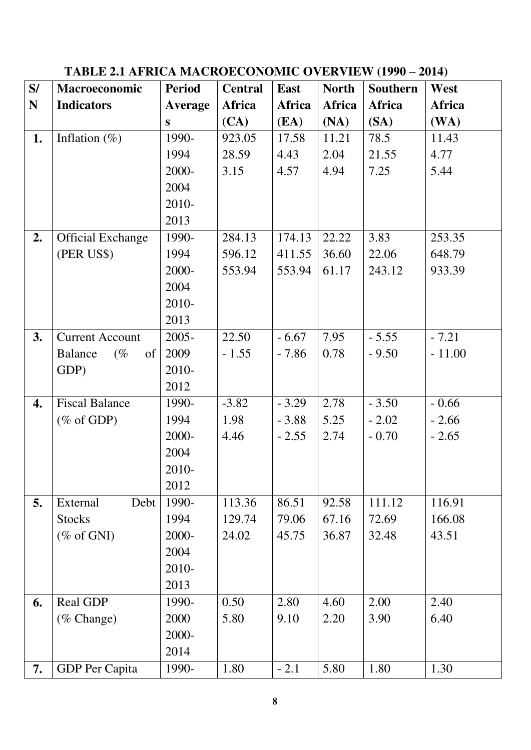**TABLE 2.1 AFRICA MACROECONOMIC OVERVIEW (1990 – 2014)**

| S/N | Macroeconomic Indicators | Period Averages | Central Africa (CA) | East Africa (EA) | North Africa (NA) | Southern Africa (SA) | West Africa (WA) |
|---|---|---|---|---|---|---|---|
| 1. | Inflation (%) | 1990-1994<br>2000-2004<br>2010-2013 | 923.05<br>28.59<br>3.15 | 17.58<br>4.43<br>4.57 | 11.21<br>2.04<br>4.94 | 78.5<br>21.55<br>7.25 | 11.43<br>4.77<br>5.44 |
| 2. | Official Exchange (PER US$) | 1990-1994<br>2000-2004<br>2010-2013 | 284.13<br>596.12<br>553.94 | 174.13<br>411.55<br>553.94 | 22.22<br>36.60<br>61.17 | 3.83<br>22.06<br>243.12 | 253.35<br>648.79<br>933.39 |
| 3. | Current Account Balance (% of GDP) | 2005-2009<br>2010-2012 | 22.50<br>- 1.55 | - 6.67<br>- 7.86 | 7.95<br>0.78 | - 5.55<br>- 9.50 | - 7.21<br>- 11.00 |
| 4. | Fiscal Balance (% of GDP) | 1990-1994<br>2000-2004<br>2010-2012 | -3.82<br>1.98<br>4.46 | - 3.29<br>- 3.88<br>- 2.55 | 2.78<br>5.25<br>2.74 | - 3.50<br>- 2.02<br>- 0.70 | - 0.66<br>- 2.66<br>- 2.65 |
| 5. | External Debt Stocks (% of GNI) | 1990-1994<br>2000-2004<br>2010-2013 | 113.36<br>129.74<br>24.02 | 86.51<br>79.06<br>45.75 | 92.58<br>67.16<br>36.87 | 111.12<br>72.69<br>32.48 | 116.91<br>166.08<br>43.51 |
| 6. | Real GDP (% Change) | 1990-2000<br>2000-2014 | 0.50<br>5.80 | 2.80<br>9.10 | 4.60<br>2.20 | 2.00<br>3.90 | 2.40<br>6.40 |
| 7. | GDP Per Capita | 1990- | 1.80 | - 2.1 | 5.80 | 1.80 | 1.30 |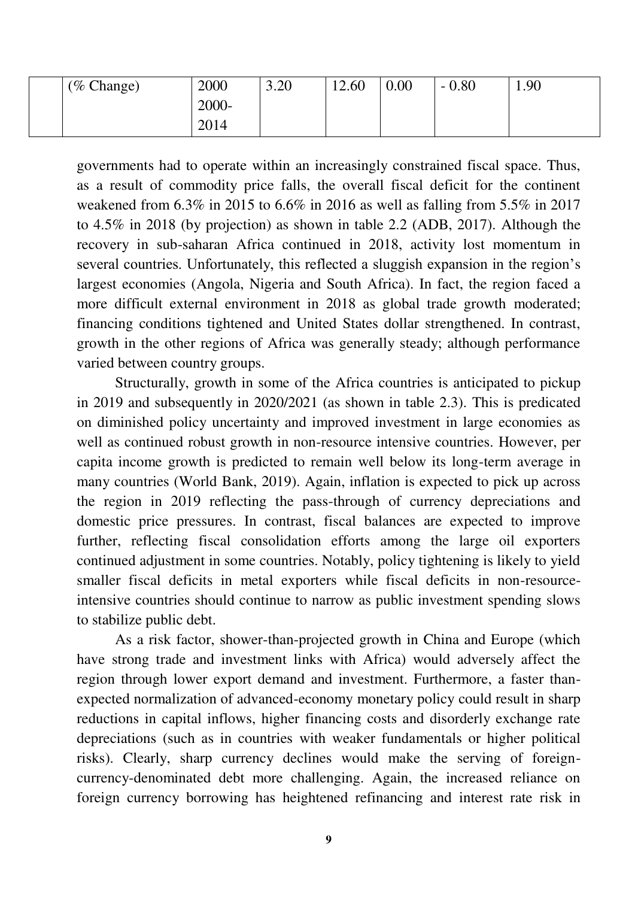|  | (% Change) | 2000<br>2000-<br>2014 | 3.20 | 12.60 | 0.00 | - 0.80 | 1.90 |
|---|---|---|---|---|---|---|---|

governments had to operate within an increasingly constrained fiscal space. Thus, as a result of commodity price falls, the overall fiscal deficit for the continent weakened from 6.3% in 2015 to 6.6% in 2016 as well as falling from 5.5% in 2017 to 4.5% in 2018 (by projection) as shown in table 2.2 (ADB, 2017). Although the recovery in sub-saharan Africa continued in 2018, activity lost momentum in several countries. Unfortunately, this reflected a sluggish expansion in the region's largest economies (Angola, Nigeria and South Africa). In fact, the region faced a more difficult external environment in 2018 as global trade growth moderated; financing conditions tightened and United States dollar strengthened. In contrast, growth in the other regions of Africa was generally steady; although performance varied between country groups.

Structurally, growth in some of the Africa countries is anticipated to pickup in 2019 and subsequently in 2020/2021 (as shown in table 2.3). This is predicated on diminished policy uncertainty and improved investment in large economies as well as continued robust growth in non-resource intensive countries. However, per capita income growth is predicted to remain well below its long-term average in many countries (World Bank, 2019). Again, inflation is expected to pick up across the region in 2019 reflecting the pass-through of currency depreciations and domestic price pressures. In contrast, fiscal balances are expected to improve further, reflecting fiscal consolidation efforts among the large oil exporters continued adjustment in some countries. Notably, policy tightening is likely to yield smaller fiscal deficits in metal exporters while fiscal deficits in non-resource-intensive countries should continue to narrow as public investment spending slows to stabilize public debt.

As a risk factor, shower-than-projected growth in China and Europe (which have strong trade and investment links with Africa) would adversely affect the region through lower export demand and investment. Furthermore, a faster than-expected normalization of advanced-economy monetary policy could result in sharp reductions in capital inflows, higher financing costs and disorderly exchange rate depreciations (such as in countries with weaker fundamentals or higher political risks). Clearly, sharp currency declines would make the serving of foreign-currency-denominated debt more challenging. Again, the increased reliance on foreign currency borrowing has heightened refinancing and interest rate risk in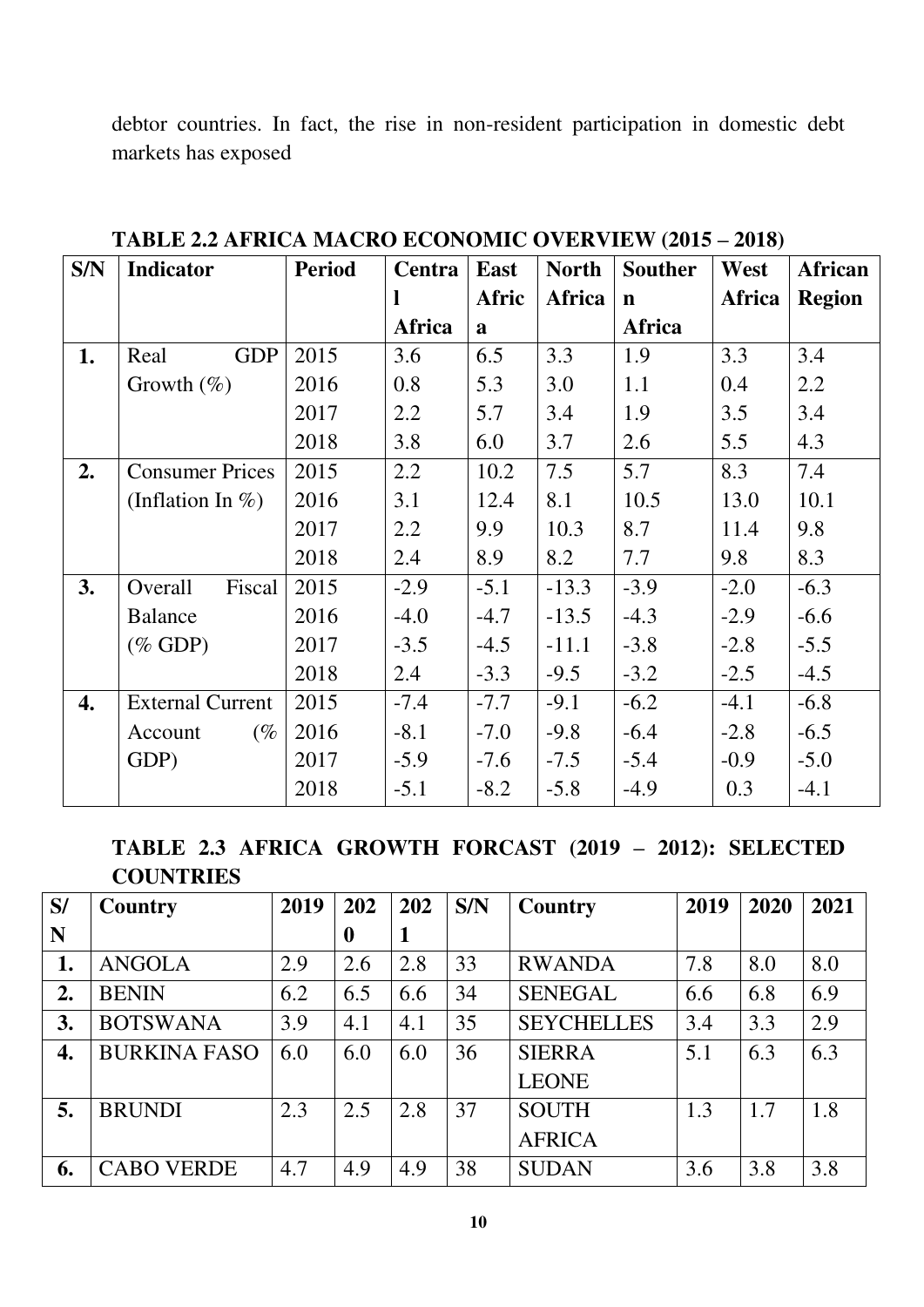debtor countries. In fact, the rise in non-resident participation in domestic debt markets has exposed

**TABLE 2.2 AFRICA MACRO ECONOMIC OVERVIEW (2015 – 2018)**

| S/N | Indicator | Period | Central Africa | East Africa | North Africa | Southern Africa | West Africa | African Region |
|---|---|---|---|---|---|---|---|---|
| **1.** | Real GDP Growth (%) | 2015 | 3.6 | 6.5 | 3.3 | 1.9 | 3.3 | 3.4 |
| | | 2016 | 0.8 | 5.3 | 3.0 | 1.1 | 0.4 | 2.2 |
| | | 2017 | 2.2 | 5.7 | 3.4 | 1.9 | 3.5 | 3.4 |
| | | 2018 | 3.8 | 6.0 | 3.7 | 2.6 | 5.5 | 4.3 |
| **2.** | Consumer Prices (Inflation In %) | 2015 | 2.2 | 10.2 | 7.5 | 5.7 | 8.3 | 7.4 |
| | | 2016 | 3.1 | 12.4 | 8.1 | 10.5 | 13.0 | 10.1 |
| | | 2017 | 2.2 | 9.9 | 10.3 | 8.7 | 11.4 | 9.8 |
| | | 2018 | 2.4 | 8.9 | 8.2 | 7.7 | 9.8 | 8.3 |
| **3.** | Overall Fiscal Balance (% GDP) | 2015 | -2.9 | -5.1 | -13.3 | -3.9 | -2.0 | -6.3 |
| | | 2016 | -4.0 | -4.7 | -13.5 | -4.3 | -2.9 | -6.6 |
| | | 2017 | -3.5 | -4.5 | -11.1 | -3.8 | -2.8 | -5.5 |
| | | 2018 | 2.4 | -3.3 | -9.5 | -3.2 | -2.5 | -4.5 |
| **4.** | External Current Account (% GDP) | 2015 | -7.4 | -7.7 | -9.1 | -6.2 | -4.1 | -6.8 |
| | | 2016 | -8.1 | -7.0 | -9.8 | -6.4 | -2.8 | -6.5 |
| | | 2017 | -5.9 | -7.6 | -7.5 | -5.4 | -0.9 | -5.0 |
| | | 2018 | -5.1 | -8.2 | -5.8 | -4.9 | 0.3 | -4.1 |

**TABLE 2.3 AFRICA GROWTH FORCAST (2019 – 2012): SELECTED COUNTRIES**

| S/N | Country | 2019 | 2020 | 2021 | S/N | Country | 2019 | 2020 | 2021 |
|---|---|---|---|---|---|---|---|---|---|
| **1.** | ANGOLA | 2.9 | 2.6 | 2.8 | 33 | RWANDA | 7.8 | 8.0 | 8.0 |
| **2.** | BENIN | 6.2 | 6.5 | 6.6 | 34 | SENEGAL | 6.6 | 6.8 | 6.9 |
| **3.** | BOTSWANA | 3.9 | 4.1 | 4.1 | 35 | SEYCHELLES | 3.4 | 3.3 | 2.9 |
| **4.** | BURKINA FASO | 6.0 | 6.0 | 6.0 | 36 | SIERRA LEONE | 5.1 | 6.3 | 6.3 |
| **5.** | BRUNDI | 2.3 | 2.5 | 2.8 | 37 | SOUTH AFRICA | 1.3 | 1.7 | 1.8 |
| **6.** | CABO VERDE | 4.7 | 4.9 | 4.9 | 38 | SUDAN | 3.6 | 3.8 | 3.8 |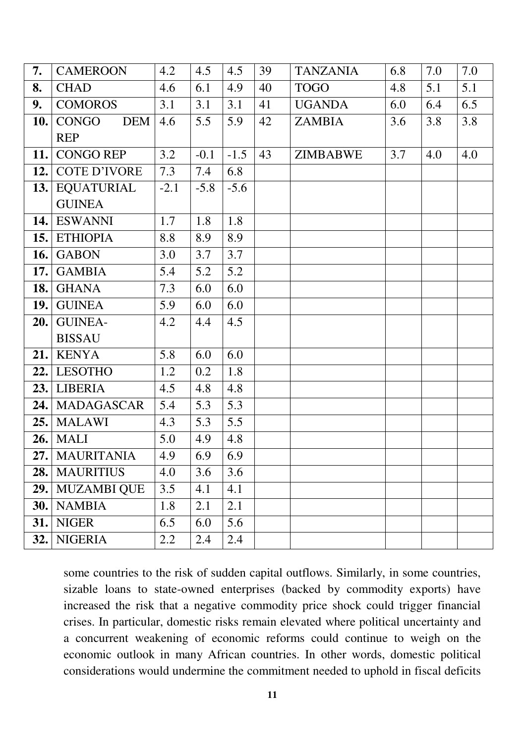| 7. | CAMEROON | 4.2 | 4.5 | 4.5 | 39 | TANZANIA | 6.8 | 7.0 | 7.0 |
|---|---|---|---|---|---|---|---|---|---|
| 8. | CHAD | 4.6 | 6.1 | 4.9 | 40 | TOGO | 4.8 | 5.1 | 5.1 |
| 9. | COMOROS | 3.1 | 3.1 | 3.1 | 41 | UGANDA | 6.0 | 6.4 | 6.5 |
| 10. | CONGO DEM REP | 4.6 | 5.5 | 5.9 | 42 | ZAMBIA | 3.6 | 3.8 | 3.8 |
| 11. | CONGO REP | 3.2 | -0.1 | -1.5 | 43 | ZIMBABWE | 3.7 | 4.0 | 4.0 |
| 12. | COTE D'IVORE | 7.3 | 7.4 | 6.8 | | | | | |
| 13. | EQUATURIAL GUINEA | -2.1 | -5.8 | -5.6 | | | | | |
| 14. | ESWANNI | 1.7 | 1.8 | 1.8 | | | | | |
| 15. | ETHIOPIA | 8.8 | 8.9 | 8.9 | | | | | |
| 16. | GABON | 3.0 | 3.7 | 3.7 | | | | | |
| 17. | GAMBIA | 5.4 | 5.2 | 5.2 | | | | | |
| 18. | GHANA | 7.3 | 6.0 | 6.0 | | | | | |
| 19. | GUINEA | 5.9 | 6.0 | 6.0 | | | | | |
| 20. | GUINEA-BISSAU | 4.2 | 4.4 | 4.5 | | | | | |
| 21. | KENYA | 5.8 | 6.0 | 6.0 | | | | | |
| 22. | LESOTHO | 1.2 | 0.2 | 1.8 | | | | | |
| 23. | LIBERIA | 4.5 | 4.8 | 4.8 | | | | | |
| 24. | MADAGASCAR | 5.4 | 5.3 | 5.3 | | | | | |
| 25. | MALAWI | 4.3 | 5.3 | 5.5 | | | | | |
| 26. | MALI | 5.0 | 4.9 | 4.8 | | | | | |
| 27. | MAURITANIA | 4.9 | 6.9 | 6.9 | | | | | |
| 28. | MAURITIUS | 4.0 | 3.6 | 3.6 | | | | | |
| 29. | MUZAMBI QUE | 3.5 | 4.1 | 4.1 | | | | | |
| 30. | NAMBIA | 1.8 | 2.1 | 2.1 | | | | | |
| 31. | NIGER | 6.5 | 6.0 | 5.6 | | | | | |
| 32. | NIGERIA | 2.2 | 2.4 | 2.4 | | | | | |

some countries to the risk of sudden capital outflows. Similarly, in some countries, sizable loans to state-owned enterprises (backed by commodity exports) have increased the risk that a negative commodity price shock could trigger financial crises. In particular, domestic risks remain elevated where political uncertainty and a concurrent weakening of economic reforms could continue to weigh on the economic outlook in many African countries. In other words, domestic political considerations would undermine the commitment needed to uphold in fiscal deficits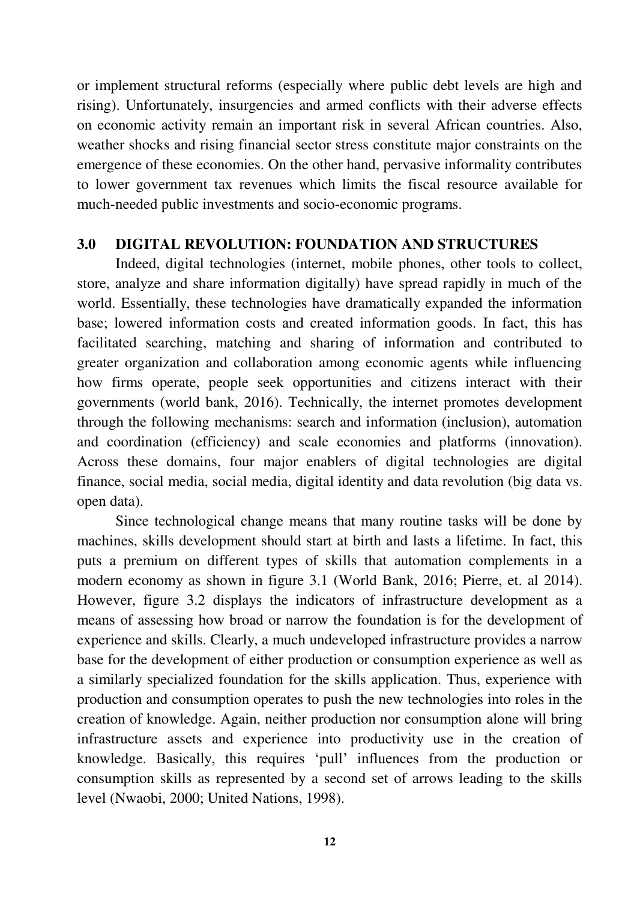or implement structural reforms (especially where public debt levels are high and rising). Unfortunately, insurgencies and armed conflicts with their adverse effects on economic activity remain an important risk in several African countries. Also, weather shocks and rising financial sector stress constitute major constraints on the emergence of these economies. On the other hand, pervasive informality contributes to lower government tax revenues which limits the fiscal resource available for much-needed public investments and socio-economic programs.

## 3.0 DIGITAL REVOLUTION: FOUNDATION AND STRUCTURES

Indeed, digital technologies (internet, mobile phones, other tools to collect, store, analyze and share information digitally) have spread rapidly in much of the world. Essentially, these technologies have dramatically expanded the information base; lowered information costs and created information goods. In fact, this has facilitated searching, matching and sharing of information and contributed to greater organization and collaboration among economic agents while influencing how firms operate, people seek opportunities and citizens interact with their governments (world bank, 2016). Technically, the internet promotes development through the following mechanisms: search and information (inclusion), automation and coordination (efficiency) and scale economies and platforms (innovation). Across these domains, four major enablers of digital technologies are digital finance, social media, social media, digital identity and data revolution (big data vs. open data).

Since technological change means that many routine tasks will be done by machines, skills development should start at birth and lasts a lifetime. In fact, this puts a premium on different types of skills that automation complements in a modern economy as shown in figure 3.1 (World Bank, 2016; Pierre, et. al 2014). However, figure 3.2 displays the indicators of infrastructure development as a means of assessing how broad or narrow the foundation is for the development of experience and skills. Clearly, a much undeveloped infrastructure provides a narrow base for the development of either production or consumption experience as well as a similarly specialized foundation for the skills application. Thus, experience with production and consumption operates to push the new technologies into roles in the creation of knowledge. Again, neither production nor consumption alone will bring infrastructure assets and experience into productivity use in the creation of knowledge. Basically, this requires 'pull' influences from the production or consumption skills as represented by a second set of arrows leading to the skills level (Nwaobi, 2000; United Nations, 1998).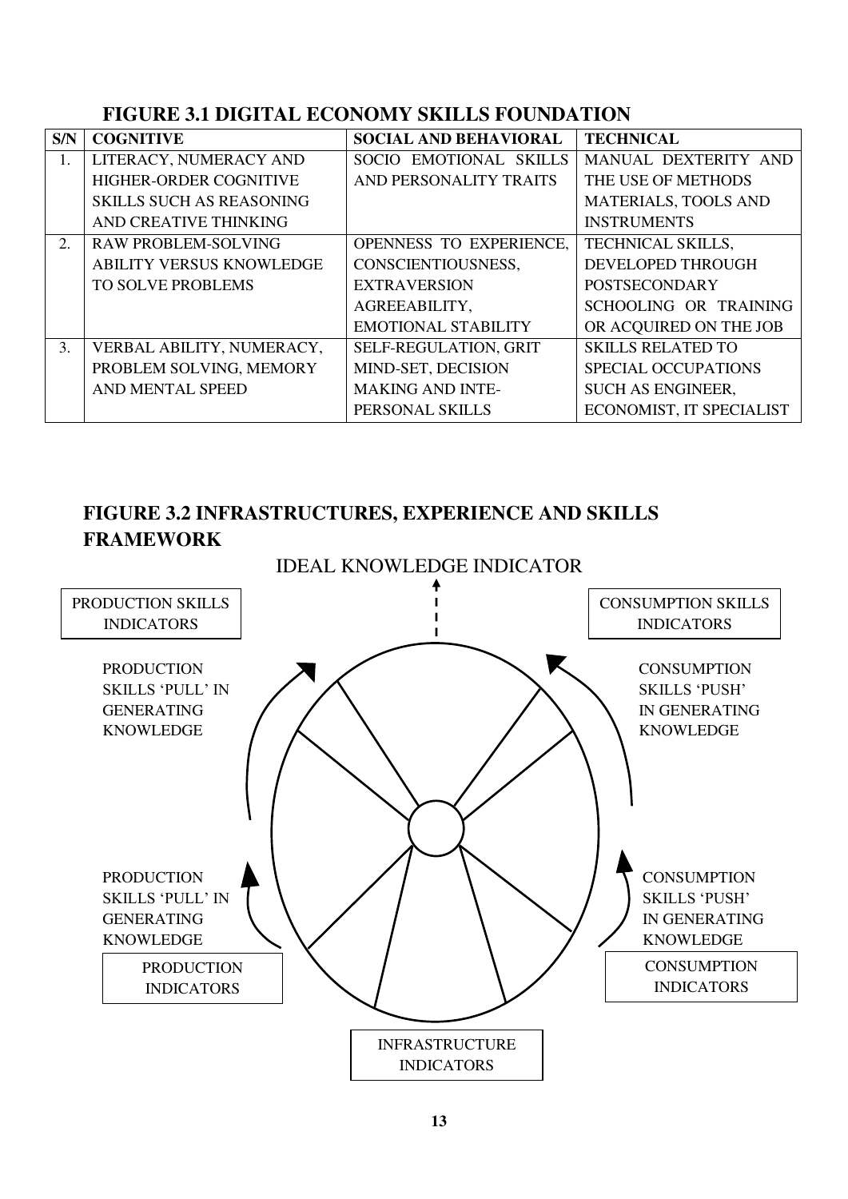## FIGURE 3.1 DIGITAL ECONOMY SKILLS FOUNDATION

| S/N | COGNITIVE | SOCIAL AND BEHAVIORAL | TECHNICAL |
|---|---|---|---|
| 1. | LITERACY, NUMERACY AND HIGHER-ORDER COGNITIVE SKILLS SUCH AS REASONING AND CREATIVE THINKING | SOCIO EMOTIONAL SKILLS AND PERSONALITY TRAITS | MANUAL DEXTERITY AND THE USE OF METHODS MATERIALS, TOOLS AND INSTRUMENTS |
| 2. | RAW PROBLEM-SOLVING ABILITY VERSUS KNOWLEDGE TO SOLVE PROBLEMS | OPENNESS TO EXPERIENCE, CONSCIENTIOUSNESS, EXTRAVERSION AGREEABILITY, EMOTIONAL STABILITY | TECHNICAL SKILLS, DEVELOPED THROUGH POSTSECONDARY SCHOOLING OR TRAINING OR ACQUIRED ON THE JOB |
| 3. | VERBAL ABILITY, NUMERACY, PROBLEM SOLVING, MEMORY AND MENTAL SPEED | SELF-REGULATION, GRIT MIND-SET, DECISION MAKING AND INTE-PERSONAL SKILLS | SKILLS RELATED TO SPECIAL OCCUPATIONS SUCH AS ENGINEER, ECONOMIST, IT SPECIALIST |

## FIGURE 3.2 INFRASTRUCTURES, EXPERIENCE AND SKILLS FRAMEWORK

IDEAL KNOWLEDGE INDICATOR

PRODUCTION SKILLS INDICATORS

CONSUMPTION SKILLS INDICATORS

PRODUCTION SKILLS 'PULL' IN GENERATING KNOWLEDGE

CONSUMPTION SKILLS 'PUSH' IN GENERATING KNOWLEDGE

PRODUCTION SKILLS 'PULL' IN GENERATING KNOWLEDGE

CONSUMPTION SKILLS 'PUSH' IN GENERATING KNOWLEDGE

PRODUCTION INDICATORS

CONSUMPTION INDICATORS

INFRASTRUCTURE INDICATORS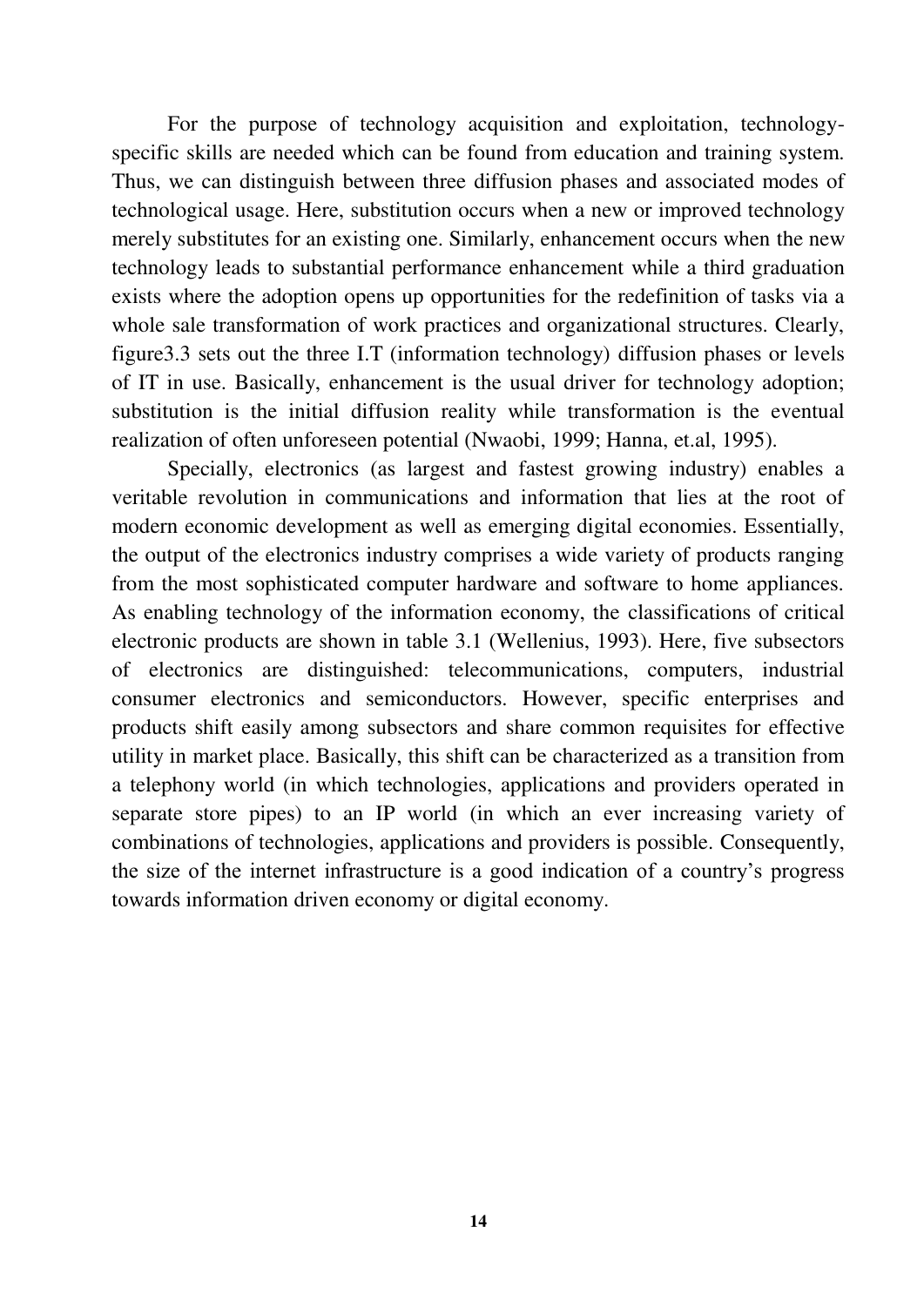For the purpose of technology acquisition and exploitation, technology-specific skills are needed which can be found from education and training system. Thus, we can distinguish between three diffusion phases and associated modes of technological usage. Here, substitution occurs when a new or improved technology merely substitutes for an existing one. Similarly, enhancement occurs when the new technology leads to substantial performance enhancement while a third graduation exists where the adoption opens up opportunities for the redefinition of tasks via a whole sale transformation of work practices and organizational structures. Clearly, figure3.3 sets out the three I.T (information technology) diffusion phases or levels of IT in use. Basically, enhancement is the usual driver for technology adoption; substitution is the initial diffusion reality while transformation is the eventual realization of often unforeseen potential (Nwaobi, 1999; Hanna, et.al, 1995).

Specially, electronics (as largest and fastest growing industry) enables a veritable revolution in communications and information that lies at the root of modern economic development as well as emerging digital economies. Essentially, the output of the electronics industry comprises a wide variety of products ranging from the most sophisticated computer hardware and software to home appliances. As enabling technology of the information economy, the classifications of critical electronic products are shown in table 3.1 (Wellenius, 1993). Here, five subsectors of electronics are distinguished: telecommunications, computers, industrial consumer electronics and semiconductors. However, specific enterprises and products shift easily among subsectors and share common requisites for effective utility in market place. Basically, this shift can be characterized as a transition from a telephony world (in which technologies, applications and providers operated in separate store pipes) to an IP world (in which an ever increasing variety of combinations of technologies, applications and providers is possible. Consequently, the size of the internet infrastructure is a good indication of a country's progress towards information driven economy or digital economy.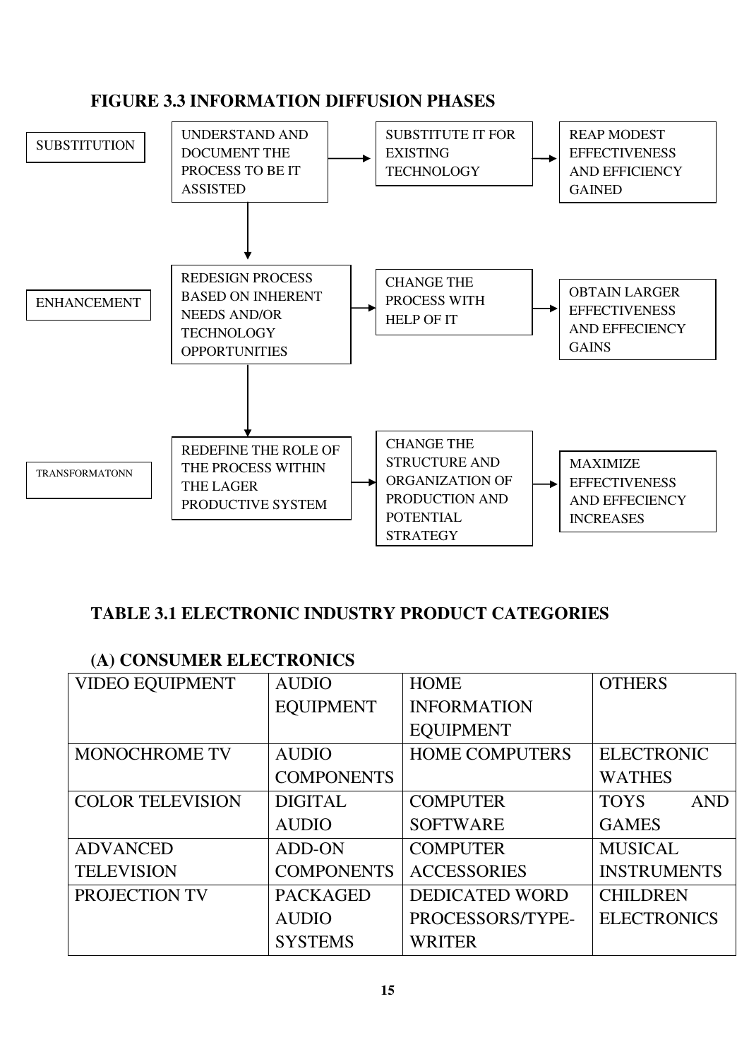**FIGURE 3.3 INFORMATION DIFFUSION PHASES**

| | | | |
|---|---|---|---|
| SUBSTITUTION | UNDERSTAND AND DOCUMENT THE PROCESS TO BE IT ASSISTED → | SUBSTITUTE IT FOR EXISTING TECHNOLOGY → | REAP MODEST EFFECTIVENESS AND EFFICIENCY GAINED |
| ENHANCEMENT | REDESIGN PROCESS BASED ON INHERENT NEEDS AND/OR TECHNOLOGY OPPORTUNITIES → | CHANGE THE PROCESS WITH HELP OF IT → | OBTAIN LARGER EFFECTIVENESS AND EFFECIENCY GAINS |
| TRANSFORMATONN | REDEFINE THE ROLE OF THE PROCESS WITHIN THE LAGER PRODUCTIVE SYSTEM → | CHANGE THE STRUCTURE AND ORGANIZATION OF PRODUCTION AND POTENTIAL STRATEGY → | MAXIMIZE EFFECTIVENESS AND EFFECIENCY INCREASES |

**TABLE 3.1 ELECTRONIC INDUSTRY PRODUCT CATEGORIES**

**(A) CONSUMER ELECTRONICS**

| VIDEO EQUIPMENT | AUDIO EQUIPMENT | HOME INFORMATION EQUIPMENT | OTHERS |
|---|---|---|---|
| MONOCHROME TV | AUDIO COMPONENTS | HOME COMPUTERS | ELECTRONIC WATHES |
| COLOR TELEVISION | DIGITAL AUDIO | COMPUTER SOFTWARE | TOYS AND GAMES |
| ADVANCED TELEVISION | ADD-ON COMPONENTS | COMPUTER ACCESSORIES | MUSICAL INSTRUMENTS |
| PROJECTION TV | PACKAGED AUDIO SYSTEMS | DEDICATED WORD PROCESSORS/TYPE-WRITER | CHILDREN ELECTRONICS |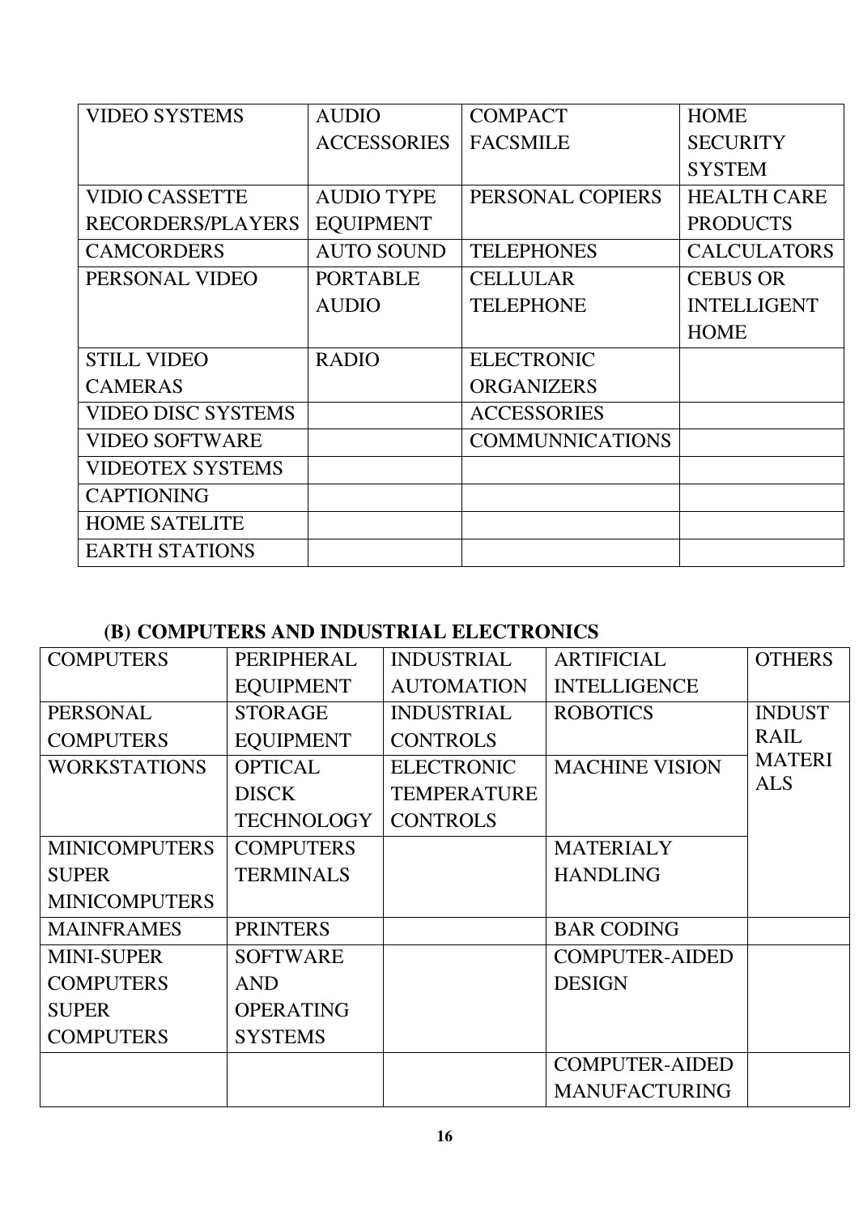| VIDEO SYSTEMS | AUDIO ACCESSORIES | COMPACT FACSMILE | HOME SECURITY SYSTEM |
|---|---|---|---|
| VIDIO CASSETTE RECORDERS/PLAYERS | AUDIO TYPE EQUIPMENT | PERSONAL COPIERS | HEALTH CARE PRODUCTS |
| CAMCORDERS | AUTO SOUND | TELEPHONES | CALCULATORS |
| PERSONAL VIDEO | PORTABLE AUDIO | CELLULAR TELEPHONE | CEBUS OR INTELLIGENT HOME |
| STILL VIDEO CAMERAS | RADIO | ELECTRONIC ORGANIZERS | |
| VIDEO DISC SYSTEMS | | ACCESSORIES | |
| VIDEO SOFTWARE | | COMMUNNICATIONS | |
| VIDEOTEX SYSTEMS | | | |
| CAPTIONING | | | |
| HOME SATELITE | | | |
| EARTH STATIONS | | | |

### (B) COMPUTERS AND INDUSTRIAL ELECTRONICS

| COMPUTERS | PERIPHERAL EQUIPMENT | INDUSTRIAL AUTOMATION | ARTIFICIAL INTELLIGENCE | OTHERS |
|---|---|---|---|---|
| PERSONAL COMPUTERS | STORAGE EQUIPMENT | INDUSTRIAL CONTROLS | ROBOTICS | INDUSTRAIL MATERIALS |
| WORKSTATIONS | OPTICAL DISCK TECHNOLOGY | ELECTRONIC TEMPERATURE CONTROLS | MACHINE VISION | |
| MINICOMPUTERS SUPER MINICOMPUTERS | COMPUTERS TERMINALS | | MATERIALY HANDLING | |
| MAINFRAMES | PRINTERS | | BAR CODING | |
| MINI-SUPER COMPUTERS SUPER COMPUTERS | SOFTWARE AND OPERATING SYSTEMS | | COMPUTER-AIDED DESIGN | |
| | | | COMPUTER-AIDED MANUFACTURING | |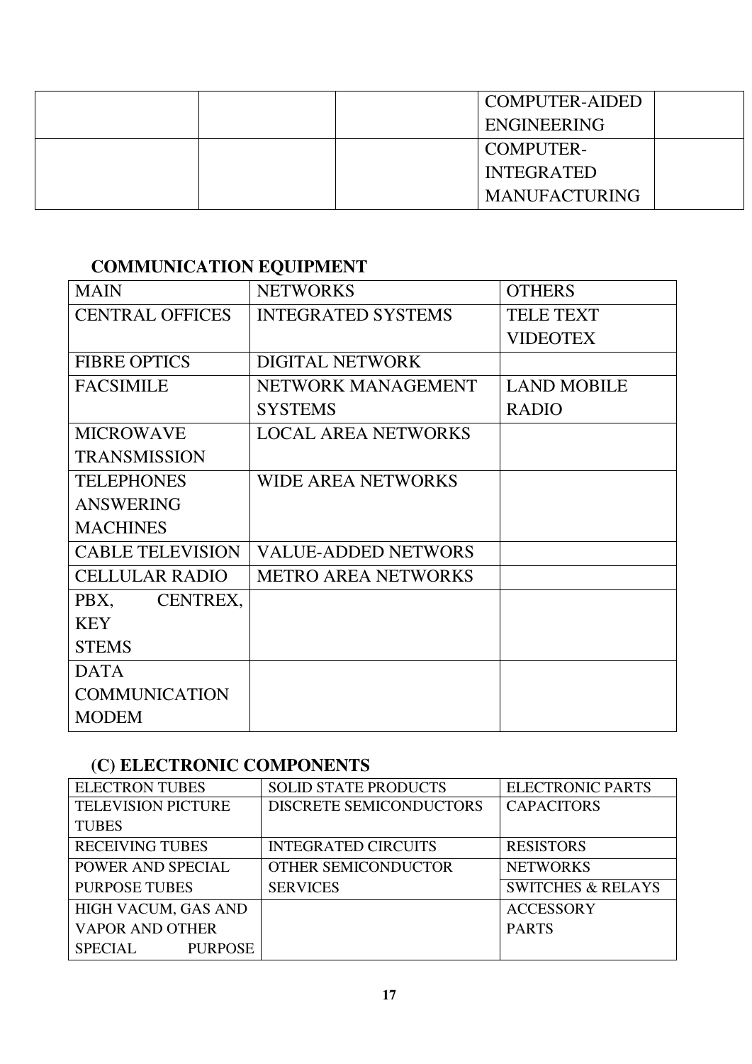| | | | COMPUTER-AIDED ENGINEERING | |
|---|---|---|---|---|
| | | | COMPUTER-INTEGRATED MANUFACTURING | |

**COMMUNICATION EQUIPMENT**

| MAIN | NETWORKS | OTHERS |
|---|---|---|
| CENTRAL OFFICES | INTEGRATED SYSTEMS | TELE TEXT VIDEOTEX |
| FIBRE OPTICS | DIGITAL NETWORK | |
| FACSIMILE | NETWORK MANAGEMENT SYSTEMS | LAND MOBILE RADIO |
| MICROWAVE TRANSMISSION | LOCAL AREA NETWORKS | |
| TELEPHONES ANSWERING MACHINES | WIDE AREA NETWORKS | |
| CABLE TELEVISION | VALUE-ADDED NETWORS | |
| CELLULAR RADIO | METRO AREA NETWORKS | |
| PBX, CENTREX, KEY STEMS | | |
| DATA COMMUNICATION MODEM | | |

**(C) ELECTRONIC COMPONENTS**

| ELECTRON TUBES | SOLID STATE PRODUCTS | ELECTRONIC PARTS |
|---|---|---|
| TELEVISION PICTURE TUBES | DISCRETE SEMICONDUCTORS | CAPACITORS |
| RECEIVING TUBES | INTEGRATED CIRCUITS | RESISTORS |
| POWER AND SPECIAL PURPOSE TUBES | OTHER SEMICONDUCTOR SERVICES | NETWORKS |
| | | SWITCHES & RELAYS |
| HIGH VACUM, GAS AND VAPOR AND OTHER SPECIAL PURPOSE | | ACCESSORY PARTS |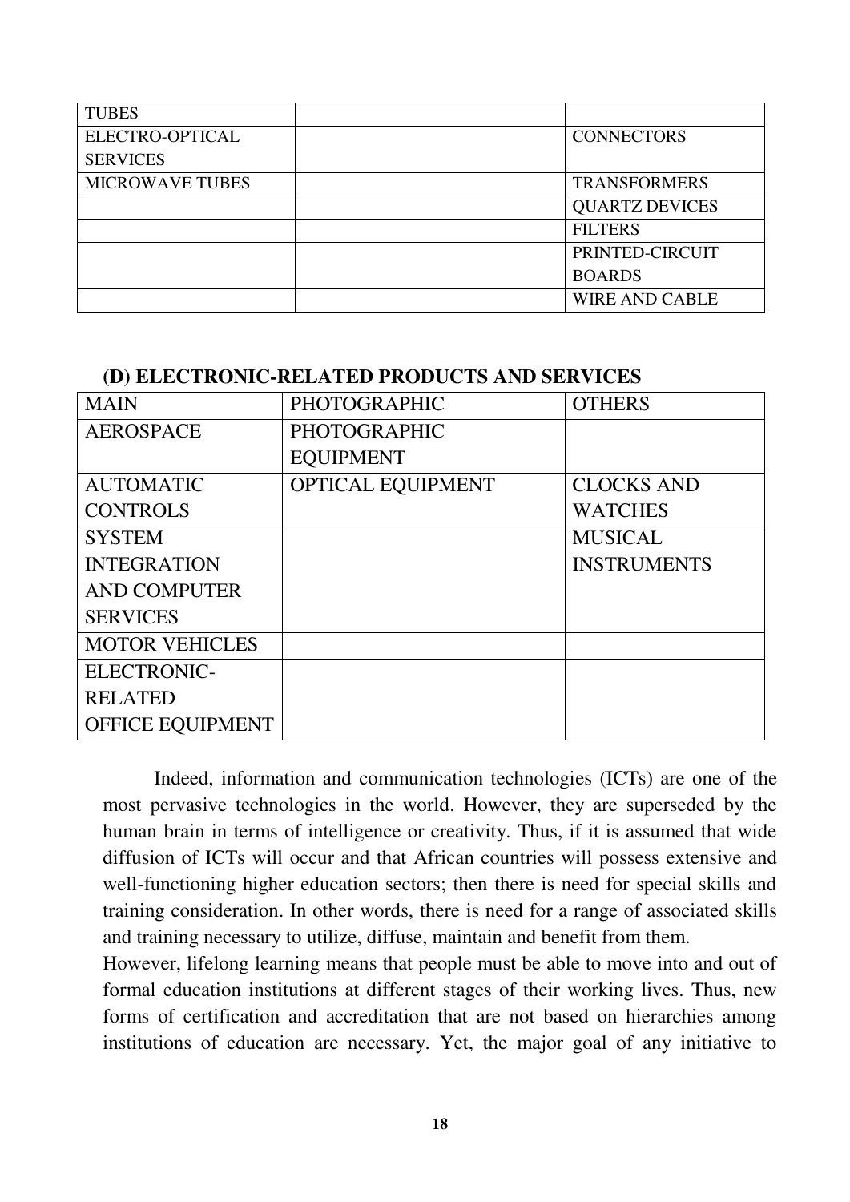| TUBES | | |
|---|---|---|
| ELECTRO-OPTICAL SERVICES | | CONNECTORS |
| MICROWAVE TUBES | | TRANSFORMERS |
| | | QUARTZ DEVICES |
| | | FILTERS |
| | | PRINTED-CIRCUIT BOARDS |
| | | WIRE AND CABLE |

**(D) ELECTRONIC-RELATED PRODUCTS AND SERVICES**

| MAIN | PHOTOGRAPHIC | OTHERS |
|---|---|---|
| AEROSPACE | PHOTOGRAPHIC EQUIPMENT | |
| AUTOMATIC CONTROLS | OPTICAL EQUIPMENT | CLOCKS AND WATCHES |
| SYSTEM INTEGRATION AND COMPUTER SERVICES | | MUSICAL INSTRUMENTS |
| MOTOR VEHICLES | | |
| ELECTRONIC-RELATED OFFICE EQUIPMENT | | |

Indeed, information and communication technologies (ICTs) are one of the most pervasive technologies in the world. However, they are superseded by the human brain in terms of intelligence or creativity. Thus, if it is assumed that wide diffusion of ICTs will occur and that African countries will possess extensive and well-functioning higher education sectors; then there is need for special skills and training consideration. In other words, there is need for a range of associated skills and training necessary to utilize, diffuse, maintain and benefit from them.

However, lifelong learning means that people must be able to move into and out of formal education institutions at different stages of their working lives. Thus, new forms of certification and accreditation that are not based on hierarchies among institutions of education are necessary. Yet, the major goal of any initiative to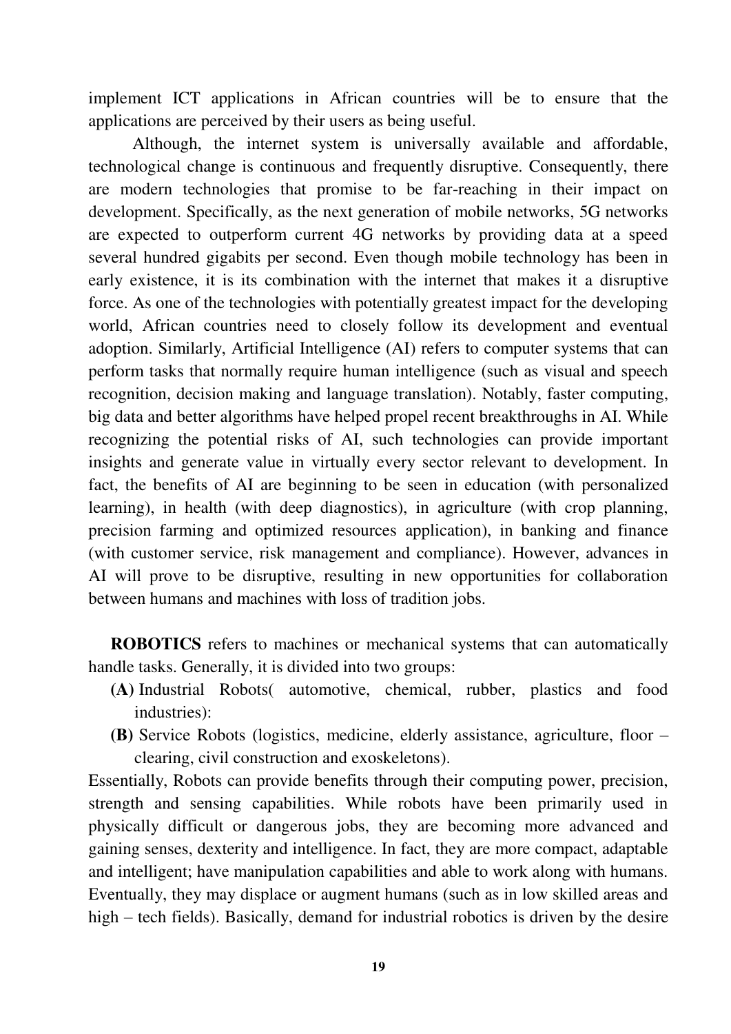implement ICT applications in African countries will be to ensure that the applications are perceived by their users as being useful.

Although, the internet system is universally available and affordable, technological change is continuous and frequently disruptive. Consequently, there are modern technologies that promise to be far-reaching in their impact on development. Specifically, as the next generation of mobile networks, 5G networks are expected to outperform current 4G networks by providing data at a speed several hundred gigabits per second. Even though mobile technology has been in early existence, it is its combination with the internet that makes it a disruptive force. As one of the technologies with potentially greatest impact for the developing world, African countries need to closely follow its development and eventual adoption. Similarly, Artificial Intelligence (AI) refers to computer systems that can perform tasks that normally require human intelligence (such as visual and speech recognition, decision making and language translation). Notably, faster computing, big data and better algorithms have helped propel recent breakthroughs in AI. While recognizing the potential risks of AI, such technologies can provide important insights and generate value in virtually every sector relevant to development. In fact, the benefits of AI are beginning to be seen in education (with personalized learning), in health (with deep diagnostics), in agriculture (with crop planning, precision farming and optimized resources application), in banking and finance (with customer service, risk management and compliance). However, advances in AI will prove to be disruptive, resulting in new opportunities for collaboration between humans and machines with loss of tradition jobs.

**ROBOTICS** refers to machines or mechanical systems that can automatically handle tasks. Generally, it is divided into two groups:

- **(A)** Industrial Robots( automotive, chemical, rubber, plastics and food industries):
- **(B)** Service Robots (logistics, medicine, elderly assistance, agriculture, floor – clearing, civil construction and exoskeletons).

Essentially, Robots can provide benefits through their computing power, precision, strength and sensing capabilities. While robots have been primarily used in physically difficult or dangerous jobs, they are becoming more advanced and gaining senses, dexterity and intelligence. In fact, they are more compact, adaptable and intelligent; have manipulation capabilities and able to work along with humans. Eventually, they may displace or augment humans (such as in low skilled areas and high – tech fields). Basically, demand for industrial robotics is driven by the desire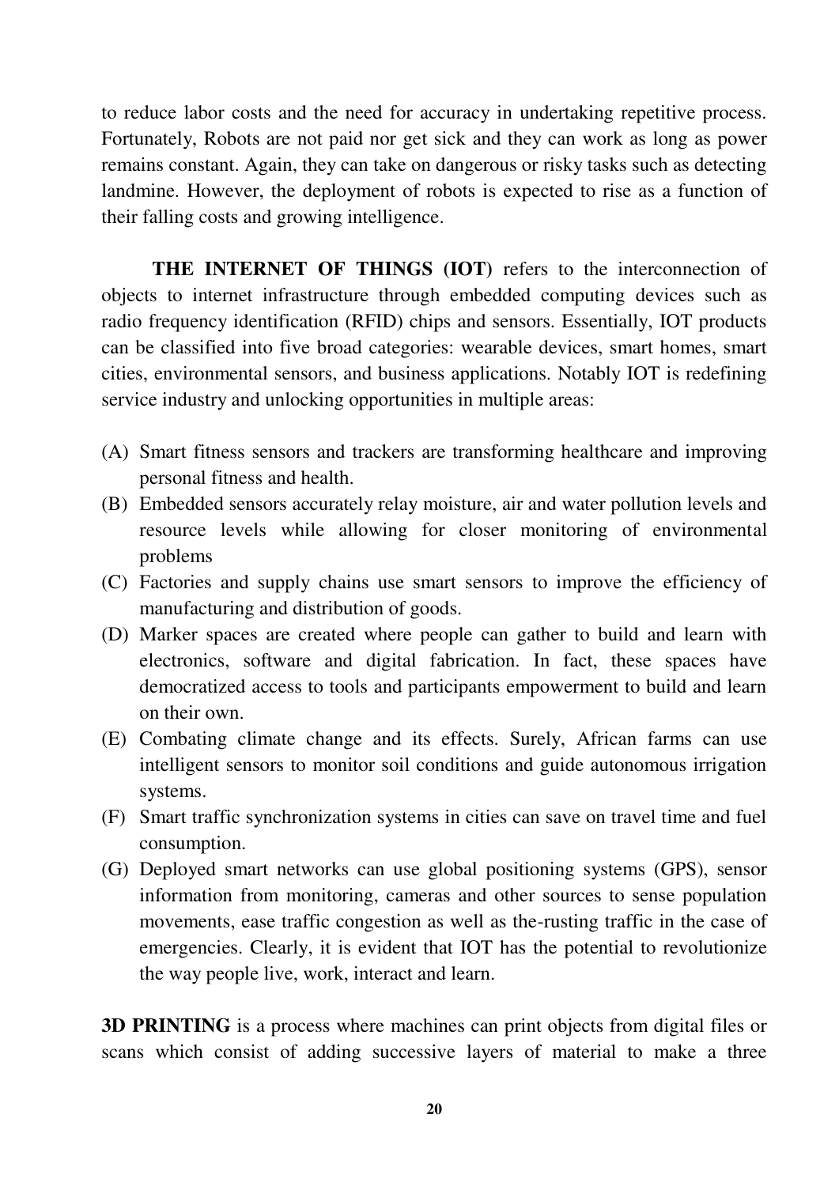to reduce labor costs and the need for accuracy in undertaking repetitive process. Fortunately, Robots are not paid nor get sick and they can work as long as power remains constant. Again, they can take on dangerous or risky tasks such as detecting landmine. However, the deployment of robots is expected to rise as a function of their falling costs and growing intelligence.

**THE INTERNET OF THINGS (IOT)** refers to the interconnection of objects to internet infrastructure through embedded computing devices such as radio frequency identification (RFID) chips and sensors. Essentially, IOT products can be classified into five broad categories: wearable devices, smart homes, smart cities, environmental sensors, and business applications. Notably IOT is redefining service industry and unlocking opportunities in multiple areas:

(A) Smart fitness sensors and trackers are transforming healthcare and improving personal fitness and health.
(B) Embedded sensors accurately relay moisture, air and water pollution levels and resource levels while allowing for closer monitoring of environmental problems
(C) Factories and supply chains use smart sensors to improve the efficiency of manufacturing and distribution of goods.
(D) Marker spaces are created where people can gather to build and learn with electronics, software and digital fabrication. In fact, these spaces have democratized access to tools and participants empowerment to build and learn on their own.
(E) Combating climate change and its effects. Surely, African farms can use intelligent sensors to monitor soil conditions and guide autonomous irrigation systems.
(F) Smart traffic synchronization systems in cities can save on travel time and fuel consumption.
(G) Deployed smart networks can use global positioning systems (GPS), sensor information from monitoring, cameras and other sources to sense population movements, ease traffic congestion as well as the-rusting traffic in the case of emergencies. Clearly, it is evident that IOT has the potential to revolutionize the way people live, work, interact and learn.

**3D PRINTING** is a process where machines can print objects from digital files or scans which consist of adding successive layers of material to make a three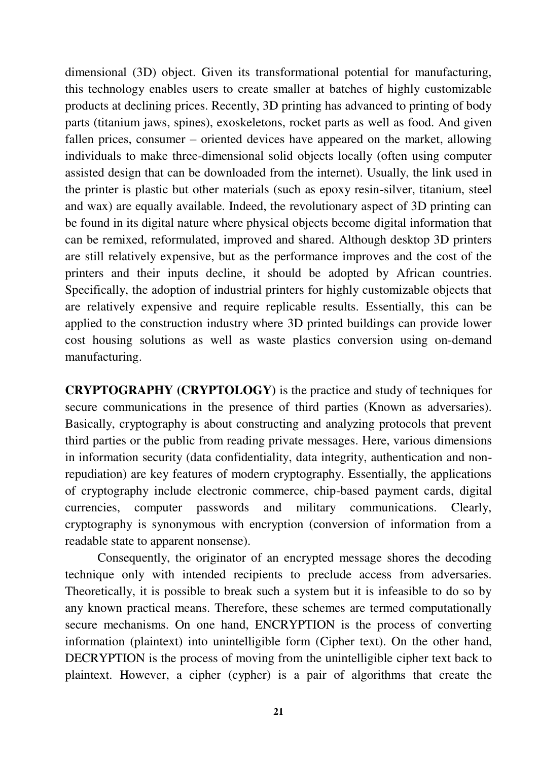dimensional (3D) object. Given its transformational potential for manufacturing, this technology enables users to create smaller at batches of highly customizable products at declining prices. Recently, 3D printing has advanced to printing of body parts (titanium jaws, spines), exoskeletons, rocket parts as well as food. And given fallen prices, consumer – oriented devices have appeared on the market, allowing individuals to make three-dimensional solid objects locally (often using computer assisted design that can be downloaded from the internet). Usually, the link used in the printer is plastic but other materials (such as epoxy resin-silver, titanium, steel and wax) are equally available. Indeed, the revolutionary aspect of 3D printing can be found in its digital nature where physical objects become digital information that can be remixed, reformulated, improved and shared. Although desktop 3D printers are still relatively expensive, but as the performance improves and the cost of the printers and their inputs decline, it should be adopted by African countries. Specifically, the adoption of industrial printers for highly customizable objects that are relatively expensive and require replicable results. Essentially, this can be applied to the construction industry where 3D printed buildings can provide lower cost housing solutions as well as waste plastics conversion using on-demand manufacturing.

**CRYPTOGRAPHY (CRYPTOLOGY)** is the practice and study of techniques for secure communications in the presence of third parties (Known as adversaries). Basically, cryptography is about constructing and analyzing protocols that prevent third parties or the public from reading private messages. Here, various dimensions in information security (data confidentiality, data integrity, authentication and non-repudiation) are key features of modern cryptography. Essentially, the applications of cryptography include electronic commerce, chip-based payment cards, digital currencies, computer passwords and military communications. Clearly, cryptography is synonymous with encryption (conversion of information from a readable state to apparent nonsense).

Consequently, the originator of an encrypted message shores the decoding technique only with intended recipients to preclude access from adversaries. Theoretically, it is possible to break such a system but it is infeasible to do so by any known practical means. Therefore, these schemes are termed computationally secure mechanisms. On one hand, ENCRYPTION is the process of converting information (plaintext) into unintelligible form (Cipher text). On the other hand, DECRYPTION is the process of moving from the unintelligible cipher text back to plaintext. However, a cipher (cypher) is a pair of algorithms that create the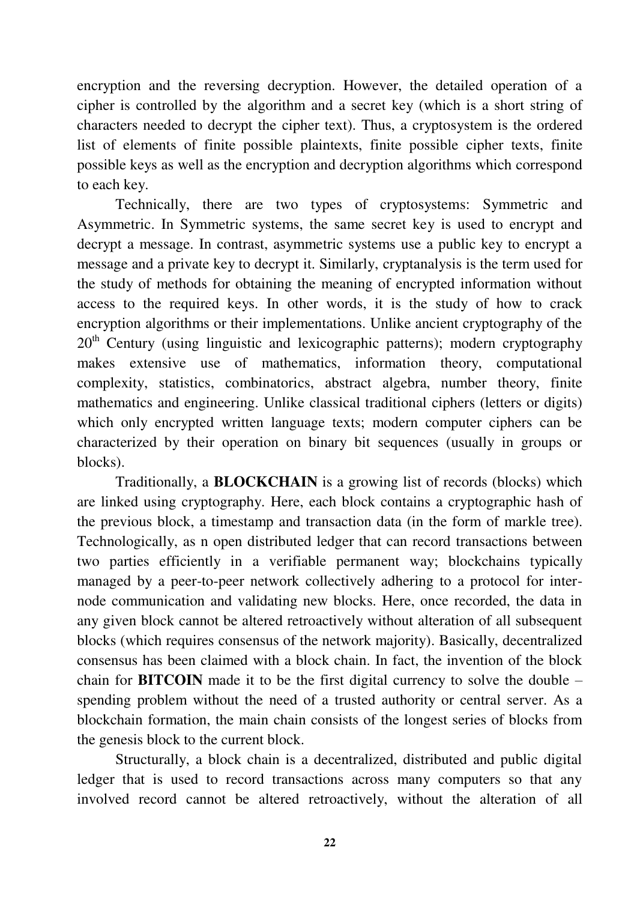encryption and the reversing decryption. However, the detailed operation of a cipher is controlled by the algorithm and a secret key (which is a short string of characters needed to decrypt the cipher text). Thus, a cryptosystem is the ordered list of elements of finite possible plaintexts, finite possible cipher texts, finite possible keys as well as the encryption and decryption algorithms which correspond to each key.

Technically, there are two types of cryptosystems: Symmetric and Asymmetric. In Symmetric systems, the same secret key is used to encrypt and decrypt a message. In contrast, asymmetric systems use a public key to encrypt a message and a private key to decrypt it. Similarly, cryptanalysis is the term used for the study of methods for obtaining the meaning of encrypted information without access to the required keys. In other words, it is the study of how to crack encryption algorithms or their implementations. Unlike ancient cryptography of the 20th Century (using linguistic and lexicographic patterns); modern cryptography makes extensive use of mathematics, information theory, computational complexity, statistics, combinatorics, abstract algebra, number theory, finite mathematics and engineering. Unlike classical traditional ciphers (letters or digits) which only encrypted written language texts; modern computer ciphers can be characterized by their operation on binary bit sequences (usually in groups or blocks).

Traditionally, a **BLOCKCHAIN** is a growing list of records (blocks) which are linked using cryptography. Here, each block contains a cryptographic hash of the previous block, a timestamp and transaction data (in the form of markle tree). Technologically, as n open distributed ledger that can record transactions between two parties efficiently in a verifiable permanent way; blockchains typically managed by a peer-to-peer network collectively adhering to a protocol for inter-node communication and validating new blocks. Here, once recorded, the data in any given block cannot be altered retroactively without alteration of all subsequent blocks (which requires consensus of the network majority). Basically, decentralized consensus has been claimed with a block chain. In fact, the invention of the block chain for **BITCOIN** made it to be the first digital currency to solve the double – spending problem without the need of a trusted authority or central server. As a blockchain formation, the main chain consists of the longest series of blocks from the genesis block to the current block.

Structurally, a block chain is a decentralized, distributed and public digital ledger that is used to record transactions across many computers so that any involved record cannot be altered retroactively, without the alteration of all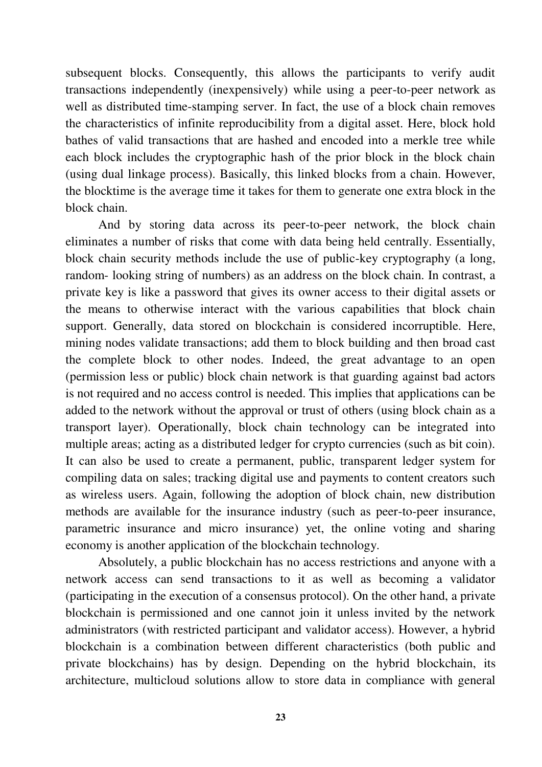subsequent blocks. Consequently, this allows the participants to verify audit transactions independently (inexpensively) while using a peer-to-peer network as well as distributed time-stamping server. In fact, the use of a block chain removes the characteristics of infinite reproducibility from a digital asset. Here, block hold bathes of valid transactions that are hashed and encoded into a merkle tree while each block includes the cryptographic hash of the prior block in the block chain (using dual linkage process). Basically, this linked blocks from a chain. However, the blocktime is the average time it takes for them to generate one extra block in the block chain.

And by storing data across its peer-to-peer network, the block chain eliminates a number of risks that come with data being held centrally. Essentially, block chain security methods include the use of public-key cryptography (a long, random- looking string of numbers) as an address on the block chain. In contrast, a private key is like a password that gives its owner access to their digital assets or the means to otherwise interact with the various capabilities that block chain support. Generally, data stored on blockchain is considered incorruptible. Here, mining nodes validate transactions; add them to block building and then broad cast the complete block to other nodes. Indeed, the great advantage to an open (permission less or public) block chain network is that guarding against bad actors is not required and no access control is needed. This implies that applications can be added to the network without the approval or trust of others (using block chain as a transport layer). Operationally, block chain technology can be integrated into multiple areas; acting as a distributed ledger for crypto currencies (such as bit coin). It can also be used to create a permanent, public, transparent ledger system for compiling data on sales; tracking digital use and payments to content creators such as wireless users. Again, following the adoption of block chain, new distribution methods are available for the insurance industry (such as peer-to-peer insurance, parametric insurance and micro insurance) yet, the online voting and sharing economy is another application of the blockchain technology.

Absolutely, a public blockchain has no access restrictions and anyone with a network access can send transactions to it as well as becoming a validator (participating in the execution of a consensus protocol). On the other hand, a private blockchain is permissioned and one cannot join it unless invited by the network administrators (with restricted participant and validator access). However, a hybrid blockchain is a combination between different characteristics (both public and private blockchains) has by design. Depending on the hybrid blockchain, its architecture, multicloud solutions allow to store data in compliance with general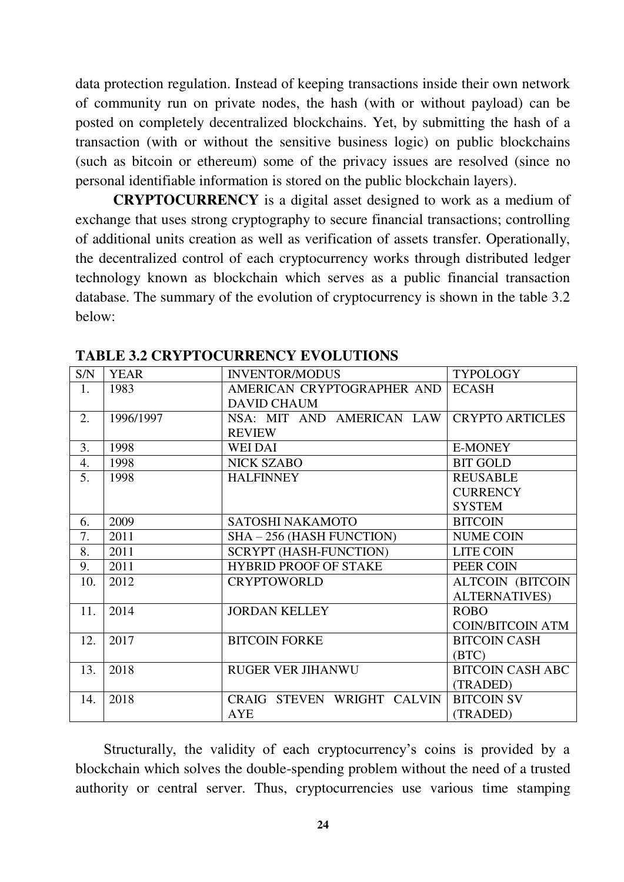data protection regulation. Instead of keeping transactions inside their own network of community run on private nodes, the hash (with or without payload) can be posted on completely decentralized blockchains. Yet, by submitting the hash of a transaction (with or without the sensitive business logic) on public blockchains (such as bitcoin or ethereum) some of the privacy issues are resolved (since no personal identifiable information is stored on the public blockchain layers).

**CRYPTOCURRENCY** is a digital asset designed to work as a medium of exchange that uses strong cryptography to secure financial transactions; controlling of additional units creation as well as verification of assets transfer. Operationally, the decentralized control of each cryptocurrency works through distributed ledger technology known as blockchain which serves as a public financial transaction database. The summary of the evolution of cryptocurrency is shown in the table 3.2 below:

**TABLE 3.2 CRYPTOCURRENCY EVOLUTIONS**

| S/N | YEAR | INVENTOR/MODUS | TYPOLOGY |
|---|---|---|---|
| 1. | 1983 | AMERICAN CRYPTOGRAPHER AND DAVID CHAUM | ECASH |
| 2. | 1996/1997 | NSA: MIT AND AMERICAN LAW REVIEW | CRYPTO ARTICLES |
| 3. | 1998 | WEI DAI | E-MONEY |
| 4. | 1998 | NICK SZABO | BIT GOLD |
| 5. | 1998 | HALFINNEY | REUSABLE CURRENCY SYSTEM |
| 6. | 2009 | SATOSHI NAKAMOTO | BITCOIN |
| 7. | 2011 | SHA – 256 (HASH FUNCTION) | NUME COIN |
| 8. | 2011 | SCRYPT (HASH-FUNCTION) | LITE COIN |
| 9. | 2011 | HYBRID PROOF OF STAKE | PEER COIN |
| 10. | 2012 | CRYPTOWORLD | ALTCOIN (BITCOIN ALTERNATIVES) |
| 11. | 2014 | JORDAN KELLEY | ROBO COIN/BITCOIN ATM |
| 12. | 2017 | BITCOIN FORKE | BITCOIN CASH (BTC) |
| 13. | 2018 | RUGER VER JIHANWU | BITCOIN CASH ABC (TRADED) |
| 14. | 2018 | CRAIG STEVEN WRIGHT CALVIN AYE | BITCOIN SV (TRADED) |

Structurally, the validity of each cryptocurrency's coins is provided by a blockchain which solves the double-spending problem without the need of a trusted authority or central server. Thus, cryptocurrencies use various time stamping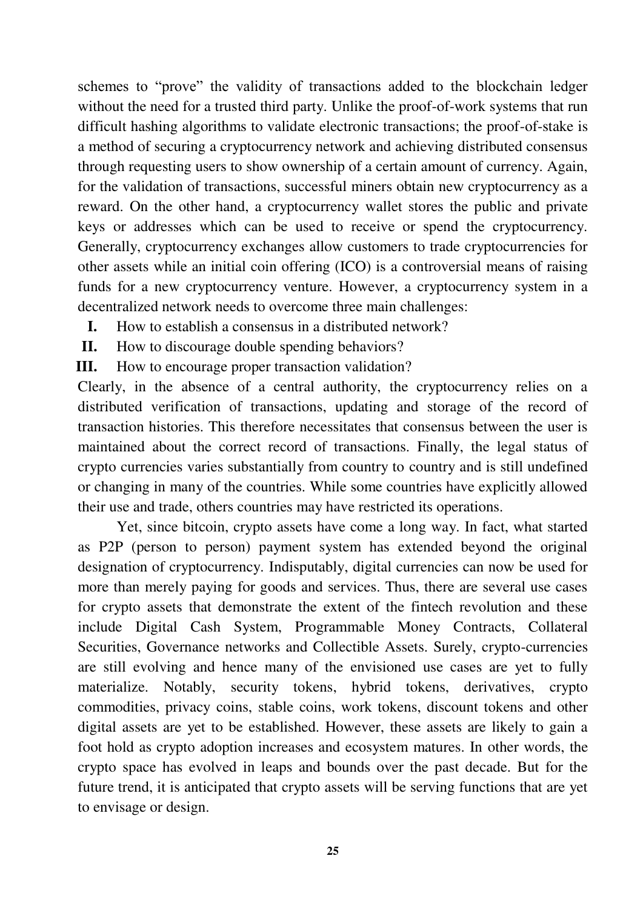schemes to "prove" the validity of transactions added to the blockchain ledger without the need for a trusted third party. Unlike the proof-of-work systems that run difficult hashing algorithms to validate electronic transactions; the proof-of-stake is a method of securing a cryptocurrency network and achieving distributed consensus through requesting users to show ownership of a certain amount of currency. Again, for the validation of transactions, successful miners obtain new cryptocurrency as a reward. On the other hand, a cryptocurrency wallet stores the public and private keys or addresses which can be used to receive or spend the cryptocurrency. Generally, cryptocurrency exchanges allow customers to trade cryptocurrencies for other assets while an initial coin offering (ICO) is a controversial means of raising funds for a new cryptocurrency venture. However, a cryptocurrency system in a decentralized network needs to overcome three main challenges:

- **I.** How to establish a consensus in a distributed network?
- **II.** How to discourage double spending behaviors?
- **III.** How to encourage proper transaction validation?

Clearly, in the absence of a central authority, the cryptocurrency relies on a distributed verification of transactions, updating and storage of the record of transaction histories. This therefore necessitates that consensus between the user is maintained about the correct record of transactions. Finally, the legal status of crypto currencies varies substantially from country to country and is still undefined or changing in many of the countries. While some countries have explicitly allowed their use and trade, others countries may have restricted its operations.

Yet, since bitcoin, crypto assets have come a long way. In fact, what started as P2P (person to person) payment system has extended beyond the original designation of cryptocurrency. Indisputably, digital currencies can now be used for more than merely paying for goods and services. Thus, there are several use cases for crypto assets that demonstrate the extent of the fintech revolution and these include Digital Cash System, Programmable Money Contracts, Collateral Securities, Governance networks and Collectible Assets. Surely, crypto-currencies are still evolving and hence many of the envisioned use cases are yet to fully materialize. Notably, security tokens, hybrid tokens, derivatives, crypto commodities, privacy coins, stable coins, work tokens, discount tokens and other digital assets are yet to be established. However, these assets are likely to gain a foot hold as crypto adoption increases and ecosystem matures. In other words, the crypto space has evolved in leaps and bounds over the past decade. But for the future trend, it is anticipated that crypto assets will be serving functions that are yet to envisage or design.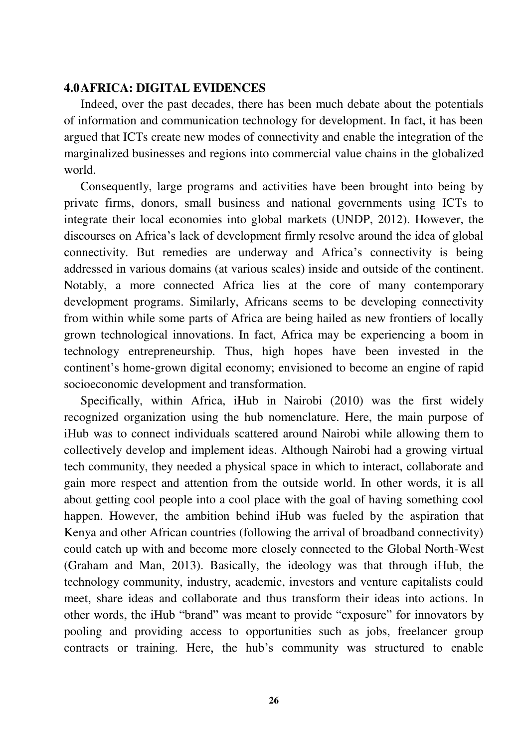## 4.0 AFRICA: DIGITAL EVIDENCES

Indeed, over the past decades, there has been much debate about the potentials of information and communication technology for development. In fact, it has been argued that ICTs create new modes of connectivity and enable the integration of the marginalized businesses and regions into commercial value chains in the globalized world.

Consequently, large programs and activities have been brought into being by private firms, donors, small business and national governments using ICTs to integrate their local economies into global markets (UNDP, 2012). However, the discourses on Africa's lack of development firmly resolve around the idea of global connectivity. But remedies are underway and Africa's connectivity is being addressed in various domains (at various scales) inside and outside of the continent. Notably, a more connected Africa lies at the core of many contemporary development programs. Similarly, Africans seems to be developing connectivity from within while some parts of Africa are being hailed as new frontiers of locally grown technological innovations. In fact, Africa may be experiencing a boom in technology entrepreneurship. Thus, high hopes have been invested in the continent's home-grown digital economy; envisioned to become an engine of rapid socioeconomic development and transformation.

Specifically, within Africa, iHub in Nairobi (2010) was the first widely recognized organization using the hub nomenclature. Here, the main purpose of iHub was to connect individuals scattered around Nairobi while allowing them to collectively develop and implement ideas. Although Nairobi had a growing virtual tech community, they needed a physical space in which to interact, collaborate and gain more respect and attention from the outside world. In other words, it is all about getting cool people into a cool place with the goal of having something cool happen. However, the ambition behind iHub was fueled by the aspiration that Kenya and other African countries (following the arrival of broadband connectivity) could catch up with and become more closely connected to the Global North-West (Graham and Man, 2013). Basically, the ideology was that through iHub, the technology community, industry, academic, investors and venture capitalists could meet, share ideas and collaborate and thus transform their ideas into actions. In other words, the iHub "brand" was meant to provide "exposure" for innovators by pooling and providing access to opportunities such as jobs, freelancer group contracts or training. Here, the hub's community was structured to enable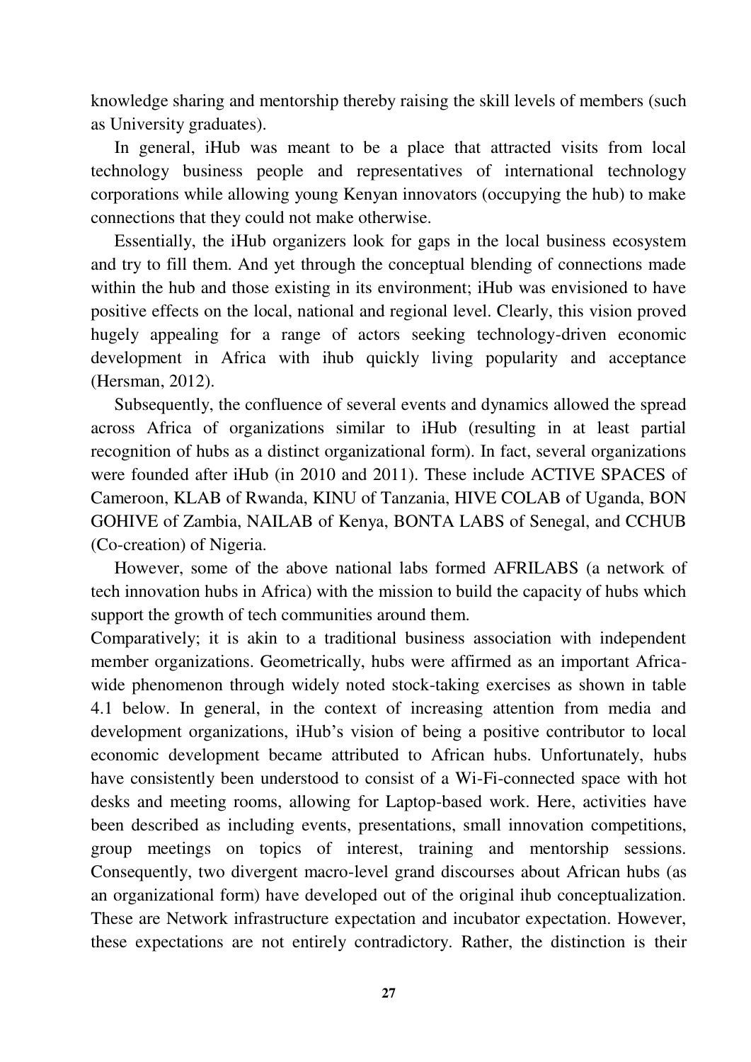knowledge sharing and mentorship thereby raising the skill levels of members (such as University graduates).

In general, iHub was meant to be a place that attracted visits from local technology business people and representatives of international technology corporations while allowing young Kenyan innovators (occupying the hub) to make connections that they could not make otherwise.

Essentially, the iHub organizers look for gaps in the local business ecosystem and try to fill them. And yet through the conceptual blending of connections made within the hub and those existing in its environment; iHub was envisioned to have positive effects on the local, national and regional level. Clearly, this vision proved hugely appealing for a range of actors seeking technology-driven economic development in Africa with ihub quickly living popularity and acceptance (Hersman, 2012).

Subsequently, the confluence of several events and dynamics allowed the spread across Africa of organizations similar to iHub (resulting in at least partial recognition of hubs as a distinct organizational form). In fact, several organizations were founded after iHub (in 2010 and 2011). These include ACTIVE SPACES of Cameroon, KLAB of Rwanda, KINU of Tanzania, HIVE COLAB of Uganda, BON GOHIVE of Zambia, NAILAB of Kenya, BONTA LABS of Senegal, and CCHUB (Co-creation) of Nigeria.

However, some of the above national labs formed AFRILABS (a network of tech innovation hubs in Africa) with the mission to build the capacity of hubs which support the growth of tech communities around them.

Comparatively; it is akin to a traditional business association with independent member organizations. Geometrically, hubs were affirmed as an important Africa-wide phenomenon through widely noted stock-taking exercises as shown in table 4.1 below. In general, in the context of increasing attention from media and development organizations, iHub's vision of being a positive contributor to local economic development became attributed to African hubs. Unfortunately, hubs have consistently been understood to consist of a Wi-Fi-connected space with hot desks and meeting rooms, allowing for Laptop-based work. Here, activities have been described as including events, presentations, small innovation competitions, group meetings on topics of interest, training and mentorship sessions. Consequently, two divergent macro-level grand discourses about African hubs (as an organizational form) have developed out of the original ihub conceptualization. These are Network infrastructure expectation and incubator expectation. However, these expectations are not entirely contradictory. Rather, the distinction is their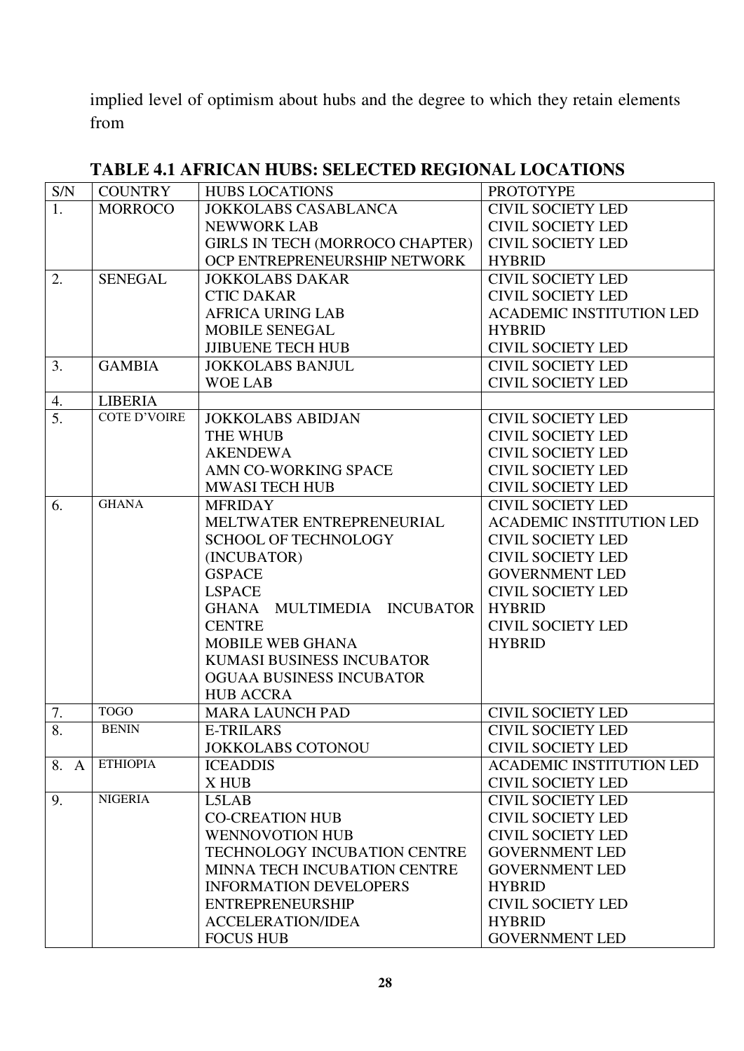implied level of optimism about hubs and the degree to which they retain elements from

**TABLE 4.1 AFRICAN HUBS: SELECTED REGIONAL LOCATIONS**

| S/N | COUNTRY | HUBS LOCATIONS | PROTOTYPE |
|---|---|---|---|
| 1. | MORROCO | JOKKOLABS CASABLANCA<br>NEWWORK LAB<br>GIRLS IN TECH (MORROCO CHAPTER)<br>OCP ENTREPRENEURSHIP NETWORK | CIVIL SOCIETY LED<br>CIVIL SOCIETY LED<br>CIVIL SOCIETY LED<br>HYBRID |
| 2. | SENEGAL | JOKKOLABS DAKAR<br>CTIC DAKAR<br>AFRICA URING LAB<br>MOBILE SENEGAL<br>JJIBUENE TECH HUB | CIVIL SOCIETY LED<br>CIVIL SOCIETY LED<br>ACADEMIC INSTITUTION LED<br>HYBRID<br>CIVIL SOCIETY LED |
| 3. | GAMBIA | JOKKOLABS BANJUL<br>WOE LAB | CIVIL SOCIETY LED<br>CIVIL SOCIETY LED |
| 4. | LIBERIA | | |
| 5. | COTE D'VOIRE | JOKKOLABS ABIDJAN<br>THE WHUB<br>AKENDEWA<br>AMN CO-WORKING SPACE<br>MWASI TECH HUB | CIVIL SOCIETY LED<br>CIVIL SOCIETY LED<br>CIVIL SOCIETY LED<br>CIVIL SOCIETY LED<br>CIVIL SOCIETY LED |
| 6. | GHANA | MFRIDAY<br>MELTWATER ENTREPRENEURIAL SCHOOL OF TECHNOLOGY (INCUBATOR)<br>GSPACE<br>LSPACE<br>GHANA MULTIMEDIA INCUBATOR CENTRE<br>MOBILE WEB GHANA<br>KUMASI BUSINESS INCUBATOR<br>OGUAA BUSINESS INCUBATOR<br>HUB ACCRA | CIVIL SOCIETY LED<br>ACADEMIC INSTITUTION LED<br>CIVIL SOCIETY LED<br>CIVIL SOCIETY LED<br>GOVERNMENT LED<br>CIVIL SOCIETY LED<br>HYBRID<br>CIVIL SOCIETY LED<br>HYBRID |
| 7. | TOGO | MARA LAUNCH PAD | CIVIL SOCIETY LED |
| 8. | BENIN | E-TRILARS<br>JOKKOLABS COTONOU | CIVIL SOCIETY LED<br>CIVIL SOCIETY LED |
| 8. A | ETHIOPIA | ICEADDIS<br>X HUB | ACADEMIC INSTITUTION LED<br>CIVIL SOCIETY LED |
| 9. | NIGERIA | L5LAB<br>CO-CREATION HUB<br>WENNOVOTION HUB<br>TECHNOLOGY INCUBATION CENTRE<br>MINNA TECH INCUBATION CENTRE<br>INFORMATION DEVELOPERS<br>ENTREPRENEURSHIP<br>ACCELERATION/IDEA<br>FOCUS HUB | CIVIL SOCIETY LED<br>CIVIL SOCIETY LED<br>CIVIL SOCIETY LED<br>GOVERNMENT LED<br>GOVERNMENT LED<br>HYBRID<br>CIVIL SOCIETY LED<br>HYBRID<br>GOVERNMENT LED |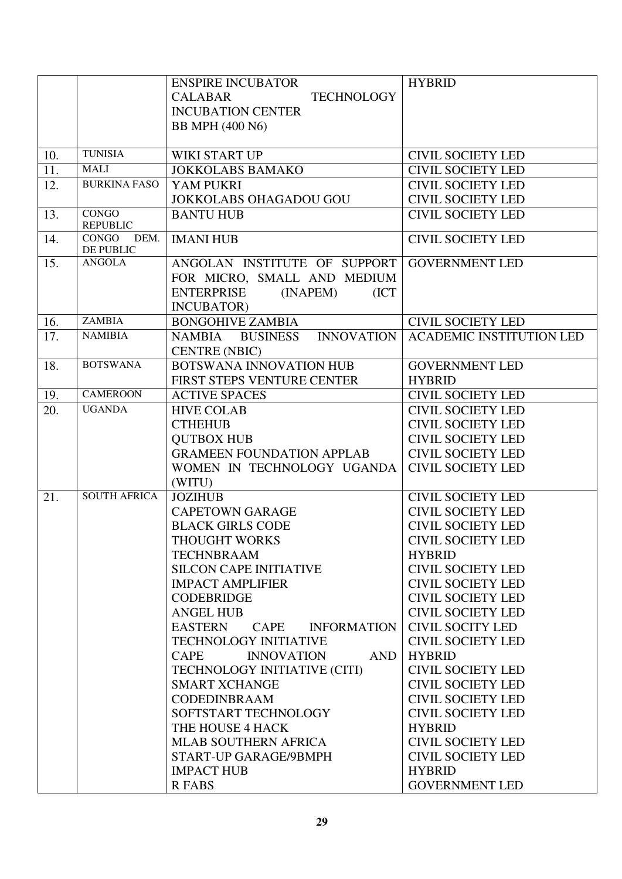| | | | |
|---|---|---|---|
| | | ENSPIRE INCUBATOR<br>CALABAR TECHNOLOGY INCUBATION CENTER<br>BB MPH (400 N6) | HYBRID |
| 10. | TUNISIA | WIKI START UP | CIVIL SOCIETY LED |
| 11. | MALI | JOKKOLABS BAMAKO | CIVIL SOCIETY LED |
| 12. | BURKINA FASO | YAM PUKRI<br>JOKKOLABS OHAGADOU GOU | CIVIL SOCIETY LED<br>CIVIL SOCIETY LED |
| 13. | CONGO REPUBLIC | BANTU HUB | CIVIL SOCIETY LED |
| 14. | CONGO DEM. DE PUBLIC | IMANI HUB | CIVIL SOCIETY LED |
| 15. | ANGOLA | ANGOLAN INSTITUTE OF SUPPORT FOR MICRO, SMALL AND MEDIUM ENTERPRISE (INAPEM) (ICT INCUBATOR) | GOVERNMENT LED |
| 16. | ZAMBIA | BONGOHIVE ZAMBIA | CIVIL SOCIETY LED |
| 17. | NAMIBIA | NAMBIA BUSINESS INNOVATION CENTRE (NBIC) | ACADEMIC INSTITUTION LED |
| 18. | BOTSWANA | BOTSWANA INNOVATION HUB<br>FIRST STEPS VENTURE CENTER | GOVERNMENT LED<br>HYBRID |
| 19. | CAMEROON | ACTIVE SPACES | CIVIL SOCIETY LED |
| 20. | UGANDA | HIVE COLAB<br>CTHEHUB<br>QUTBOX HUB<br>GRAMEEN FOUNDATION APPLAB<br>WOMEN IN TECHNOLOGY UGANDA (WITU) | CIVIL SOCIETY LED<br>CIVIL SOCIETY LED<br>CIVIL SOCIETY LED<br>CIVIL SOCIETY LED<br>CIVIL SOCIETY LED |
| 21. | SOUTH AFRICA | JOZIHUB<br>CAPETOWN GARAGE<br>BLACK GIRLS CODE<br>THOUGHT WORKS<br>TECHNBRAAM<br>SILCON CAPE INITIATIVE<br>IMPACT AMPLIFIER<br>CODEBRIDGE<br>ANGEL HUB<br>EASTERN CAPE INFORMATION TECHNOLOGY INITIATIVE<br>CAPE INNOVATION AND TECHNOLOGY INITIATIVE (CITI)<br>SMART XCHANGE<br>CODEDINBRAAM<br>SOFTSTART TECHNOLOGY<br>THE HOUSE 4 HACK<br>MLAB SOUTHERN AFRICA<br>START-UP GARAGE/9BMPH<br>IMPACT HUB<br>R FABS | CIVIL SOCIETY LED<br>CIVIL SOCIETY LED<br>CIVIL SOCIETY LED<br>CIVIL SOCIETY LED<br>HYBRID<br>CIVIL SOCIETY LED<br>CIVIL SOCIETY LED<br>CIVIL SOCIETY LED<br>CIVIL SOCIETY LED<br>CIVIL SOCITY LED<br>CIVIL SOCIETY LED<br>HYBRID<br>CIVIL SOCIETY LED<br>CIVIL SOCIETY LED<br>CIVIL SOCIETY LED<br>CIVIL SOCIETY LED<br>HYBRID<br>CIVIL SOCIETY LED<br>CIVIL SOCIETY LED<br>HYBRID<br>GOVERNMENT LED |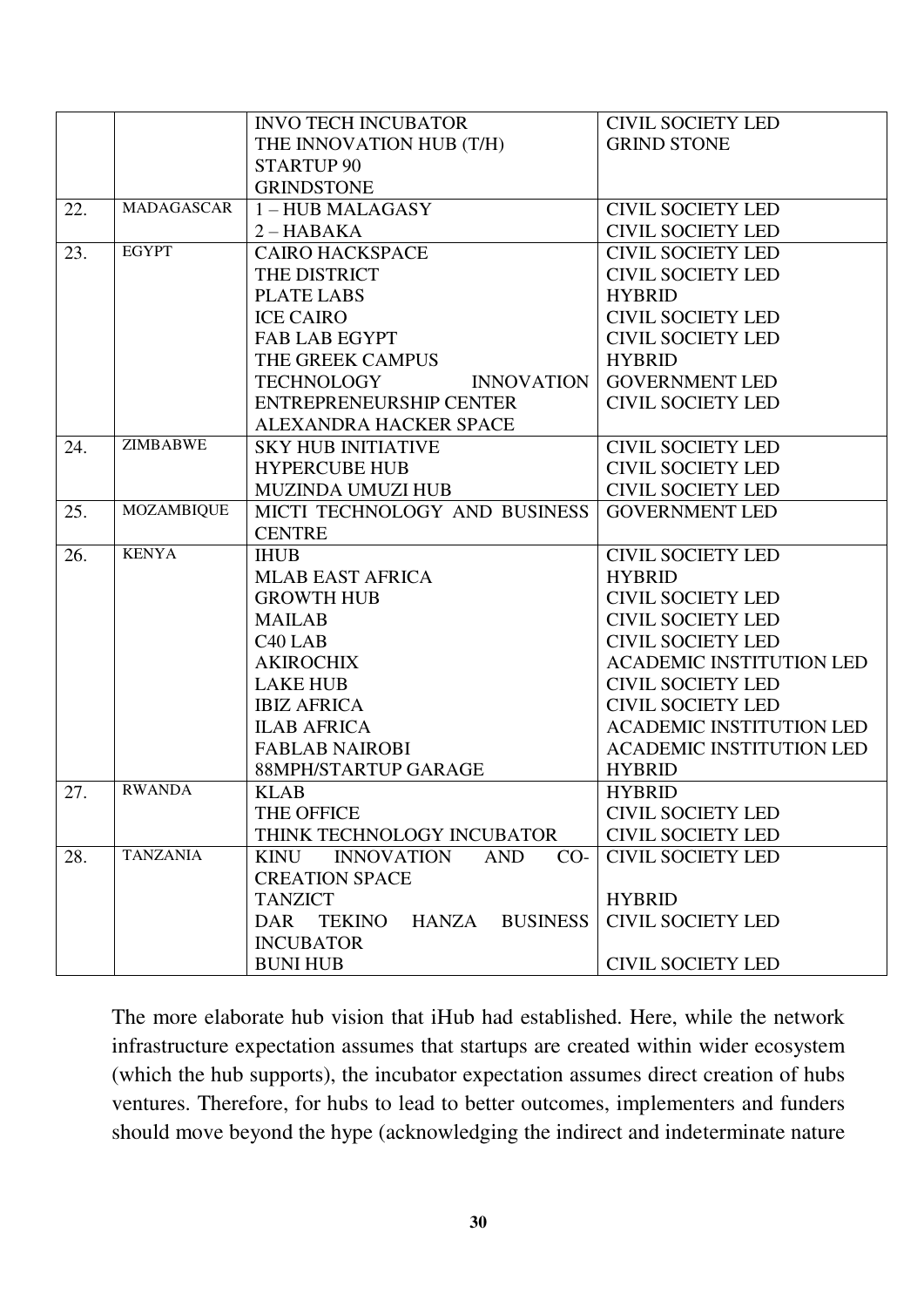| | | | |
|---|---|---|---|
| | | INVO TECH INCUBATOR<br>THE INNOVATION HUB (T/H)<br>STARTUP 90<br>GRINDSTONE | CIVIL SOCIETY LED<br>GRIND STONE |
| 22. | MADAGASCAR | 1 – HUB MALAGASY<br>2 – HABAKA | CIVIL SOCIETY LED<br>CIVIL SOCIETY LED |
| 23. | EGYPT | CAIRO HACKSPACE<br>THE DISTRICT<br>PLATE LABS<br>ICE CAIRO<br>FAB LAB EGYPT<br>THE GREEK CAMPUS<br>TECHNOLOGY INNOVATION ENTREPRENEURSHIP CENTER<br>ALEXANDRA HACKER SPACE | CIVIL SOCIETY LED<br>CIVIL SOCIETY LED<br>HYBRID<br>CIVIL SOCIETY LED<br>CIVIL SOCIETY LED<br>HYBRID<br>GOVERNMENT LED<br>CIVIL SOCIETY LED |
| 24. | ZIMBABWE | SKY HUB INITIATIVE<br>HYPERCUBE HUB<br>MUZINDA UMUZI HUB | CIVIL SOCIETY LED<br>CIVIL SOCIETY LED<br>CIVIL SOCIETY LED |
| 25. | MOZAMBIQUE | MICTI TECHNOLOGY AND BUSINESS CENTRE | GOVERNMENT LED |
| 26. | KENYA | IHUB<br>MLAB EAST AFRICA<br>GROWTH HUB<br>MAILAB<br>C40 LAB<br>AKIROCHIX<br>LAKE HUB<br>IBIZ AFRICA<br>ILAB AFRICA<br>FABLAB NAIROBI<br>88MPH/STARTUP GARAGE | CIVIL SOCIETY LED<br>HYBRID<br>CIVIL SOCIETY LED<br>CIVIL SOCIETY LED<br>CIVIL SOCIETY LED<br>ACADEMIC INSTITUTION LED<br>CIVIL SOCIETY LED<br>CIVIL SOCIETY LED<br>ACADEMIC INSTITUTION LED<br>ACADEMIC INSTITUTION LED<br>HYBRID |
| 27. | RWANDA | KLAB<br>THE OFFICE<br>THINK TECHNOLOGY INCUBATOR | HYBRID<br>CIVIL SOCIETY LED<br>CIVIL SOCIETY LED |
| 28. | TANZANIA | KINU INNOVATION AND CO-CREATION SPACE<br>TANZICT<br>DAR TEKINO HANZA BUSINESS INCUBATOR<br>BUNI HUB | CIVIL SOCIETY LED<br>HYBRID<br>CIVIL SOCIETY LED<br>CIVIL SOCIETY LED |

The more elaborate hub vision that iHub had established. Here, while the network infrastructure expectation assumes that startups are created within wider ecosystem (which the hub supports), the incubator expectation assumes direct creation of hubs ventures. Therefore, for hubs to lead to better outcomes, implementers and funders should move beyond the hype (acknowledging the indirect and indeterminate nature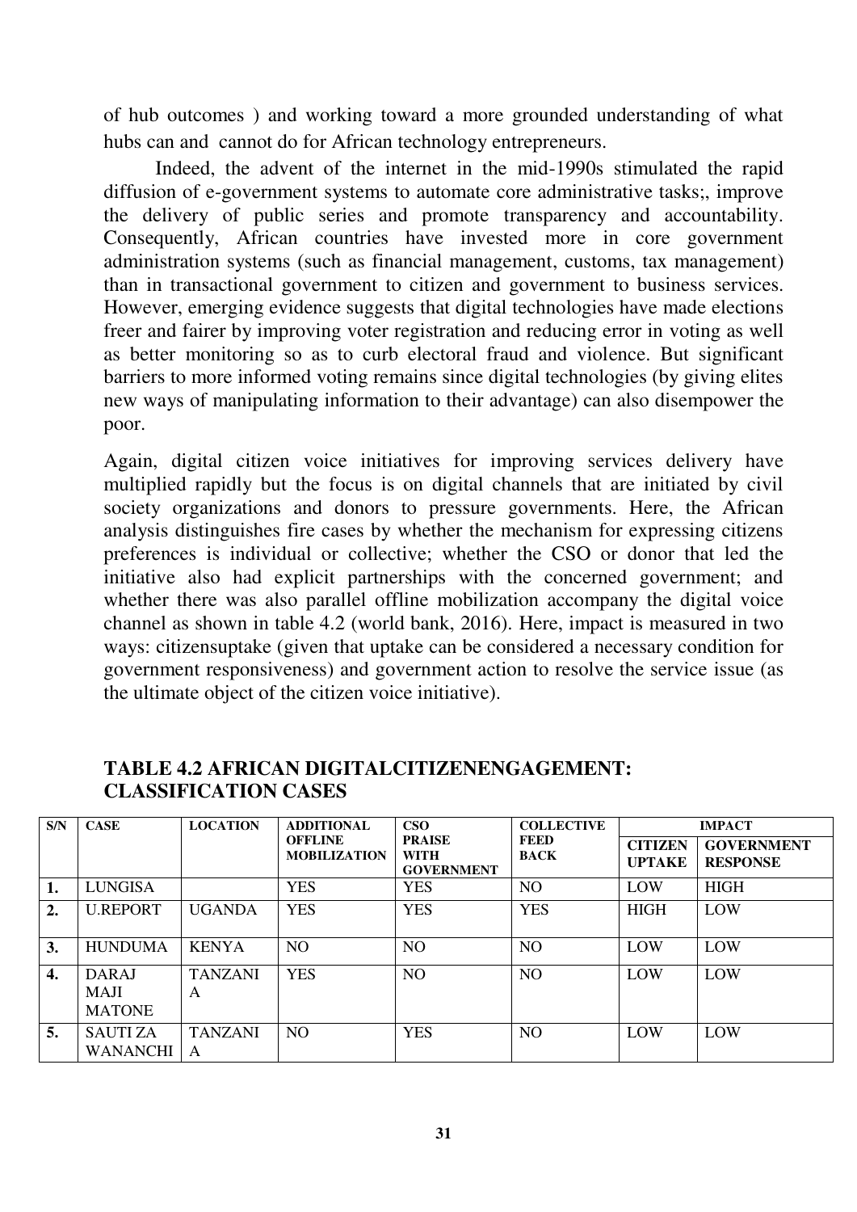of hub outcomes ) and working toward a more grounded understanding of what hubs can and cannot do for African technology entrepreneurs.

Indeed, the advent of the internet in the mid-1990s stimulated the rapid diffusion of e-government systems to automate core administrative tasks;, improve the delivery of public series and promote transparency and accountability. Consequently, African countries have invested more in core government administration systems (such as financial management, customs, tax management) than in transactional government to citizen and government to business services. However, emerging evidence suggests that digital technologies have made elections freer and fairer by improving voter registration and reducing error in voting as well as better monitoring so as to curb electoral fraud and violence. But significant barriers to more informed voting remains since digital technologies (by giving elites new ways of manipulating information to their advantage) can also disempower the poor.

Again, digital citizen voice initiatives for improving services delivery have multiplied rapidly but the focus is on digital channels that are initiated by civil society organizations and donors to pressure governments. Here, the African analysis distinguishes fire cases by whether the mechanism for expressing citizens preferences is individual or collective; whether the CSO or donor that led the initiative also had explicit partnerships with the concerned government; and whether there was also parallel offline mobilization accompany the digital voice channel as shown in table 4.2 (world bank, 2016). Here, impact is measured in two ways: citizensuptake (given that uptake can be considered a necessary condition for government responsiveness) and government action to resolve the service issue (as the ultimate object of the citizen voice initiative).

**TABLE 4.2 AFRICAN DIGITALCITIZENENGAGEMENT: CLASSIFICATION CASES**

| S/N | CASE | LOCATION | ADDITIONAL OFFLINE MOBILIZATION | CSO PRAISE WITH GOVERNMENT | COLLECTIVE FEED BACK | IMPACT | |
|---|---|---|---|---|---|---|---|
| | | | | | | CITIZEN UPTAKE | GOVERNMENT RESPONSE |
| 1. | LUNGISA | | YES | YES | NO | LOW | HIGH |
| 2. | U.REPORT | UGANDA | YES | YES | YES | HIGH | LOW |
| 3. | HUNDUMA | KENYA | NO | NO | NO | LOW | LOW |
| 4. | DARAJ MAJI MATONE | TANZANIA | YES | NO | NO | LOW | LOW |
| 5. | SAUTI ZA WANANCHI | TANZANIA | NO | YES | NO | LOW | LOW |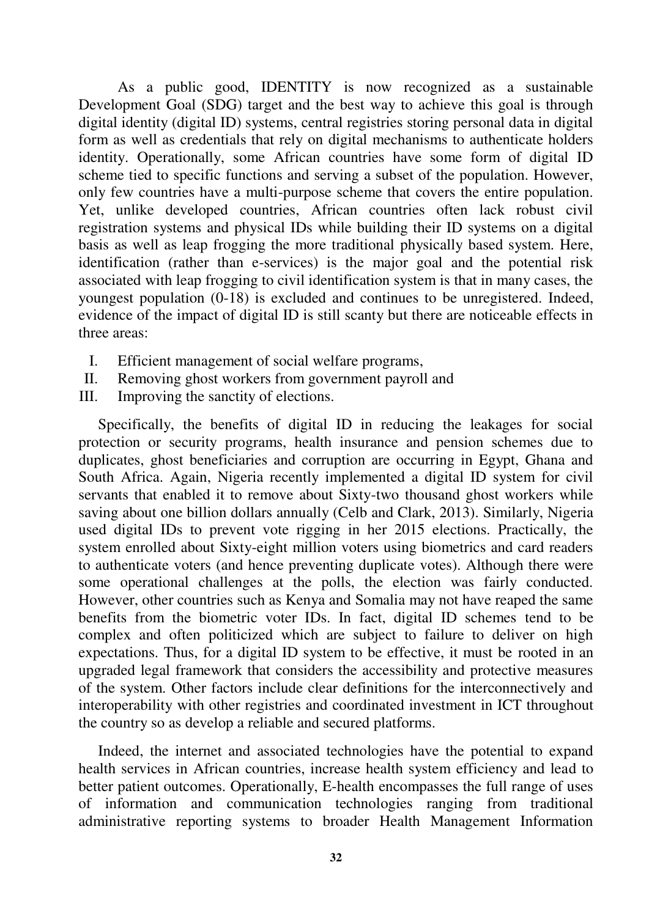As a public good, IDENTITY is now recognized as a sustainable Development Goal (SDG) target and the best way to achieve this goal is through digital identity (digital ID) systems, central registries storing personal data in digital form as well as credentials that rely on digital mechanisms to authenticate holders identity. Operationally, some African countries have some form of digital ID scheme tied to specific functions and serving a subset of the population. However, only few countries have a multi-purpose scheme that covers the entire population. Yet, unlike developed countries, African countries often lack robust civil registration systems and physical IDs while building their ID systems on a digital basis as well as leap frogging the more traditional physically based system. Here, identification (rather than e-services) is the major goal and the potential risk associated with leap frogging to civil identification system is that in many cases, the youngest population (0-18) is excluded and continues to be unregistered. Indeed, evidence of the impact of digital ID is still scanty but there are noticeable effects in three areas:

I. Efficient management of social welfare programs,
II. Removing ghost workers from government payroll and
III. Improving the sanctity of elections.

Specifically, the benefits of digital ID in reducing the leakages for social protection or security programs, health insurance and pension schemes due to duplicates, ghost beneficiaries and corruption are occurring in Egypt, Ghana and South Africa. Again, Nigeria recently implemented a digital ID system for civil servants that enabled it to remove about Sixty-two thousand ghost workers while saving about one billion dollars annually (Celb and Clark, 2013). Similarly, Nigeria used digital IDs to prevent vote rigging in her 2015 elections. Practically, the system enrolled about Sixty-eight million voters using biometrics and card readers to authenticate voters (and hence preventing duplicate votes). Although there were some operational challenges at the polls, the election was fairly conducted. However, other countries such as Kenya and Somalia may not have reaped the same benefits from the biometric voter IDs. In fact, digital ID schemes tend to be complex and often politicized which are subject to failure to deliver on high expectations. Thus, for a digital ID system to be effective, it must be rooted in an upgraded legal framework that considers the accessibility and protective measures of the system. Other factors include clear definitions for the interconnectively and interoperability with other registries and coordinated investment in ICT throughout the country so as develop a reliable and secured platforms.

Indeed, the internet and associated technologies have the potential to expand health services in African countries, increase health system efficiency and lead to better patient outcomes. Operationally, E-health encompasses the full range of uses of information and communication technologies ranging from traditional administrative reporting systems to broader Health Management Information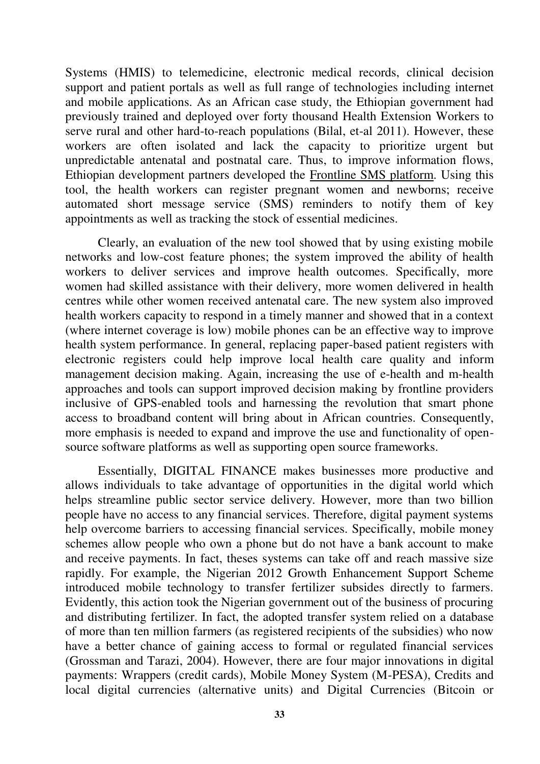Systems (HMIS) to telemedicine, electronic medical records, clinical decision support and patient portals as well as full range of technologies including internet and mobile applications. As an African case study, the Ethiopian government had previously trained and deployed over forty thousand Health Extension Workers to serve rural and other hard-to-reach populations (Bilal, et-al 2011). However, these workers are often isolated and lack the capacity to prioritize urgent but unpredictable antenatal and postnatal care. Thus, to improve information flows, Ethiopian development partners developed the Frontline SMS platform. Using this tool, the health workers can register pregnant women and newborns; receive automated short message service (SMS) reminders to notify them of key appointments as well as tracking the stock of essential medicines.

Clearly, an evaluation of the new tool showed that by using existing mobile networks and low-cost feature phones; the system improved the ability of health workers to deliver services and improve health outcomes. Specifically, more women had skilled assistance with their delivery, more women delivered in health centres while other women received antenatal care. The new system also improved health workers capacity to respond in a timely manner and showed that in a context (where internet coverage is low) mobile phones can be an effective way to improve health system performance. In general, replacing paper-based patient registers with electronic registers could help improve local health care quality and inform management decision making. Again, increasing the use of e-health and m-health approaches and tools can support improved decision making by frontline providers inclusive of GPS-enabled tools and harnessing the revolution that smart phone access to broadband content will bring about in African countries. Consequently, more emphasis is needed to expand and improve the use and functionality of open-source software platforms as well as supporting open source frameworks.

Essentially, DIGITAL FINANCE makes businesses more productive and allows individuals to take advantage of opportunities in the digital world which helps streamline public sector service delivery. However, more than two billion people have no access to any financial services. Therefore, digital payment systems help overcome barriers to accessing financial services. Specifically, mobile money schemes allow people who own a phone but do not have a bank account to make and receive payments. In fact, theses systems can take off and reach massive size rapidly. For example, the Nigerian 2012 Growth Enhancement Support Scheme introduced mobile technology to transfer fertilizer subsides directly to farmers. Evidently, this action took the Nigerian government out of the business of procuring and distributing fertilizer. In fact, the adopted transfer system relied on a database of more than ten million farmers (as registered recipients of the subsidies) who now have a better chance of gaining access to formal or regulated financial services (Grossman and Tarazi, 2004). However, there are four major innovations in digital payments: Wrappers (credit cards), Mobile Money System (M-PESA), Credits and local digital currencies (alternative units) and Digital Currencies (Bitcoin or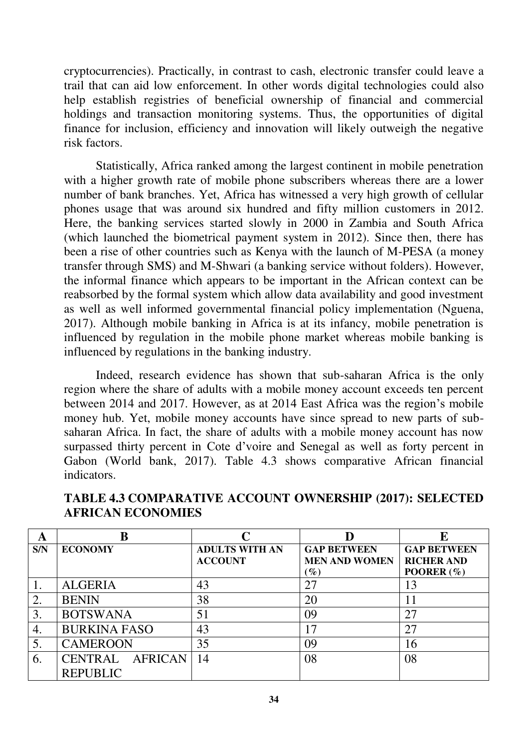cryptocurrencies). Practically, in contrast to cash, electronic transfer could leave a trail that can aid low enforcement. In other words digital technologies could also help establish registries of beneficial ownership of financial and commercial holdings and transaction monitoring systems. Thus, the opportunities of digital finance for inclusion, efficiency and innovation will likely outweigh the negative risk factors.

Statistically, Africa ranked among the largest continent in mobile penetration with a higher growth rate of mobile phone subscribers whereas there are a lower number of bank branches. Yet, Africa has witnessed a very high growth of cellular phones usage that was around six hundred and fifty million customers in 2012. Here, the banking services started slowly in 2000 in Zambia and South Africa (which launched the biometrical payment system in 2012). Since then, there has been a rise of other countries such as Kenya with the launch of M-PESA (a money transfer through SMS) and M-Shwari (a banking service without folders). However, the informal finance which appears to be important in the African context can be reabsorbed by the formal system which allow data availability and good investment as well as well informed governmental financial policy implementation (Nguena, 2017). Although mobile banking in Africa is at its infancy, mobile penetration is influenced by regulation in the mobile phone market whereas mobile banking is influenced by regulations in the banking industry.

Indeed, research evidence has shown that sub-saharan Africa is the only region where the share of adults with a mobile money account exceeds ten percent between 2014 and 2017. However, as at 2014 East Africa was the region's mobile money hub. Yet, mobile money accounts have since spread to new parts of sub-saharan Africa. In fact, the share of adults with a mobile money account has now surpassed thirty percent in Cote d'voire and Senegal as well as forty percent in Gabon (World bank, 2017). Table 4.3 shows comparative African financial indicators.

**TABLE 4.3 COMPARATIVE ACCOUNT OWNERSHIP (2017): SELECTED AFRICAN ECONOMIES**

| A | B | C | D | E |
|---|---|---|---|---|
| **S/N** | **ECONOMY** | **ADULTS WITH AN ACCOUNT** | **GAP BETWEEN MEN AND WOMEN (%)** | **GAP BETWEEN RICHER AND POORER (%)** |
| 1. | ALGERIA | 43 | 27 | 13 |
| 2. | BENIN | 38 | 20 | 11 |
| 3. | BOTSWANA | 51 | 09 | 27 |
| 4. | BURKINA FASO | 43 | 17 | 27 |
| 5. | CAMEROON | 35 | 09 | 16 |
| 6. | CENTRAL AFRICAN REPUBLIC | 14 | 08 | 08 |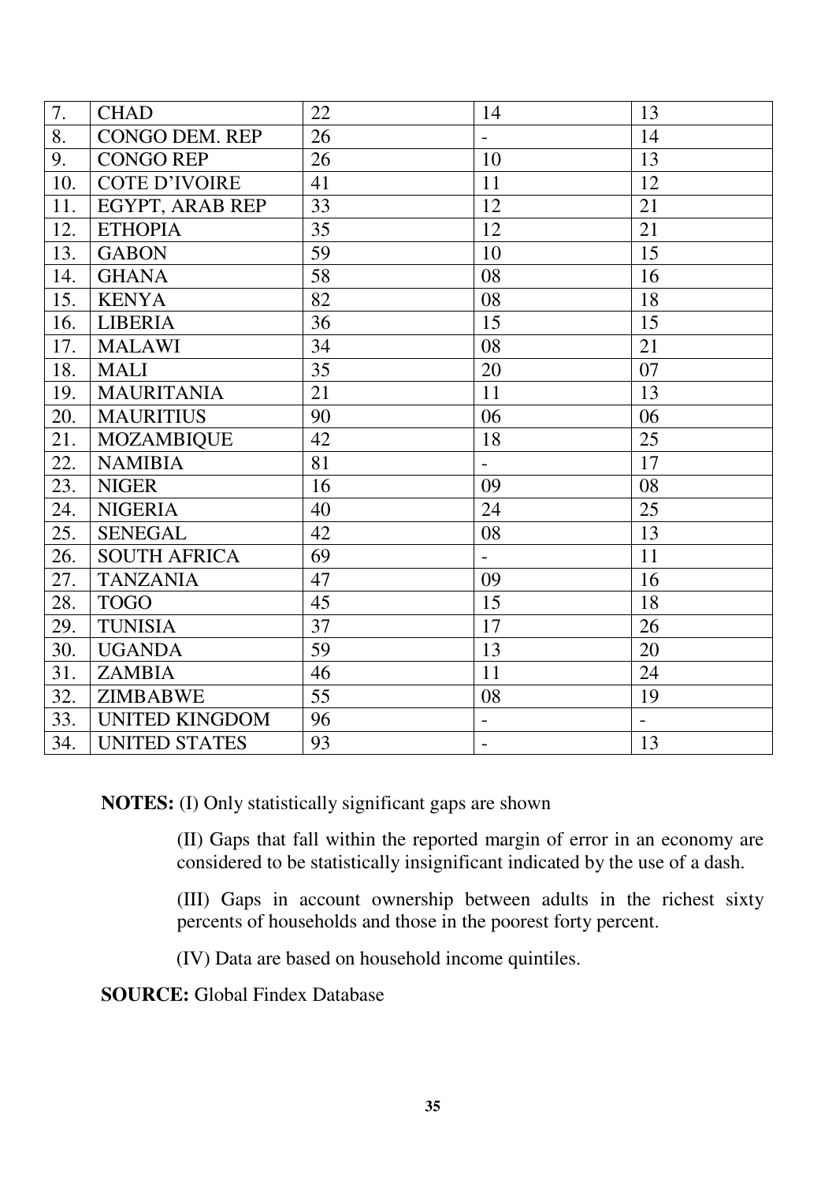| 7. | CHAD | 22 | 14 | 13 |
|---|---|---|---|---|
| 8. | CONGO DEM. REP | 26 | - | 14 |
| 9. | CONGO REP | 26 | 10 | 13 |
| 10. | COTE D'IVOIRE | 41 | 11 | 12 |
| 11. | EGYPT, ARAB REP | 33 | 12 | 21 |
| 12. | ETHOPIA | 35 | 12 | 21 |
| 13. | GABON | 59 | 10 | 15 |
| 14. | GHANA | 58 | 08 | 16 |
| 15. | KENYA | 82 | 08 | 18 |
| 16. | LIBERIA | 36 | 15 | 15 |
| 17. | MALAWI | 34 | 08 | 21 |
| 18. | MALI | 35 | 20 | 07 |
| 19. | MAURITANIA | 21 | 11 | 13 |
| 20. | MAURITIUS | 90 | 06 | 06 |
| 21. | MOZAMBIQUE | 42 | 18 | 25 |
| 22. | NAMIBIA | 81 | - | 17 |
| 23. | NIGER | 16 | 09 | 08 |
| 24. | NIGERIA | 40 | 24 | 25 |
| 25. | SENEGAL | 42 | 08 | 13 |
| 26. | SOUTH AFRICA | 69 | - | 11 |
| 27. | TANZANIA | 47 | 09 | 16 |
| 28. | TOGO | 45 | 15 | 18 |
| 29. | TUNISIA | 37 | 17 | 26 |
| 30. | UGANDA | 59 | 13 | 20 |
| 31. | ZAMBIA | 46 | 11 | 24 |
| 32. | ZIMBABWE | 55 | 08 | 19 |
| 33. | UNITED KINGDOM | 96 | - | - |
| 34. | UNITED STATES | 93 | - | 13 |

**NOTES:** (I) Only statistically significant gaps are shown

(II) Gaps that fall within the reported margin of error in an economy are considered to be statistically insignificant indicated by the use of a dash.

(III) Gaps in account ownership between adults in the richest sixty percents of households and those in the poorest forty percent.

(IV) Data are based on household income quintiles.

**SOURCE:** Global Findex Database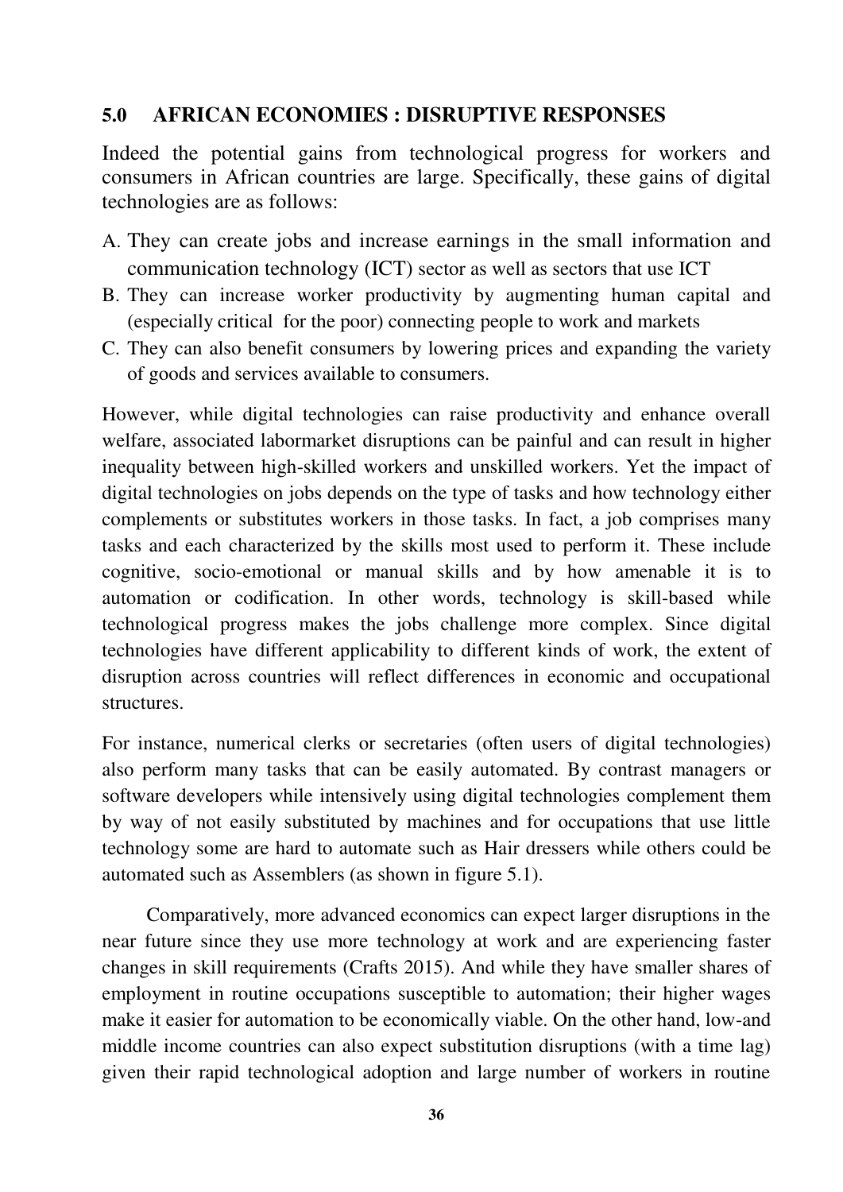## 5.0 AFRICAN ECONOMIES : DISRUPTIVE RESPONSES

Indeed the potential gains from technological progress for workers and consumers in African countries are large. Specifically, these gains of digital technologies are as follows:

A. They can create jobs and increase earnings in the small information and communication technology (ICT) sector as well as sectors that use ICT
B. They can increase worker productivity by augmenting human capital and (especially critical for the poor) connecting people to work and markets
C. They can also benefit consumers by lowering prices and expanding the variety of goods and services available to consumers.

However, while digital technologies can raise productivity and enhance overall welfare, associated labormarket disruptions can be painful and can result in higher inequality between high-skilled workers and unskilled workers. Yet the impact of digital technologies on jobs depends on the type of tasks and how technology either complements or substitutes workers in those tasks. In fact, a job comprises many tasks and each characterized by the skills most used to perform it. These include cognitive, socio-emotional or manual skills and by how amenable it is to automation or codification. In other words, technology is skill-based while technological progress makes the jobs challenge more complex. Since digital technologies have different applicability to different kinds of work, the extent of disruption across countries will reflect differences in economic and occupational structures.

For instance, numerical clerks or secretaries (often users of digital technologies) also perform many tasks that can be easily automated. By contrast managers or software developers while intensively using digital technologies complement them by way of not easily substituted by machines and for occupations that use little technology some are hard to automate such as Hair dressers while others could be automated such as Assemblers (as shown in figure 5.1).

Comparatively, more advanced economics can expect larger disruptions in the near future since they use more technology at work and are experiencing faster changes in skill requirements (Crafts 2015). And while they have smaller shares of employment in routine occupations susceptible to automation; their higher wages make it easier for automation to be economically viable. On the other hand, low-and middle income countries can also expect substitution disruptions (with a time lag) given their rapid technological adoption and large number of workers in routine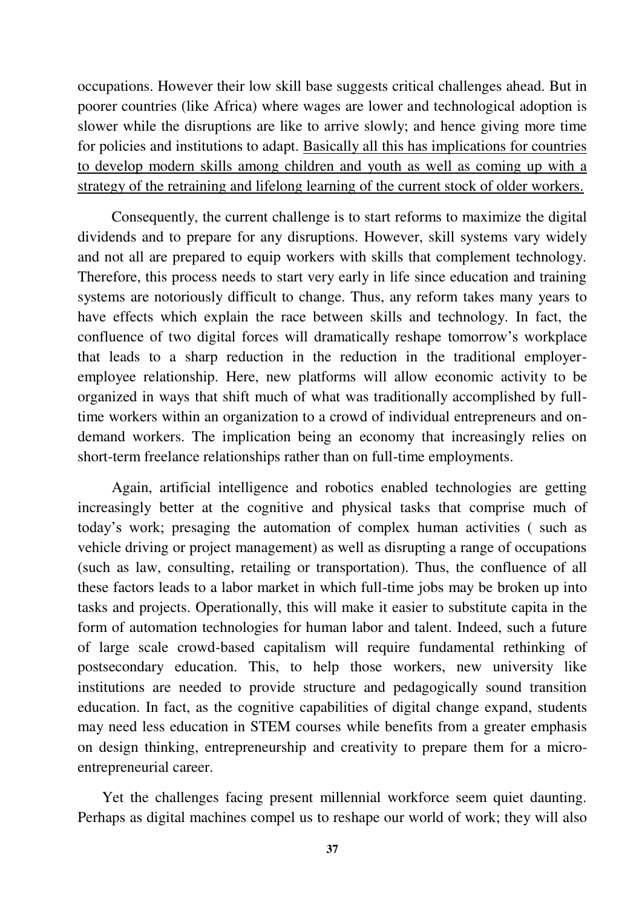occupations. However their low skill base suggests critical challenges ahead. But in poorer countries (like Africa) where wages are lower and technological adoption is slower while the disruptions are like to arrive slowly; and hence giving more time for policies and institutions to adapt. <u>Basically all this has implications for countries to develop modern skills among children and youth as well as coming up with a strategy of the retraining and lifelong learning of the current stock of older workers.</u>

Consequently, the current challenge is to start reforms to maximize the digital dividends and to prepare for any disruptions. However, skill systems vary widely and not all are prepared to equip workers with skills that complement technology. Therefore, this process needs to start very early in life since education and training systems are notoriously difficult to change. Thus, any reform takes many years to have effects which explain the race between skills and technology. In fact, the confluence of two digital forces will dramatically reshape tomorrow's workplace that leads to a sharp reduction in the reduction in the traditional employer-employee relationship. Here, new platforms will allow economic activity to be organized in ways that shift much of what was traditionally accomplished by full-time workers within an organization to a crowd of individual entrepreneurs and on-demand workers. The implication being an economy that increasingly relies on short-term freelance relationships rather than on full-time employments.

Again, artificial intelligence and robotics enabled technologies are getting increasingly better at the cognitive and physical tasks that comprise much of today's work; presaging the automation of complex human activities ( such as vehicle driving or project management) as well as disrupting a range of occupations (such as law, consulting, retailing or transportation). Thus, the confluence of all these factors leads to a labor market in which full-time jobs may be broken up into tasks and projects. Operationally, this will make it easier to substitute capita in the form of automation technologies for human labor and talent. Indeed, such a future of large scale crowd-based capitalism will require fundamental rethinking of postsecondary education. This, to help those workers, new university like institutions are needed to provide structure and pedagogically sound transition education. In fact, as the cognitive capabilities of digital change expand, students may need less education in STEM courses while benefits from a greater emphasis on design thinking, entrepreneurship and creativity to prepare them for a micro-entrepreneurial career.

Yet the challenges facing present millennial workforce seem quiet daunting. Perhaps as digital machines compel us to reshape our world of work; they will also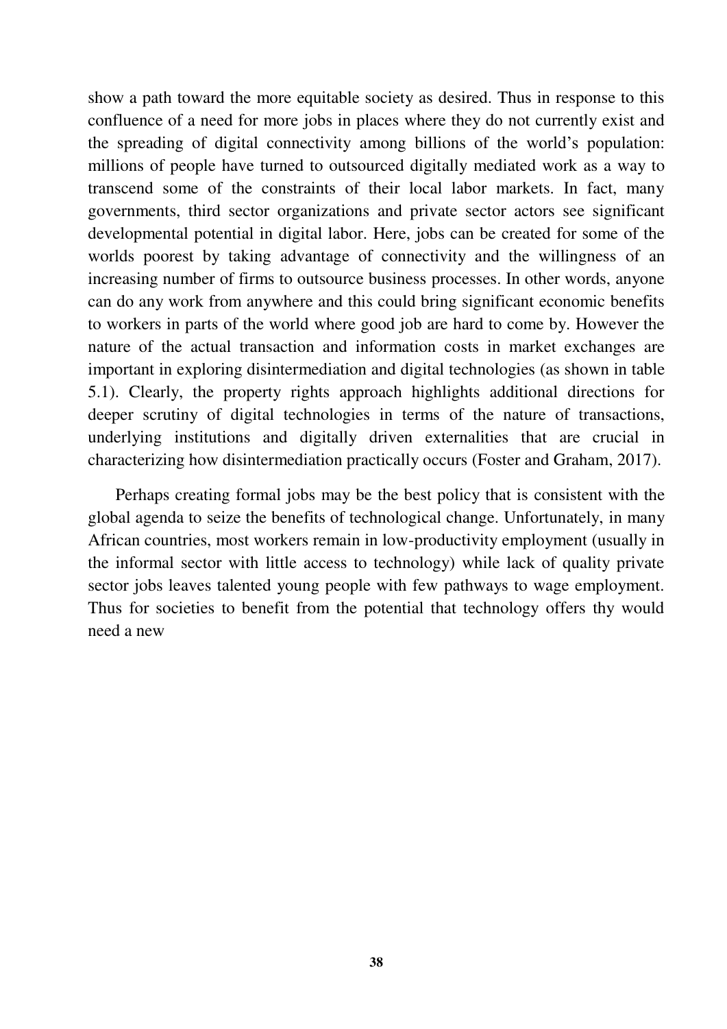show a path toward the more equitable society as desired. Thus in response to this confluence of a need for more jobs in places where they do not currently exist and the spreading of digital connectivity among billions of the world's population: millions of people have turned to outsourced digitally mediated work as a way to transcend some of the constraints of their local labor markets. In fact, many governments, third sector organizations and private sector actors see significant developmental potential in digital labor. Here, jobs can be created for some of the worlds poorest by taking advantage of connectivity and the willingness of an increasing number of firms to outsource business processes. In other words, anyone can do any work from anywhere and this could bring significant economic benefits to workers in parts of the world where good job are hard to come by. However the nature of the actual transaction and information costs in market exchanges are important in exploring disintermediation and digital technologies (as shown in table 5.1). Clearly, the property rights approach highlights additional directions for deeper scrutiny of digital technologies in terms of the nature of transactions, underlying institutions and digitally driven externalities that are crucial in characterizing how disintermediation practically occurs (Foster and Graham, 2017).

Perhaps creating formal jobs may be the best policy that is consistent with the global agenda to seize the benefits of technological change. Unfortunately, in many African countries, most workers remain in low-productivity employment (usually in the informal sector with little access to technology) while lack of quality private sector jobs leaves talented young people with few pathways to wage employment. Thus for societies to benefit from the potential that technology offers thy would need a new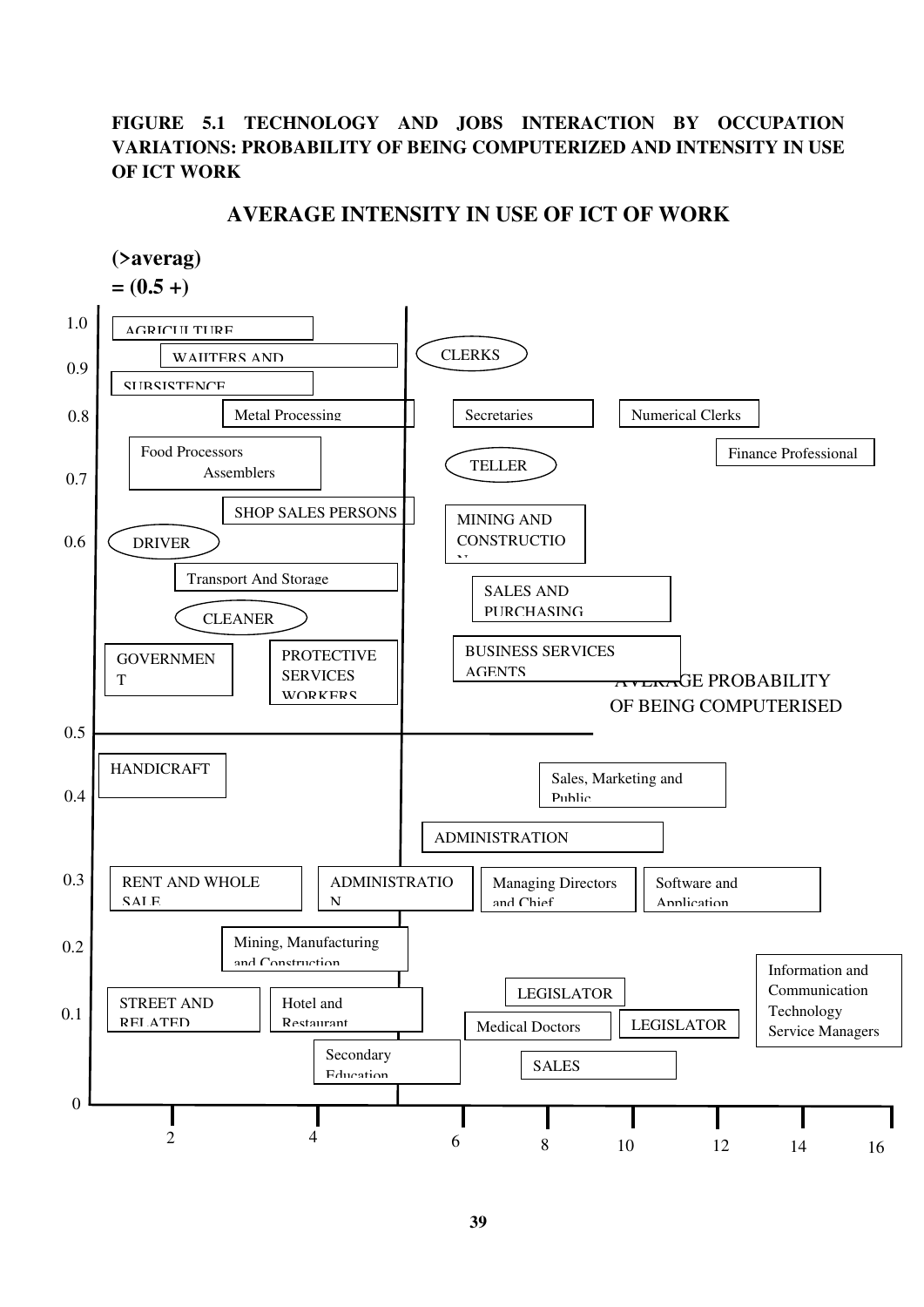**FIGURE 5.1 TECHNOLOGY AND JOBS INTERACTION BY OCCUPATION VARIATIONS: PROBABILITY OF BEING COMPUTERIZED AND INTENSITY IN USE OF ICT WORK**

**AVERAGE INTENSITY IN USE OF ICT OF WORK**

**(>averag)**
**= (0.5 +)**

AGRICULTURE

WAITERS AND

CLERKS

SUBSISTENCE

Metal Processing

Secretaries

Numerical Clerks

Food Processors Assemblers

Finance Professional

TELLER

SHOP SALES PERSONS

MINING AND CONSTRUCTION

DRIVER

Transport And Storage

SALES AND PURCHASING

CLEANER

GOVERNMENT

PROTECTIVE SERVICES WORKERS

BUSINESS SERVICES AGENTS

AVERAGE PROBABILITY OF BEING COMPUTERISED

HANDICRAFT

Sales, Marketing and Public

ADMINISTRATION

RENT AND WHOLE SALE

ADMINISTRATION

Managing Directors and Chief

Software and Application

Mining, Manufacturing and Construction

Information and Communication Technology Service Managers

LEGISLATOR

STREET AND RELATED

Hotel and Restaurant

Medical Doctors

LEGISLATOR

Secondary Education

SALES

Y-axis: 0, 0.1, 0.2, 0.3, 0.4, 0.5, 0.6, 0.7, 0.8, 0.9, 1.0

X-axis: 2, 4, 6, 8, 10, 12, 14, 16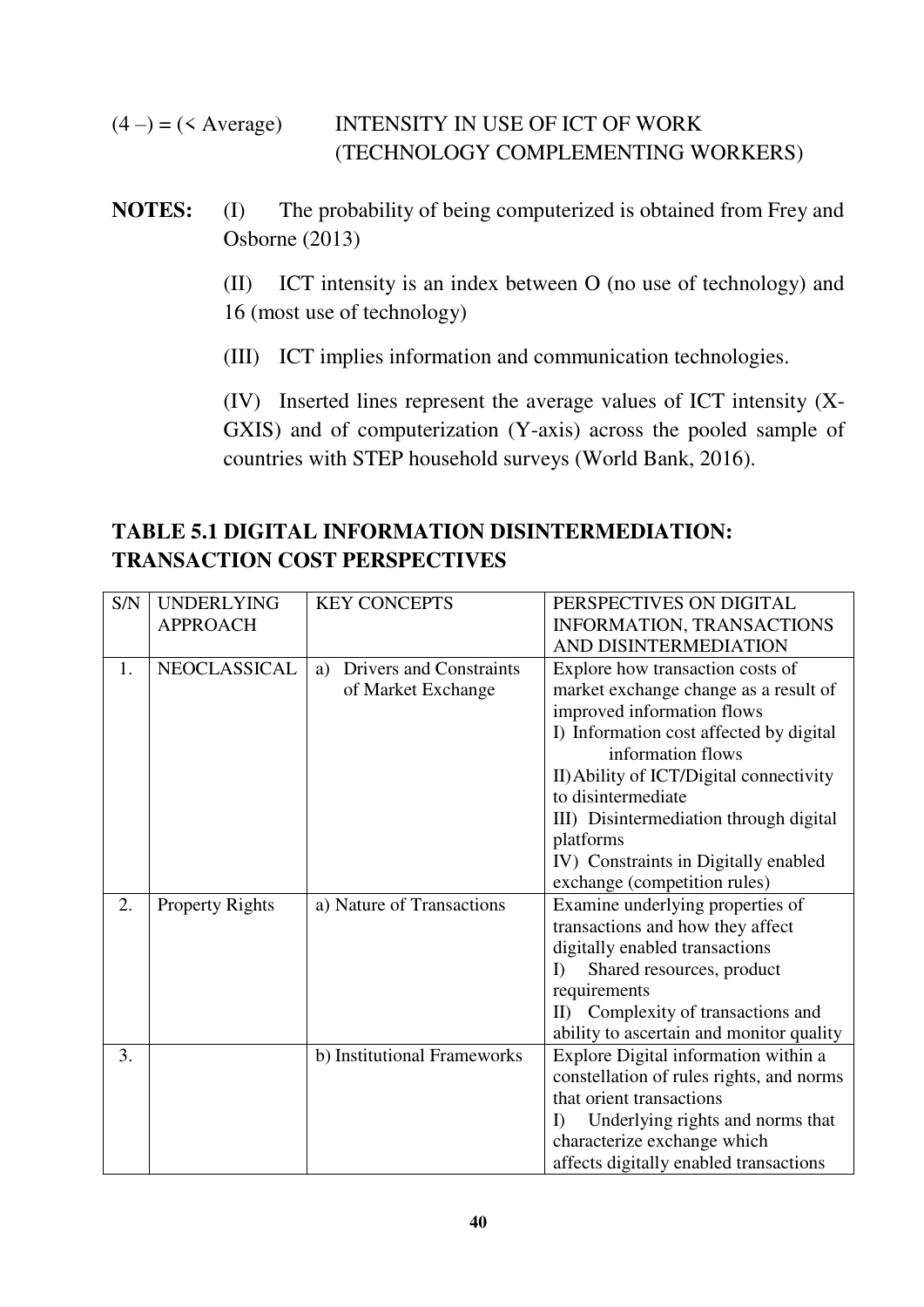(4 –) = (< Average)     INTENSITY IN USE OF ICT OF WORK (TECHNOLOGY COMPLEMENTING WORKERS)

**NOTES:** (I) The probability of being computerized is obtained from Frey and Osborne (2013)

(II) ICT intensity is an index between O (no use of technology) and 16 (most use of technology)

(III) ICT implies information and communication technologies.

(IV) Inserted lines represent the average values of ICT intensity (X-GXIS) and of computerization (Y-axis) across the pooled sample of countries with STEP household surveys (World Bank, 2016).

## TABLE 5.1 DIGITAL INFORMATION DISINTERMEDIATION: TRANSACTION COST PERSPECTIVES

| S/N | UNDERLYING APPROACH | KEY CONCEPTS | PERSPECTIVES ON DIGITAL INFORMATION, TRANSACTIONS AND DISINTERMEDIATION |
|---|---|---|---|
| 1. | NEOCLASSICAL | a) Drivers and Constraints of Market Exchange | Explore how transaction costs of market exchange change as a result of improved information flows<br>I) Information cost affected by digital information flows<br>II) Ability of ICT/Digital connectivity to disintermediate<br>III) Disintermediation through digital platforms<br>IV) Constraints in Digitally enabled exchange (competition rules) |
| 2. | Property Rights | a) Nature of Transactions | Examine underlying properties of transactions and how they affect digitally enabled transactions<br>I) Shared resources, product requirements<br>II) Complexity of transactions and ability to ascertain and monitor quality |
| 3. | | b) Institutional Frameworks | Explore Digital information within a constellation of rules rights, and norms that orient transactions<br>I) Underlying rights and norms that characterize exchange which affects digitally enabled transactions |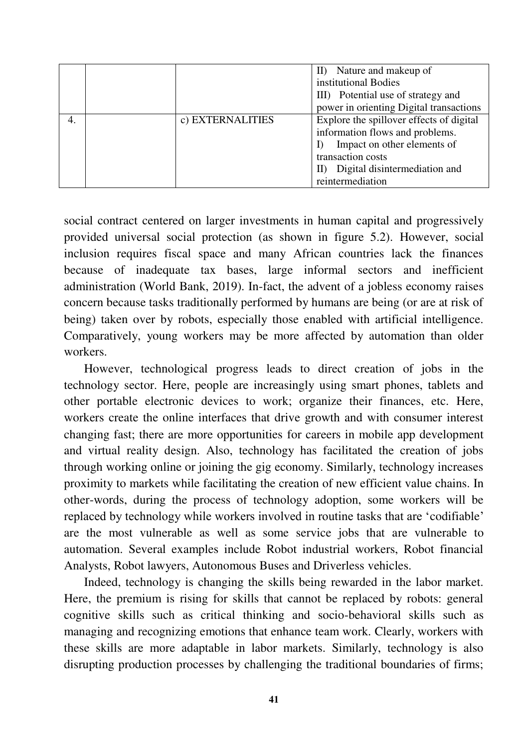|  |  |  | II) Nature and makeup of institutional Bodies<br>III) Potential use of strategy and power in orienting Digital transactions |
|---|---|---|---|
| 4. |  | c) EXTERNALITIES | Explore the spillover effects of digital information flows and problems.<br>I) Impact on other elements of transaction costs<br>II) Digital disintermediation and reintermediation |

social contract centered on larger investments in human capital and progressively provided universal social protection (as shown in figure 5.2). However, social inclusion requires fiscal space and many African countries lack the finances because of inadequate tax bases, large informal sectors and inefficient administration (World Bank, 2019). In-fact, the advent of a jobless economy raises concern because tasks traditionally performed by humans are being (or are at risk of being) taken over by robots, especially those enabled with artificial intelligence. Comparatively, young workers may be more affected by automation than older workers.

However, technological progress leads to direct creation of jobs in the technology sector. Here, people are increasingly using smart phones, tablets and other portable electronic devices to work; organize their finances, etc. Here, workers create the online interfaces that drive growth and with consumer interest changing fast; there are more opportunities for careers in mobile app development and virtual reality design. Also, technology has facilitated the creation of jobs through working online or joining the gig economy. Similarly, technology increases proximity to markets while facilitating the creation of new efficient value chains. In other-words, during the process of technology adoption, some workers will be replaced by technology while workers involved in routine tasks that are 'codifiable' are the most vulnerable as well as some service jobs that are vulnerable to automation. Several examples include Robot industrial workers, Robot financial Analysts, Robot lawyers, Autonomous Buses and Driverless vehicles.

Indeed, technology is changing the skills being rewarded in the labor market. Here, the premium is rising for skills that cannot be replaced by robots: general cognitive skills such as critical thinking and socio-behavioral skills such as managing and recognizing emotions that enhance team work. Clearly, workers with these skills are more adaptable in labor markets. Similarly, technology is also disrupting production processes by challenging the traditional boundaries of firms;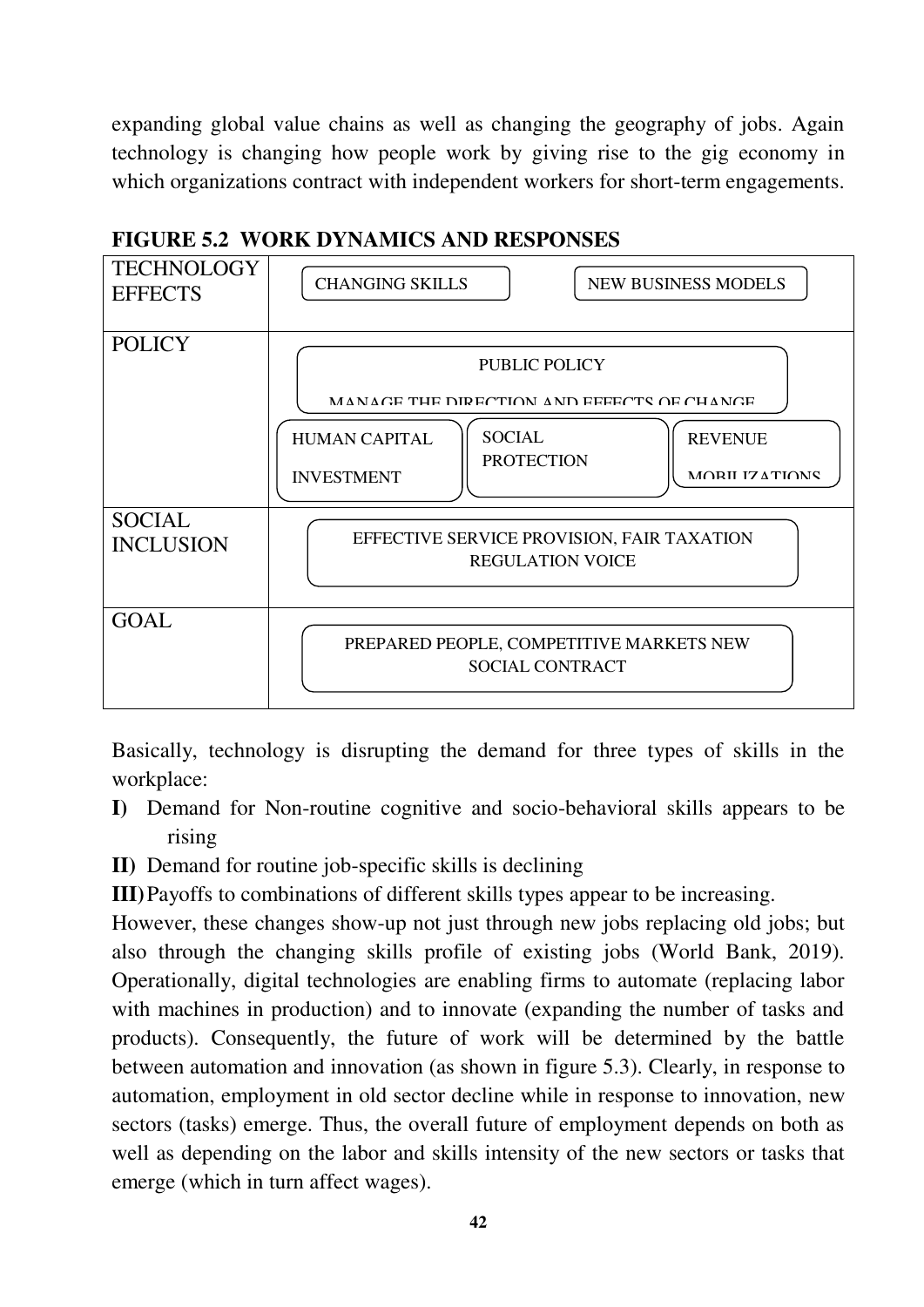expanding global value chains as well as changing the geography of jobs. Again technology is changing how people work by giving rise to the gig economy in which organizations contract with independent workers for short-term engagements.

**FIGURE 5.2 WORK DYNAMICS AND RESPONSES**

| | |
|---|---|
| TECHNOLOGY EFFECTS | CHANGING SKILLS; NEW BUSINESS MODELS |
| POLICY | PUBLIC POLICY MANAGE THE DIRECTION AND EFFECTS OF CHANGE; HUMAN CAPITAL INVESTMENT; SOCIAL PROTECTION; REVENUE MOBILIZATIONS |
| SOCIAL INCLUSION | EFFECTIVE SERVICE PROVISION, FAIR TAXATION REGULATION VOICE |
| GOAL | PREPARED PEOPLE, COMPETITIVE MARKETS NEW SOCIAL CONTRACT |

Basically, technology is disrupting the demand for three types of skills in the workplace:

**I)** Demand for Non-routine cognitive and socio-behavioral skills appears to be rising

**II)** Demand for routine job-specific skills is declining

**III)** Payoffs to combinations of different skills types appear to be increasing.

However, these changes show-up not just through new jobs replacing old jobs; but also through the changing skills profile of existing jobs (World Bank, 2019). Operationally, digital technologies are enabling firms to automate (replacing labor with machines in production) and to innovate (expanding the number of tasks and products). Consequently, the future of work will be determined by the battle between automation and innovation (as shown in figure 5.3). Clearly, in response to automation, employment in old sector decline while in response to innovation, new sectors (tasks) emerge. Thus, the overall future of employment depends on both as well as depending on the labor and skills intensity of the new sectors or tasks that emerge (which in turn affect wages).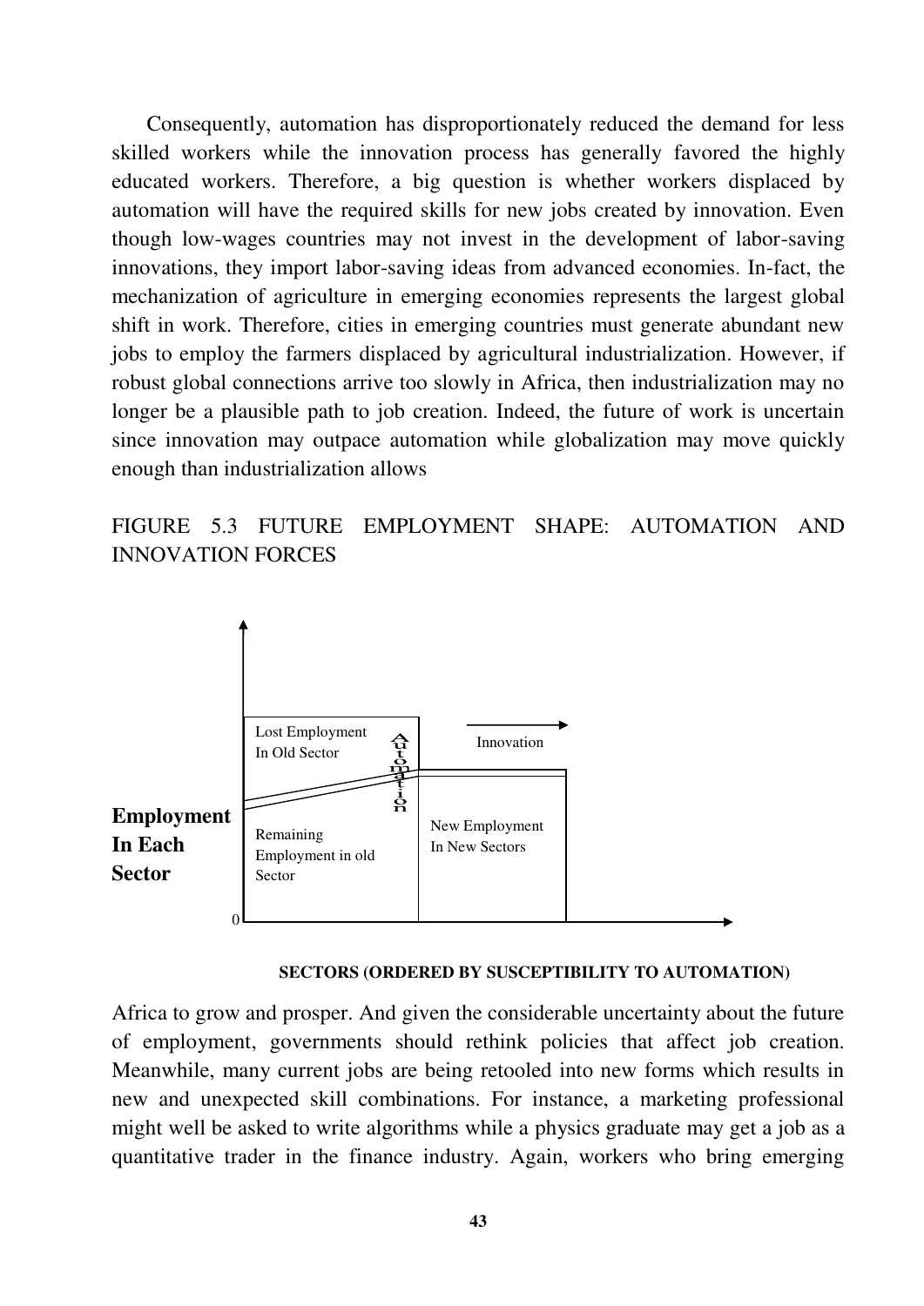Consequently, automation has disproportionately reduced the demand for less skilled workers while the innovation process has generally favored the highly educated workers. Therefore, a big question is whether workers displaced by automation will have the required skills for new jobs created by innovation. Even though low-wages countries may not invest in the development of labor-saving innovations, they import labor-saving ideas from advanced economies. In-fact, the mechanization of agriculture in emerging economies represents the largest global shift in work. Therefore, cities in emerging countries must generate abundant new jobs to employ the farmers displaced by agricultural industrialization. However, if robust global connections arrive too slowly in Africa, then industrialization may no longer be a plausible path to job creation. Indeed, the future of work is uncertain since innovation may outpace automation while globalization may move quickly enough than industrialization allows

FIGURE 5.3 FUTURE EMPLOYMENT SHAPE: AUTOMATION AND INNOVATION FORCES

**Employment In Each Sector**

Lost Employment In Old Sector

Automation

Innovation

Remaining Employment in old Sector

New Employment In New Sectors

0

**SECTORS (ORDERED BY SUSCEPTIBILITY TO AUTOMATION)**

Africa to grow and prosper. And given the considerable uncertainty about the future of employment, governments should rethink policies that affect job creation. Meanwhile, many current jobs are being retooled into new forms which results in new and unexpected skill combinations. For instance, a marketing professional might well be asked to write algorithms while a physics graduate may get a job as a quantitative trader in the finance industry. Again, workers who bring emerging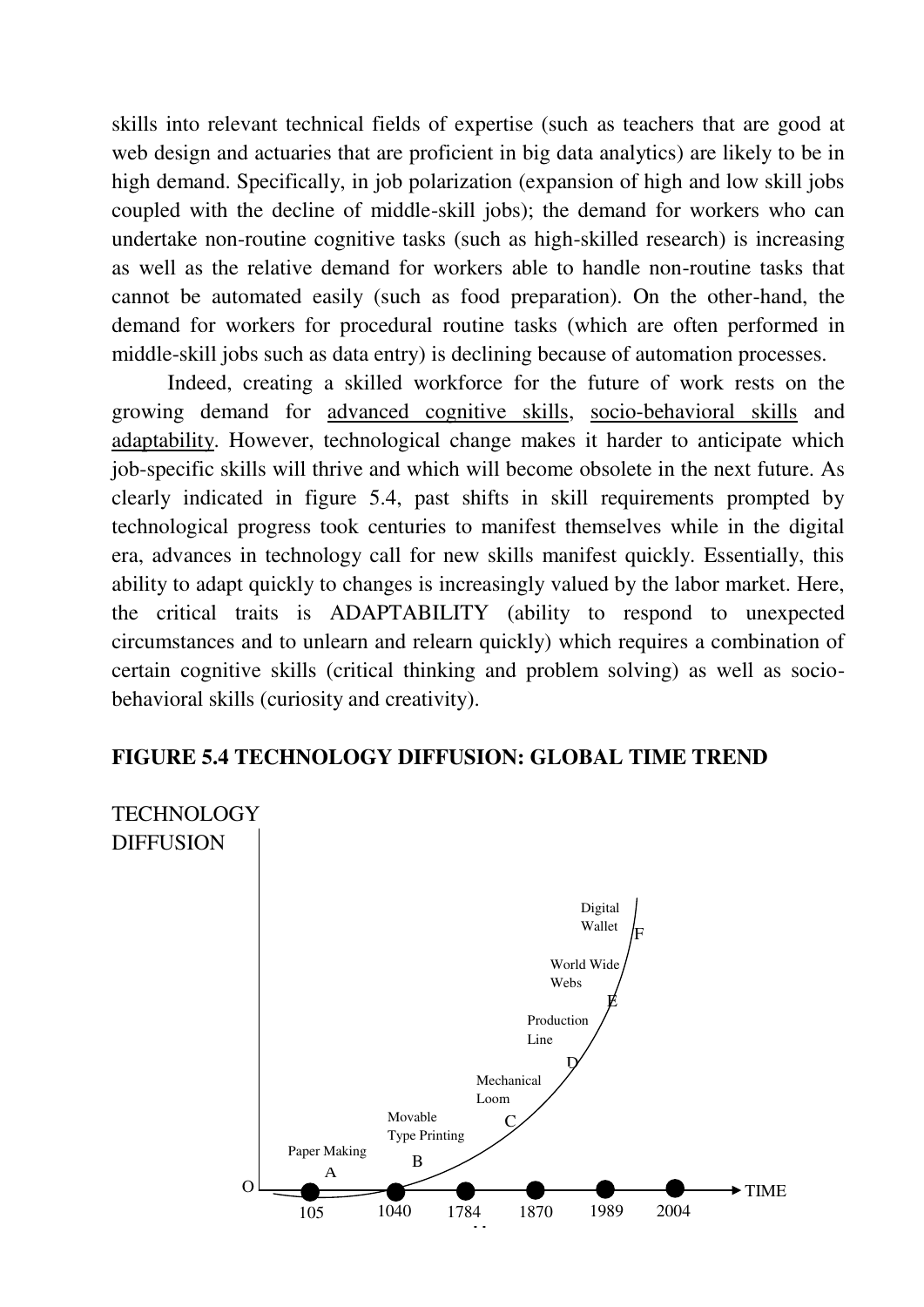skills into relevant technical fields of expertise (such as teachers that are good at web design and actuaries that are proficient in big data analytics) are likely to be in high demand. Specifically, in job polarization (expansion of high and low skill jobs coupled with the decline of middle-skill jobs); the demand for workers who can undertake non-routine cognitive tasks (such as high-skilled research) is increasing as well as the relative demand for workers able to handle non-routine tasks that cannot be automated easily (such as food preparation). On the other-hand, the demand for workers for procedural routine tasks (which are often performed in middle-skill jobs such as data entry) is declining because of automation processes.

Indeed, creating a skilled workforce for the future of work rests on the growing demand for <u>advanced cognitive skills</u>, <u>socio-behavioral skills</u> and <u>adaptability</u>. However, technological change makes it harder to anticipate which job-specific skills will thrive and which will become obsolete in the next future. As clearly indicated in figure 5.4, past shifts in skill requirements prompted by technological progress took centuries to manifest themselves while in the digital era, advances in technology call for new skills manifest quickly. Essentially, this ability to adapt quickly to changes is increasingly valued by the labor market. Here, the critical traits is ADAPTABILITY (ability to respond to unexpected circumstances and to unlearn and relearn quickly) which requires a combination of certain cognitive skills (critical thinking and problem solving) as well as socio-behavioral skills (curiosity and creativity).

**FIGURE 5.4 TECHNOLOGY DIFFUSION: GLOBAL TIME TREND**

TECHNOLOGY DIFFUSION

Digital Wallet F

World Wide Webs E

Production Line D

Mechanical Loom C

Movable Type Printing B

Paper Making A

O 105 1040 1784 1870 1989 2004 TIME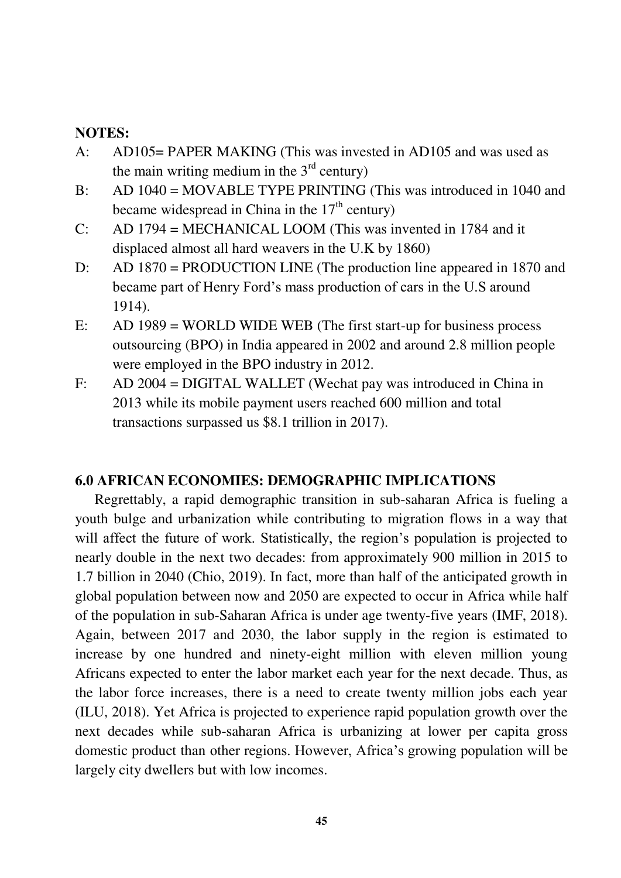**NOTES:**

A: AD105= PAPER MAKING (This was invested in AD105 and was used as the main writing medium in the 3rd century)

B: AD 1040 = MOVABLE TYPE PRINTING (This was introduced in 1040 and became widespread in China in the 17th century)

C: AD 1794 = MECHANICAL LOOM (This was invented in 1784 and it displaced almost all hard weavers in the U.K by 1860)

D: AD 1870 = PRODUCTION LINE (The production line appeared in 1870 and became part of Henry Ford's mass production of cars in the U.S around 1914).

E: AD 1989 = WORLD WIDE WEB (The first start-up for business process outsourcing (BPO) in India appeared in 2002 and around 2.8 million people were employed in the BPO industry in 2012.

F: AD 2004 = DIGITAL WALLET (Wechat pay was introduced in China in 2013 while its mobile payment users reached 600 million and total transactions surpassed us $8.1 trillion in 2017).

## 6.0 AFRICAN ECONOMIES: DEMOGRAPHIC IMPLICATIONS

Regrettably, a rapid demographic transition in sub-saharan Africa is fueling a youth bulge and urbanization while contributing to migration flows in a way that will affect the future of work. Statistically, the region's population is projected to nearly double in the next two decades: from approximately 900 million in 2015 to 1.7 billion in 2040 (Chio, 2019). In fact, more than half of the anticipated growth in global population between now and 2050 are expected to occur in Africa while half of the population in sub-Saharan Africa is under age twenty-five years (IMF, 2018). Again, between 2017 and 2030, the labor supply in the region is estimated to increase by one hundred and ninety-eight million with eleven million young Africans expected to enter the labor market each year for the next decade. Thus, as the labor force increases, there is a need to create twenty million jobs each year (ILU, 2018). Yet Africa is projected to experience rapid population growth over the next decades while sub-saharan Africa is urbanizing at lower per capita gross domestic product than other regions. However, Africa's growing population will be largely city dwellers but with low incomes.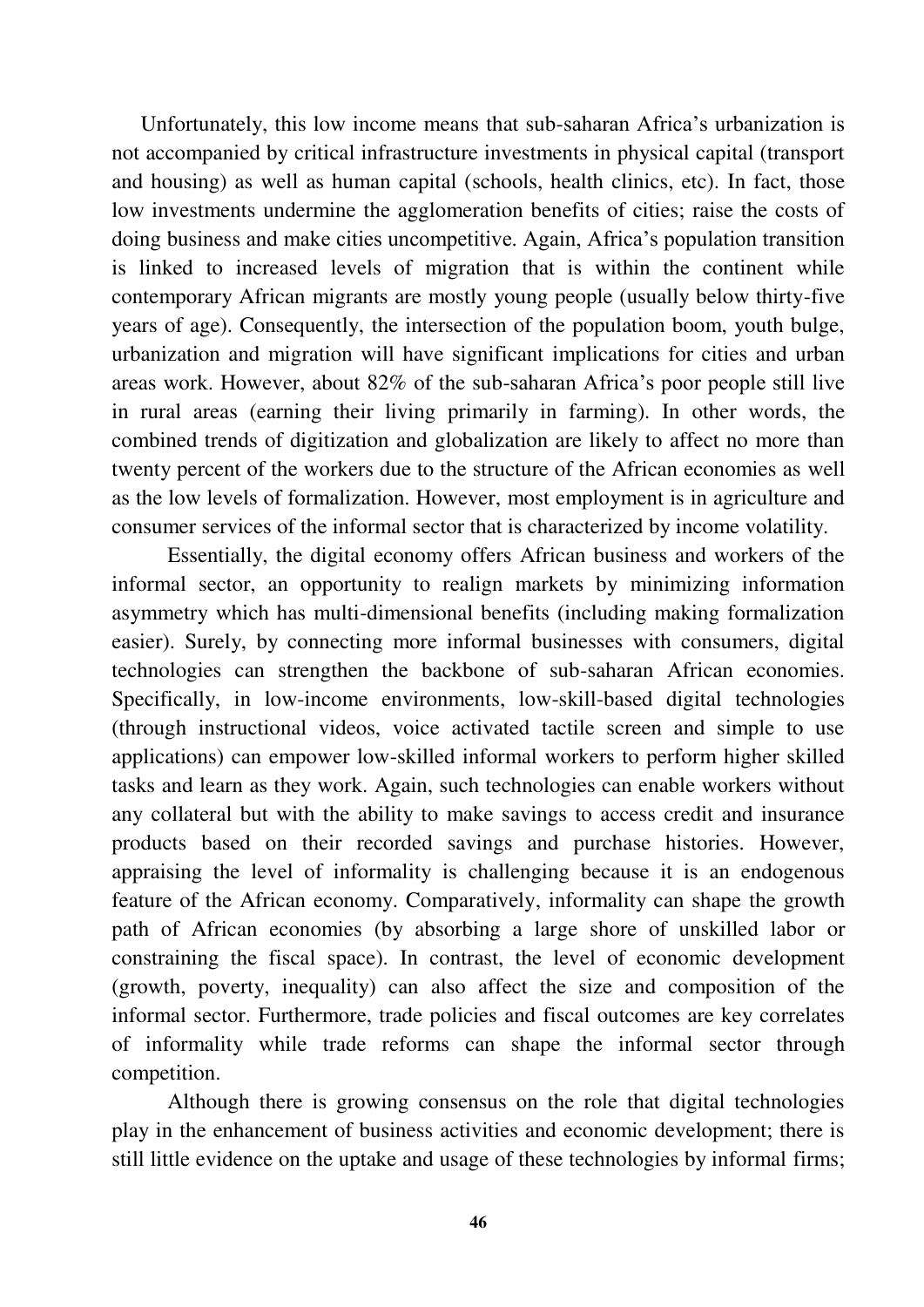Unfortunately, this low income means that sub-saharan Africa's urbanization is not accompanied by critical infrastructure investments in physical capital (transport and housing) as well as human capital (schools, health clinics, etc). In fact, those low investments undermine the agglomeration benefits of cities; raise the costs of doing business and make cities uncompetitive. Again, Africa's population transition is linked to increased levels of migration that is within the continent while contemporary African migrants are mostly young people (usually below thirty-five years of age). Consequently, the intersection of the population boom, youth bulge, urbanization and migration will have significant implications for cities and urban areas work. However, about 82% of the sub-saharan Africa's poor people still live in rural areas (earning their living primarily in farming). In other words, the combined trends of digitization and globalization are likely to affect no more than twenty percent of the workers due to the structure of the African economies as well as the low levels of formalization. However, most employment is in agriculture and consumer services of the informal sector that is characterized by income volatility.

Essentially, the digital economy offers African business and workers of the informal sector, an opportunity to realign markets by minimizing information asymmetry which has multi-dimensional benefits (including making formalization easier). Surely, by connecting more informal businesses with consumers, digital technologies can strengthen the backbone of sub-saharan African economies. Specifically, in low-income environments, low-skill-based digital technologies (through instructional videos, voice activated tactile screen and simple to use applications) can empower low-skilled informal workers to perform higher skilled tasks and learn as they work. Again, such technologies can enable workers without any collateral but with the ability to make savings to access credit and insurance products based on their recorded savings and purchase histories. However, appraising the level of informality is challenging because it is an endogenous feature of the African economy. Comparatively, informality can shape the growth path of African economies (by absorbing a large shore of unskilled labor or constraining the fiscal space). In contrast, the level of economic development (growth, poverty, inequality) can also affect the size and composition of the informal sector. Furthermore, trade policies and fiscal outcomes are key correlates of informality while trade reforms can shape the informal sector through competition.

Although there is growing consensus on the role that digital technologies play in the enhancement of business activities and economic development; there is still little evidence on the uptake and usage of these technologies by informal firms;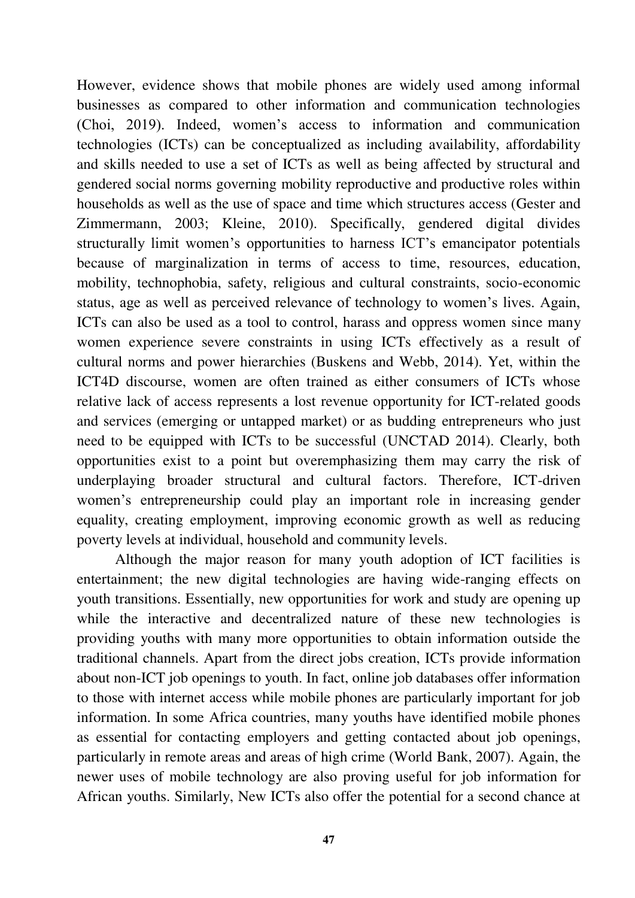However, evidence shows that mobile phones are widely used among informal businesses as compared to other information and communication technologies (Choi, 2019). Indeed, women's access to information and communication technologies (ICTs) can be conceptualized as including availability, affordability and skills needed to use a set of ICTs as well as being affected by structural and gendered social norms governing mobility reproductive and productive roles within households as well as the use of space and time which structures access (Gester and Zimmermann, 2003; Kleine, 2010). Specifically, gendered digital divides structurally limit women's opportunities to harness ICT's emancipator potentials because of marginalization in terms of access to time, resources, education, mobility, technophobia, safety, religious and cultural constraints, socio-economic status, age as well as perceived relevance of technology to women's lives. Again, ICTs can also be used as a tool to control, harass and oppress women since many women experience severe constraints in using ICTs effectively as a result of cultural norms and power hierarchies (Buskens and Webb, 2014). Yet, within the ICT4D discourse, women are often trained as either consumers of ICTs whose relative lack of access represents a lost revenue opportunity for ICT-related goods and services (emerging or untapped market) or as budding entrepreneurs who just need to be equipped with ICTs to be successful (UNCTAD 2014). Clearly, both opportunities exist to a point but overemphasizing them may carry the risk of underplaying broader structural and cultural factors. Therefore, ICT-driven women's entrepreneurship could play an important role in increasing gender equality, creating employment, improving economic growth as well as reducing poverty levels at individual, household and community levels.

Although the major reason for many youth adoption of ICT facilities is entertainment; the new digital technologies are having wide-ranging effects on youth transitions. Essentially, new opportunities for work and study are opening up while the interactive and decentralized nature of these new technologies is providing youths with many more opportunities to obtain information outside the traditional channels. Apart from the direct jobs creation, ICTs provide information about non-ICT job openings to youth. In fact, online job databases offer information to those with internet access while mobile phones are particularly important for job information. In some Africa countries, many youths have identified mobile phones as essential for contacting employers and getting contacted about job openings, particularly in remote areas and areas of high crime (World Bank, 2007). Again, the newer uses of mobile technology are also proving useful for job information for African youths. Similarly, New ICTs also offer the potential for a second chance at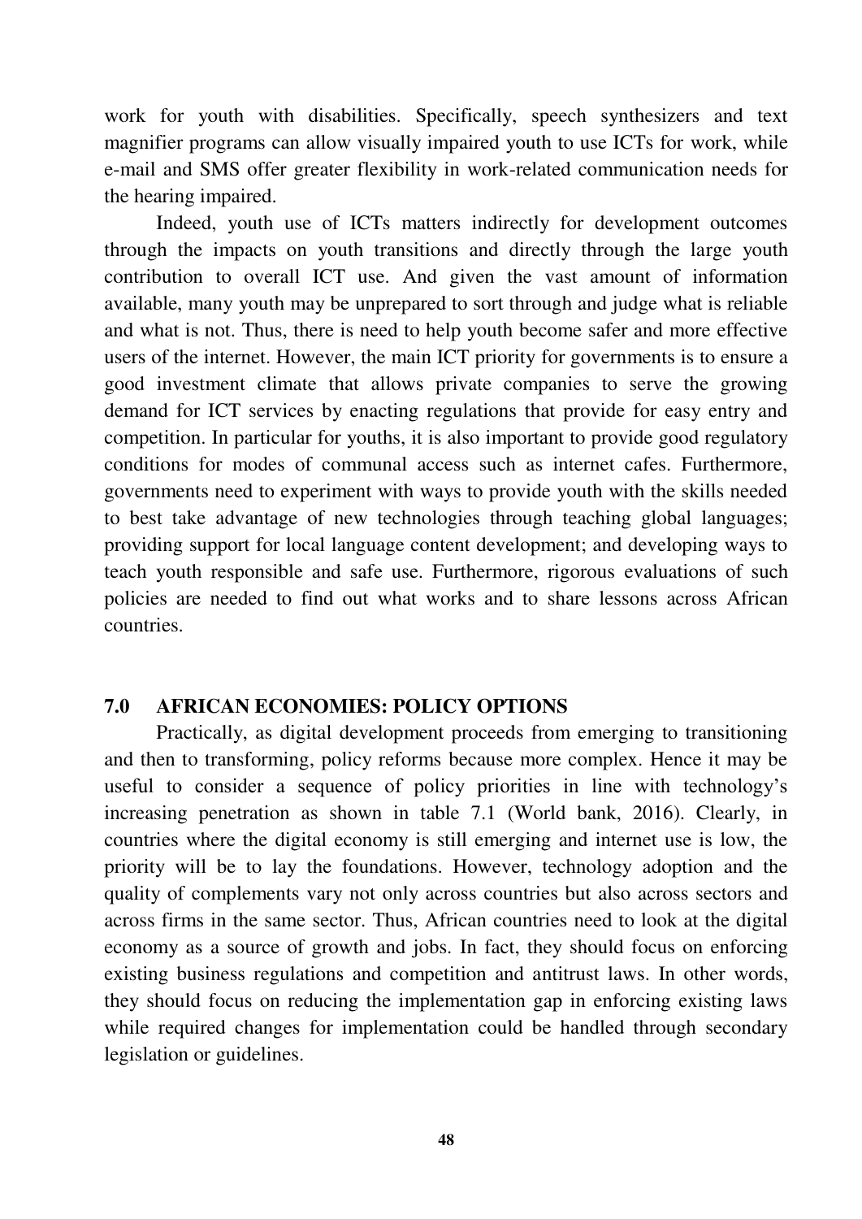work for youth with disabilities. Specifically, speech synthesizers and text magnifier programs can allow visually impaired youth to use ICTs for work, while e-mail and SMS offer greater flexibility in work-related communication needs for the hearing impaired.

Indeed, youth use of ICTs matters indirectly for development outcomes through the impacts on youth transitions and directly through the large youth contribution to overall ICT use. And given the vast amount of information available, many youth may be unprepared to sort through and judge what is reliable and what is not. Thus, there is need to help youth become safer and more effective users of the internet. However, the main ICT priority for governments is to ensure a good investment climate that allows private companies to serve the growing demand for ICT services by enacting regulations that provide for easy entry and competition. In particular for youths, it is also important to provide good regulatory conditions for modes of communal access such as internet cafes. Furthermore, governments need to experiment with ways to provide youth with the skills needed to best take advantage of new technologies through teaching global languages; providing support for local language content development; and developing ways to teach youth responsible and safe use. Furthermore, rigorous evaluations of such policies are needed to find out what works and to share lessons across African countries.

## 7.0 AFRICAN ECONOMIES: POLICY OPTIONS

Practically, as digital development proceeds from emerging to transitioning and then to transforming, policy reforms because more complex. Hence it may be useful to consider a sequence of policy priorities in line with technology's increasing penetration as shown in table 7.1 (World bank, 2016). Clearly, in countries where the digital economy is still emerging and internet use is low, the priority will be to lay the foundations. However, technology adoption and the quality of complements vary not only across countries but also across sectors and across firms in the same sector. Thus, African countries need to look at the digital economy as a source of growth and jobs. In fact, they should focus on enforcing existing business regulations and competition and antitrust laws. In other words, they should focus on reducing the implementation gap in enforcing existing laws while required changes for implementation could be handled through secondary legislation or guidelines.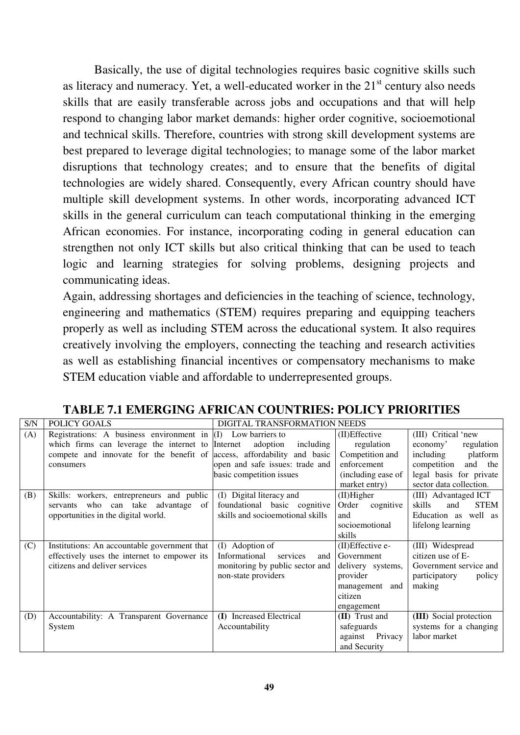Basically, the use of digital technologies requires basic cognitive skills such as literacy and numeracy. Yet, a well-educated worker in the 21st century also needs skills that are easily transferable across jobs and occupations and that will help respond to changing labor market demands: higher order cognitive, socioemotional and technical skills. Therefore, countries with strong skill development systems are best prepared to leverage digital technologies; to manage some of the labor market disruptions that technology creates; and to ensure that the benefits of digital technologies are widely shared. Consequently, every African country should have multiple skill development systems. In other words, incorporating advanced ICT skills in the general curriculum can teach computational thinking in the emerging African economies. For instance, incorporating coding in general education can strengthen not only ICT skills but also critical thinking that can be used to teach logic and learning strategies for solving problems, designing projects and communicating ideas.

Again, addressing shortages and deficiencies in the teaching of science, technology, engineering and mathematics (STEM) requires preparing and equipping teachers properly as well as including STEM across the educational system. It also requires creatively involving the employers, connecting the teaching and research activities as well as establishing financial incentives or compensatory mechanisms to make STEM education viable and affordable to underrepresented groups.

**TABLE 7.1 EMERGING AFRICAN COUNTRIES: POLICY PRIORITIES**

| S/N | POLICY GOALS | DIGITAL TRANSFORMATION NEEDS | | |
|---|---|---|---|---|
| (A) | Registrations: A business environment in which firms can leverage the internet to compete and innovate for the benefit of consumers | (I) Low barriers to Internet adoption including access, affordability and basic open and safe issues: trade and basic competition issues | (II)Effective regulation Competition and enforcement (including ease of market entry) | (III) Critical 'new economy' regulation including platform competition and the legal basis for private sector data collection. |
| (B) | Skills: workers, entrepreneurs and public servants who can take advantage of opportunities in the digital world. | (I) Digital literacy and foundational basic cognitive skills and socioemotional skills | (II)Higher Order cognitive and socioemotional skills | (III) Advantaged ICT skills and STEM Education as well as lifelong learning |
| (C) | Institutions: An accountable government that effectively uses the internet to empower its citizens and deliver services | (I) Adoption of Informational services and monitoring by public sector and non-state providers | (II)Effective e-Government delivery systems, provider management and citizen engagement | (III) Widespread citizen use of E-Government service and participatory policy making |
| (D) | Accountability: A Transparent Governance System | **(I)** Increased Electrical Accountability | **(II)** Trust and safeguards against Privacy and Security | **(III)** Social protection systems for a changing labor market |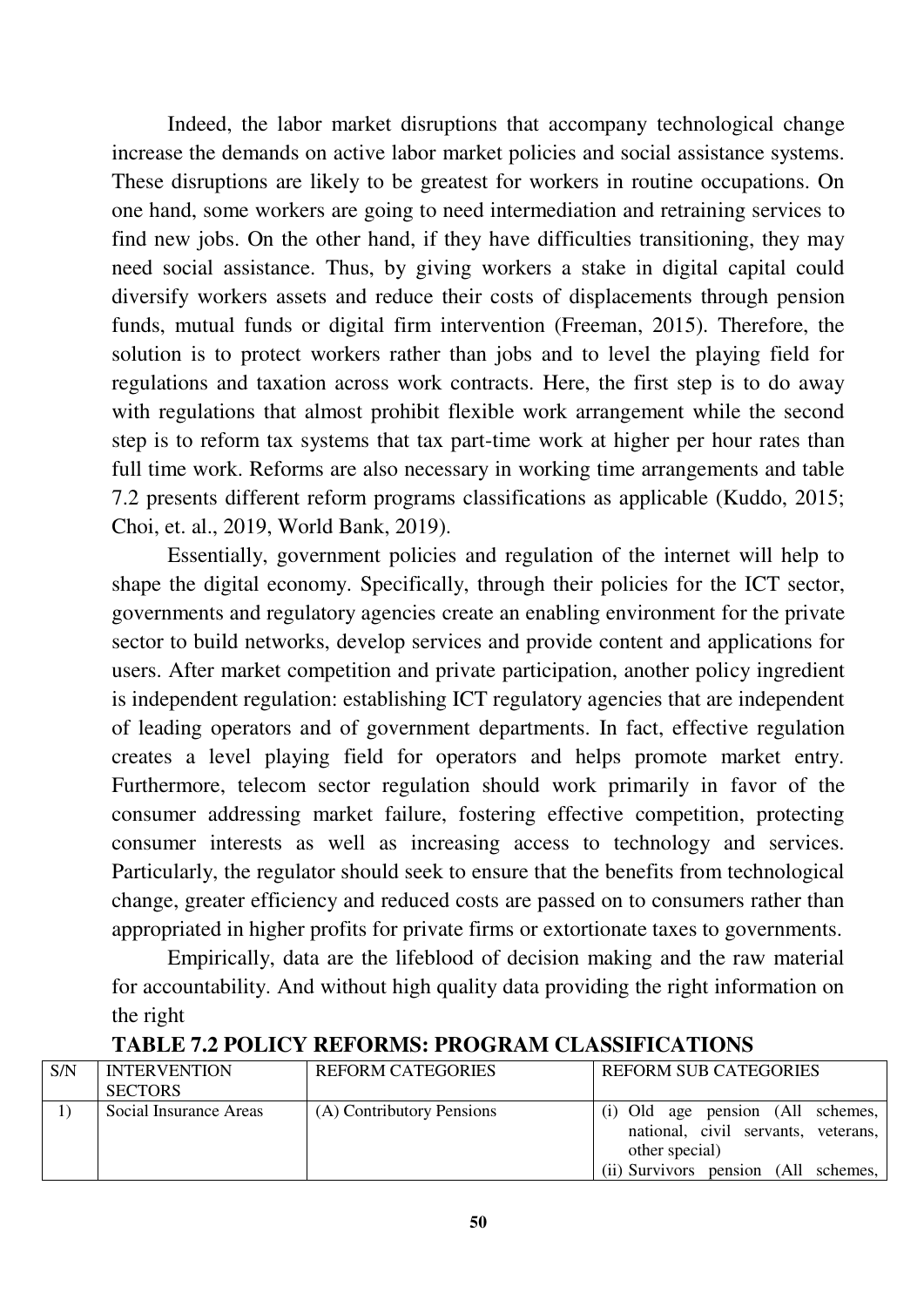Indeed, the labor market disruptions that accompany technological change increase the demands on active labor market policies and social assistance systems. These disruptions are likely to be greatest for workers in routine occupations. On one hand, some workers are going to need intermediation and retraining services to find new jobs. On the other hand, if they have difficulties transitioning, they may need social assistance. Thus, by giving workers a stake in digital capital could diversify workers assets and reduce their costs of displacements through pension funds, mutual funds or digital firm intervention (Freeman, 2015). Therefore, the solution is to protect workers rather than jobs and to level the playing field for regulations and taxation across work contracts. Here, the first step is to do away with regulations that almost prohibit flexible work arrangement while the second step is to reform tax systems that tax part-time work at higher per hour rates than full time work. Reforms are also necessary in working time arrangements and table 7.2 presents different reform programs classifications as applicable (Kuddo, 2015; Choi, et. al., 2019, World Bank, 2019).

Essentially, government policies and regulation of the internet will help to shape the digital economy. Specifically, through their policies for the ICT sector, governments and regulatory agencies create an enabling environment for the private sector to build networks, develop services and provide content and applications for users. After market competition and private participation, another policy ingredient is independent regulation: establishing ICT regulatory agencies that are independent of leading operators and of government departments. In fact, effective regulation creates a level playing field for operators and helps promote market entry. Furthermore, telecom sector regulation should work primarily in favor of the consumer addressing market failure, fostering effective competition, protecting consumer interests as well as increasing access to technology and services. Particularly, the regulator should seek to ensure that the benefits from technological change, greater efficiency and reduced costs are passed on to consumers rather than appropriated in higher profits for private firms or extortionate taxes to governments.

Empirically, data are the lifeblood of decision making and the raw material for accountability. And without high quality data providing the right information on the right

**TABLE 7.2 POLICY REFORMS: PROGRAM CLASSIFICATIONS**

| S/N | INTERVENTION SECTORS | REFORM CATEGORIES | REFORM SUB CATEGORIES |
|---|---|---|---|
| 1) | Social Insurance Areas | (A) Contributory Pensions | (i) Old age pension (All schemes, national, civil servants, veterans, other special)<br>(ii) Survivors pension (All schemes, |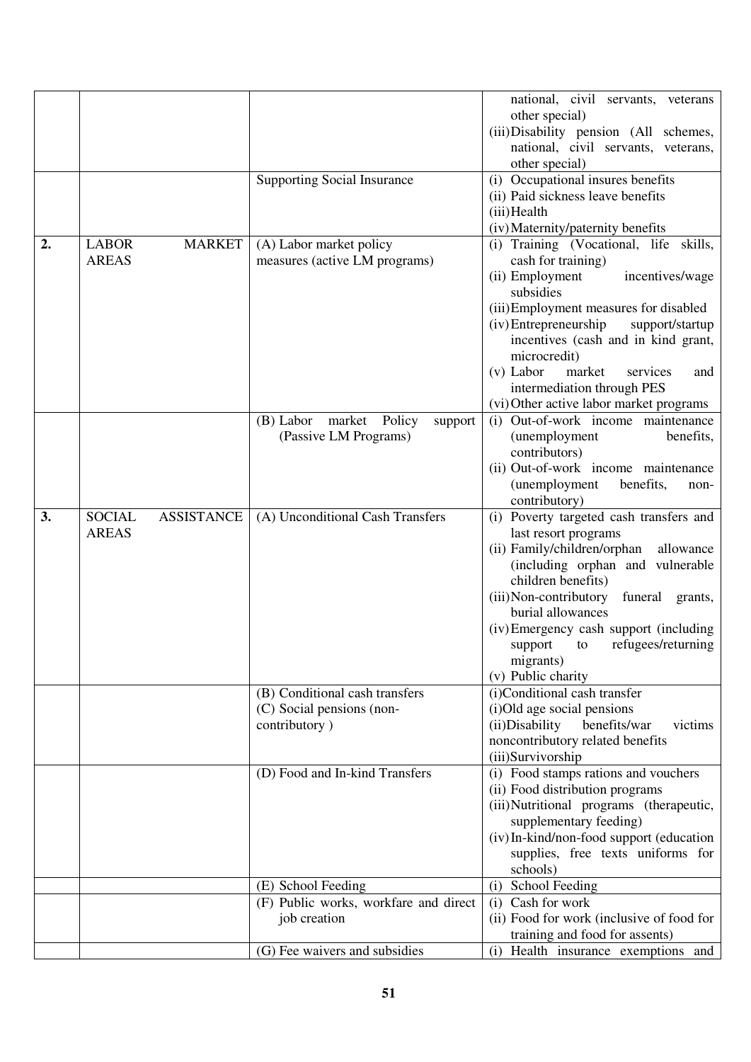| | | | |
|---|---|---|---|
| | | | national, civil servants, veterans other special)<br>(iii) Disability pension (All schemes, national, civil servants, veterans, other special) |
| | | Supporting Social Insurance | (i) Occupational insures benefits<br>(ii) Paid sickness leave benefits<br>(iii) Health<br>(iv) Maternity/paternity benefits |
| **2.** | LABOR MARKET AREAS | (A) Labor market policy measures (active LM programs) | (i) Training (Vocational, life skills, cash for training)<br>(ii) Employment incentives/wage subsidies<br>(iii) Employment measures for disabled<br>(iv) Entrepreneurship support/startup incentives (cash and in kind grant, microcredit)<br>(v) Labor market services and intermediation through PES<br>(vi) Other active labor market programs |
| | | (B) Labor market Policy support (Passive LM Programs) | (i) Out-of-work income maintenance (unemployment benefits, contributors)<br>(ii) Out-of-work income maintenance (unemployment benefits, non-contributory) |
| **3.** | SOCIAL ASSISTANCE AREAS | (A) Unconditional Cash Transfers | (i) Poverty targeted cash transfers and last resort programs<br>(ii) Family/children/orphan allowance (including orphan and vulnerable children benefits)<br>(iii) Non-contributory funeral grants, burial allowances<br>(iv) Emergency cash support (including support to refugees/returning migrants)<br>(v) Public charity |
| | | (B) Conditional cash transfers<br>(C) Social pensions (non-contributory ) | (i)Conditional cash transfer<br>(i)Old age social pensions<br>(ii)Disability benefits/war victims noncontributory related benefits<br>(iii)Survivorship |
| | | (D) Food and In-kind Transfers | (i) Food stamps rations and vouchers<br>(ii) Food distribution programs<br>(iii) Nutritional programs (therapeutic, supplementary feeding)<br>(iv) In-kind/non-food support (education supplies, free texts uniforms for schools) |
| | | (E) School Feeding | (i) School Feeding |
| | | (F) Public works, workfare and direct job creation | (i) Cash for work<br>(ii) Food for work (inclusive of food for training and food for assents) |
| | | (G) Fee waivers and subsidies | (i) Health insurance exemptions and |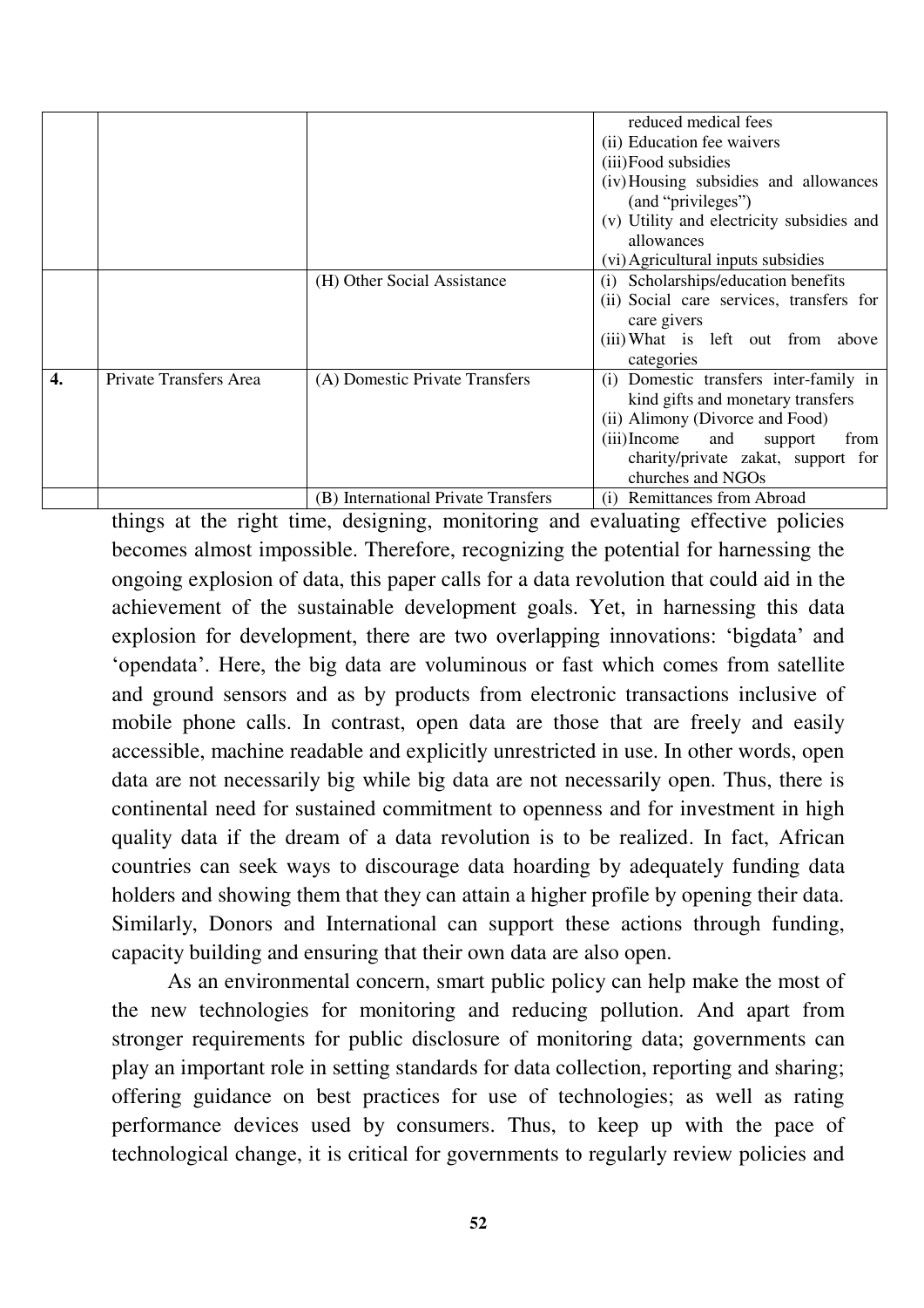|  |  |  |  |
|---|---|---|---|
|  |  |  | reduced medical fees<br>(ii) Education fee waivers<br>(iii) Food subsidies<br>(iv) Housing subsidies and allowances (and "privileges")<br>(v) Utility and electricity subsidies and allowances<br>(vi) Agricultural inputs subsidies |
|  |  | (H) Other Social Assistance | (i) Scholarships/education benefits<br>(ii) Social care services, transfers for care givers<br>(iii) What is left out from above categories |
| **4.** | Private Transfers Area | (A) Domestic Private Transfers | (i) Domestic transfers inter-family in kind gifts and monetary transfers<br>(ii) Alimony (Divorce and Food)<br>(iii) Income and support from charity/private zakat, support for churches and NGOs |
|  |  | (B) International Private Transfers | (i) Remittances from Abroad |

things at the right time, designing, monitoring and evaluating effective policies becomes almost impossible. Therefore, recognizing the potential for harnessing the ongoing explosion of data, this paper calls for a data revolution that could aid in the achievement of the sustainable development goals. Yet, in harnessing this data explosion for development, there are two overlapping innovations: 'bigdata' and 'opendata'. Here, the big data are voluminous or fast which comes from satellite and ground sensors and as by products from electronic transactions inclusive of mobile phone calls. In contrast, open data are those that are freely and easily accessible, machine readable and explicitly unrestricted in use. In other words, open data are not necessarily big while big data are not necessarily open. Thus, there is continental need for sustained commitment to openness and for investment in high quality data if the dream of a data revolution is to be realized. In fact, African countries can seek ways to discourage data hoarding by adequately funding data holders and showing them that they can attain a higher profile by opening their data. Similarly, Donors and International can support these actions through funding, capacity building and ensuring that their own data are also open.

As an environmental concern, smart public policy can help make the most of the new technologies for monitoring and reducing pollution. And apart from stronger requirements for public disclosure of monitoring data; governments can play an important role in setting standards for data collection, reporting and sharing; offering guidance on best practices for use of technologies; as well as rating performance devices used by consumers. Thus, to keep up with the pace of technological change, it is critical for governments to regularly review policies and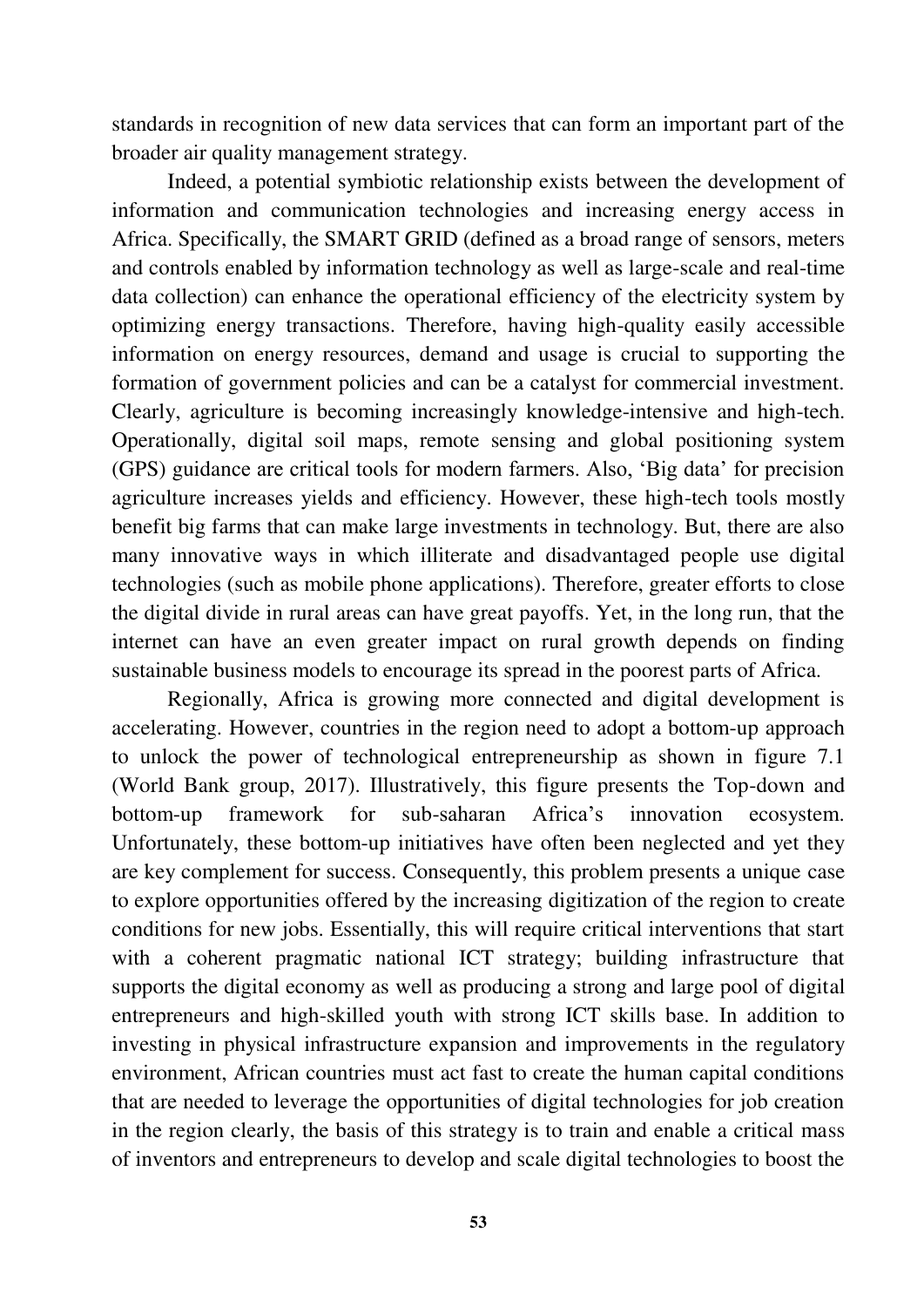standards in recognition of new data services that can form an important part of the broader air quality management strategy.

Indeed, a potential symbiotic relationship exists between the development of information and communication technologies and increasing energy access in Africa. Specifically, the SMART GRID (defined as a broad range of sensors, meters and controls enabled by information technology as well as large-scale and real-time data collection) can enhance the operational efficiency of the electricity system by optimizing energy transactions. Therefore, having high-quality easily accessible information on energy resources, demand and usage is crucial to supporting the formation of government policies and can be a catalyst for commercial investment. Clearly, agriculture is becoming increasingly knowledge-intensive and high-tech. Operationally, digital soil maps, remote sensing and global positioning system (GPS) guidance are critical tools for modern farmers. Also, 'Big data' for precision agriculture increases yields and efficiency. However, these high-tech tools mostly benefit big farms that can make large investments in technology. But, there are also many innovative ways in which illiterate and disadvantaged people use digital technologies (such as mobile phone applications). Therefore, greater efforts to close the digital divide in rural areas can have great payoffs. Yet, in the long run, that the internet can have an even greater impact on rural growth depends on finding sustainable business models to encourage its spread in the poorest parts of Africa.

Regionally, Africa is growing more connected and digital development is accelerating. However, countries in the region need to adopt a bottom-up approach to unlock the power of technological entrepreneurship as shown in figure 7.1 (World Bank group, 2017). Illustratively, this figure presents the Top-down and bottom-up framework for sub-saharan Africa's innovation ecosystem. Unfortunately, these bottom-up initiatives have often been neglected and yet they are key complement for success. Consequently, this problem presents a unique case to explore opportunities offered by the increasing digitization of the region to create conditions for new jobs. Essentially, this will require critical interventions that start with a coherent pragmatic national ICT strategy; building infrastructure that supports the digital economy as well as producing a strong and large pool of digital entrepreneurs and high-skilled youth with strong ICT skills base. In addition to investing in physical infrastructure expansion and improvements in the regulatory environment, African countries must act fast to create the human capital conditions that are needed to leverage the opportunities of digital technologies for job creation in the region clearly, the basis of this strategy is to train and enable a critical mass of inventors and entrepreneurs to develop and scale digital technologies to boost the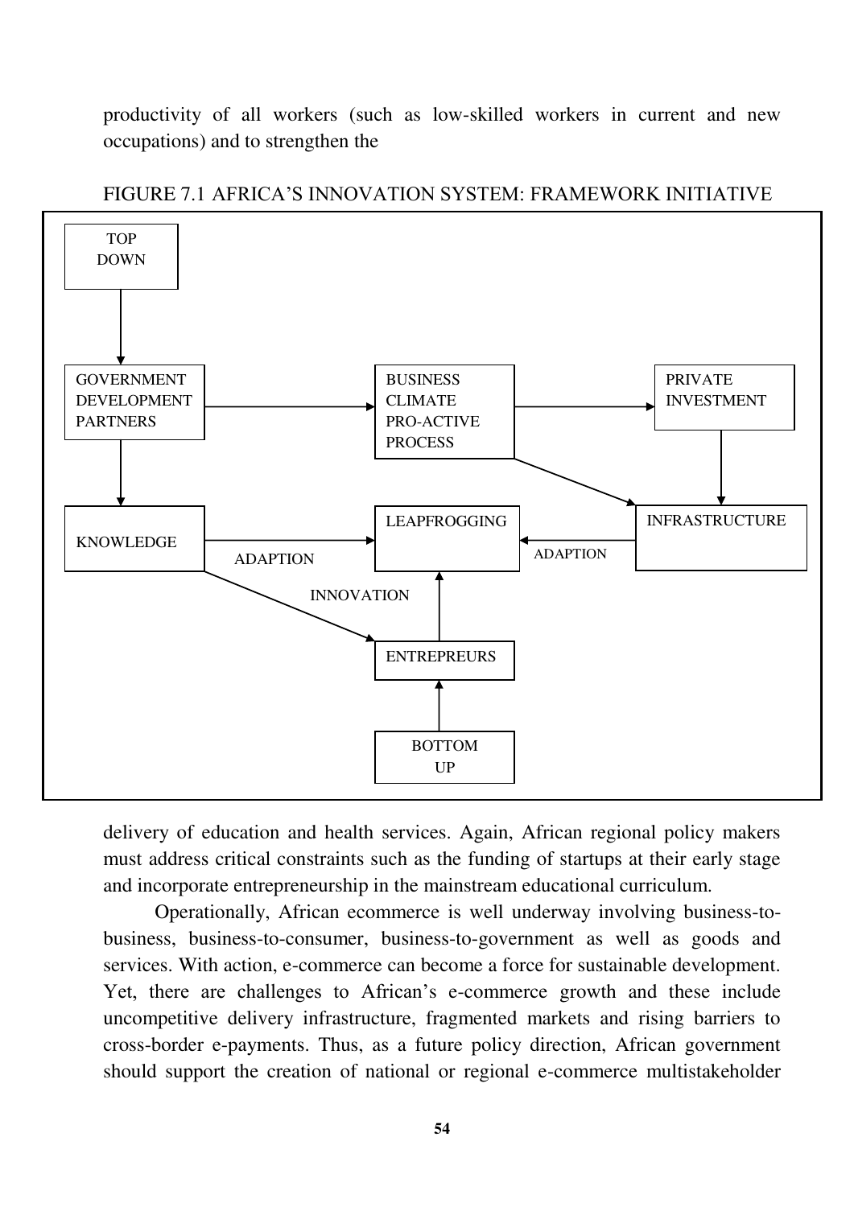productivity of all workers (such as low-skilled workers in current and new occupations) and to strengthen the

FIGURE 7.1 AFRICA'S INNOVATION SYSTEM: FRAMEWORK INITIATIVE

```
TOP DOWN
   |
   v
GOVERNMENT DEVELOPMENT PARTNERS ---> BUSINESS CLIMATE PRO-ACTIVE PROCESS ---> PRIVATE INVESTMENT
   |                                        \                                     |
   v                                         \                                    v
KNOWLEDGE ---ADAPTION---> LEAPFROGGING <---ADAPTION--- INFRASTRUCTURE <-----------'
   \                           ^
    \ INNOVATION               |
     `--------------------> ENTREPREUS
                               ^
                               |
                           BOTTOM UP
```

delivery of education and health services. Again, African regional policy makers must address critical constraints such as the funding of startups at their early stage and incorporate entrepreneurship in the mainstream educational curriculum.

Operationally, African ecommerce is well underway involving business-to-business, business-to-consumer, business-to-government as well as goods and services. With action, e-commerce can become a force for sustainable development. Yet, there are challenges to African's e-commerce growth and these include uncompetitive delivery infrastructure, fragmented markets and rising barriers to cross-border e-payments. Thus, as a future policy direction, African government should support the creation of national or regional e-commerce multistakeholder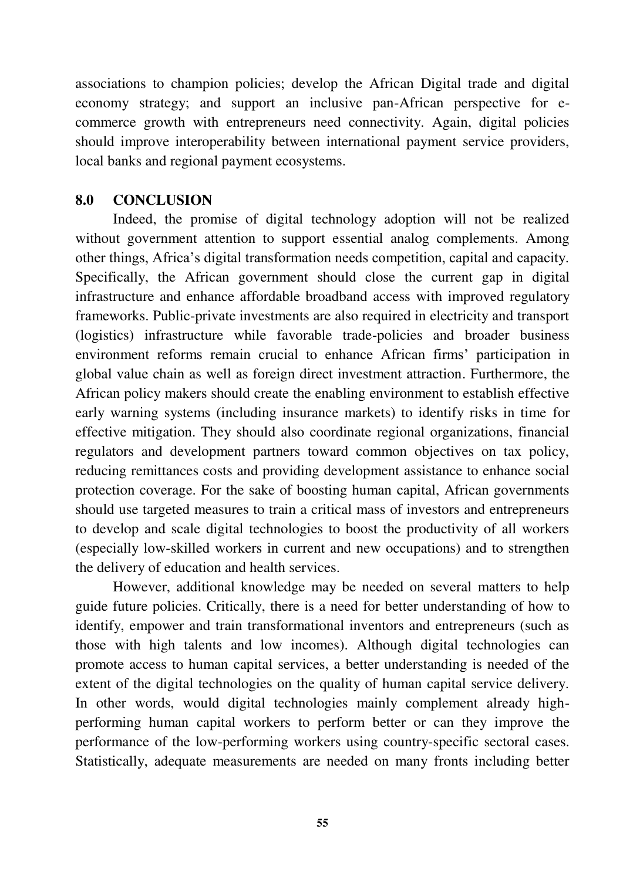associations to champion policies; develop the African Digital trade and digital economy strategy; and support an inclusive pan-African perspective for e-commerce growth with entrepreneurs need connectivity. Again, digital policies should improve interoperability between international payment service providers, local banks and regional payment ecosystems.

## 8.0 CONCLUSION

Indeed, the promise of digital technology adoption will not be realized without government attention to support essential analog complements. Among other things, Africa's digital transformation needs competition, capital and capacity. Specifically, the African government should close the current gap in digital infrastructure and enhance affordable broadband access with improved regulatory frameworks. Public-private investments are also required in electricity and transport (logistics) infrastructure while favorable trade-policies and broader business environment reforms remain crucial to enhance African firms' participation in global value chain as well as foreign direct investment attraction. Furthermore, the African policy makers should create the enabling environment to establish effective early warning systems (including insurance markets) to identify risks in time for effective mitigation. They should also coordinate regional organizations, financial regulators and development partners toward common objectives on tax policy, reducing remittances costs and providing development assistance to enhance social protection coverage. For the sake of boosting human capital, African governments should use targeted measures to train a critical mass of investors and entrepreneurs to develop and scale digital technologies to boost the productivity of all workers (especially low-skilled workers in current and new occupations) and to strengthen the delivery of education and health services.

However, additional knowledge may be needed on several matters to help guide future policies. Critically, there is a need for better understanding of how to identify, empower and train transformational inventors and entrepreneurs (such as those with high talents and low incomes). Although digital technologies can promote access to human capital services, a better understanding is needed of the extent of the digital technologies on the quality of human capital service delivery. In other words, would digital technologies mainly complement already high-performing human capital workers to perform better or can they improve the performance of the low-performing workers using country-specific sectoral cases. Statistically, adequate measurements are needed on many fronts including better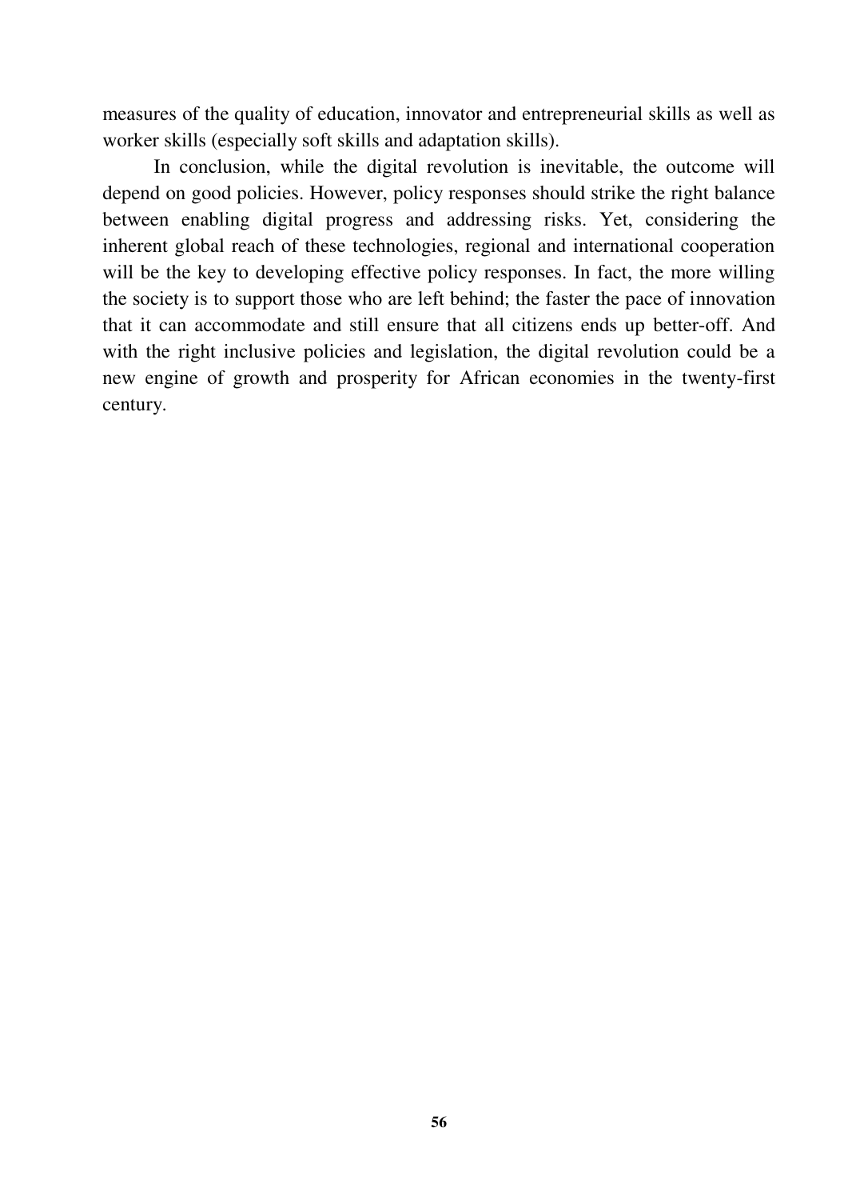measures of the quality of education, innovator and entrepreneurial skills as well as worker skills (especially soft skills and adaptation skills).

In conclusion, while the digital revolution is inevitable, the outcome will depend on good policies. However, policy responses should strike the right balance between enabling digital progress and addressing risks. Yet, considering the inherent global reach of these technologies, regional and international cooperation will be the key to developing effective policy responses. In fact, the more willing the society is to support those who are left behind; the faster the pace of innovation that it can accommodate and still ensure that all citizens ends up better-off. And with the right inclusive policies and legislation, the digital revolution could be a new engine of growth and prosperity for African economies in the twenty-first century.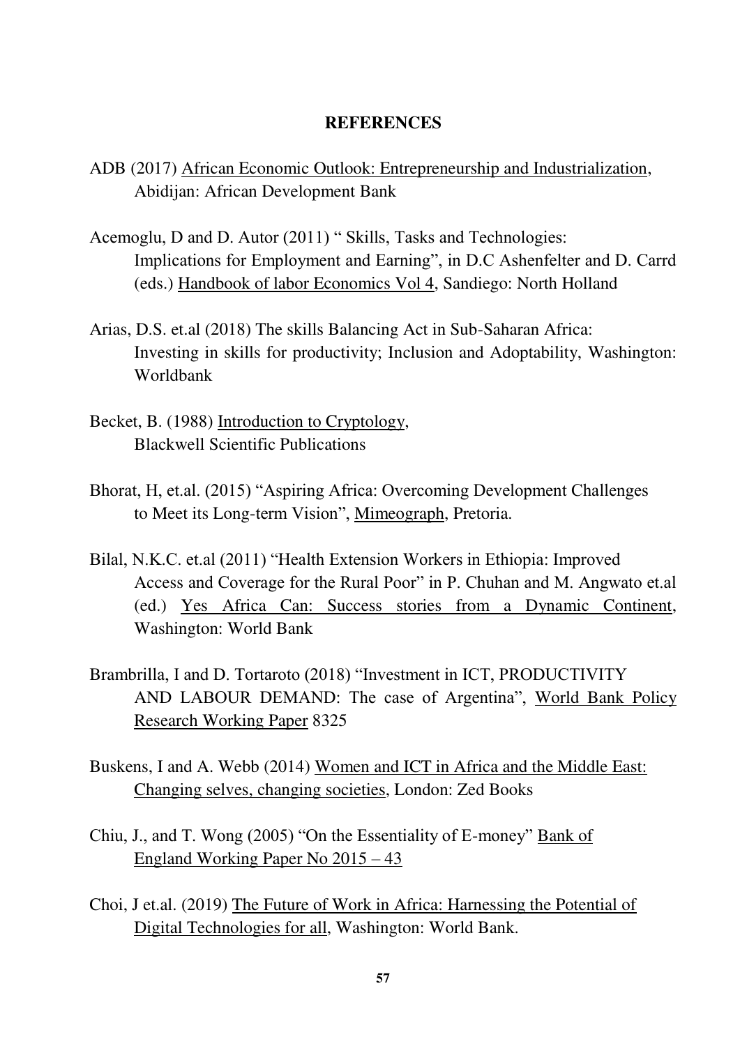# REFERENCES

ADB (2017) <u>African Economic Outlook: Entrepreneurship and Industrialization</u>, Abidijan: African Development Bank

Acemoglu, D and D. Autor (2011) " Skills, Tasks and Technologies: Implications for Employment and Earning", in D.C Ashenfelter and D. Carrd (eds.) <u>Handbook of labor Economics Vol 4</u>, Sandiego: North Holland

Arias, D.S. et.al (2018) The skills Balancing Act in Sub-Saharan Africa: Investing in skills for productivity; Inclusion and Adoptability, Washington: Worldbank

Becket, B. (1988) <u>Introduction to Cryptology</u>, Blackwell Scientific Publications

Bhorat, H, et.al. (2015) "Aspiring Africa: Overcoming Development Challenges to Meet its Long-term Vision", <u>Mimeograph</u>, Pretoria.

Bilal, N.K.C. et.al (2011) "Health Extension Workers in Ethiopia: Improved Access and Coverage for the Rural Poor" in P. Chuhan and M. Angwato et.al (ed.) <u>Yes Africa Can: Success stories from a Dynamic Continent</u>, Washington: World Bank

Brambrilla, I and D. Tortaroto (2018) "Investment in ICT, PRODUCTIVITY AND LABOUR DEMAND: The case of Argentina", <u>World Bank Policy Research Working Paper</u> 8325

Buskens, I and A. Webb (2014) <u>Women and ICT in Africa and the Middle East: Changing selves, changing societies</u>, London: Zed Books

Chiu, J., and T. Wong (2005) "On the Essentiality of E-money" <u>Bank of England Working Paper No 2015 – 43</u>

Choi, J et.al. (2019) <u>The Future of Work in Africa: Harnessing the Potential of Digital Technologies for all</u>, Washington: World Bank.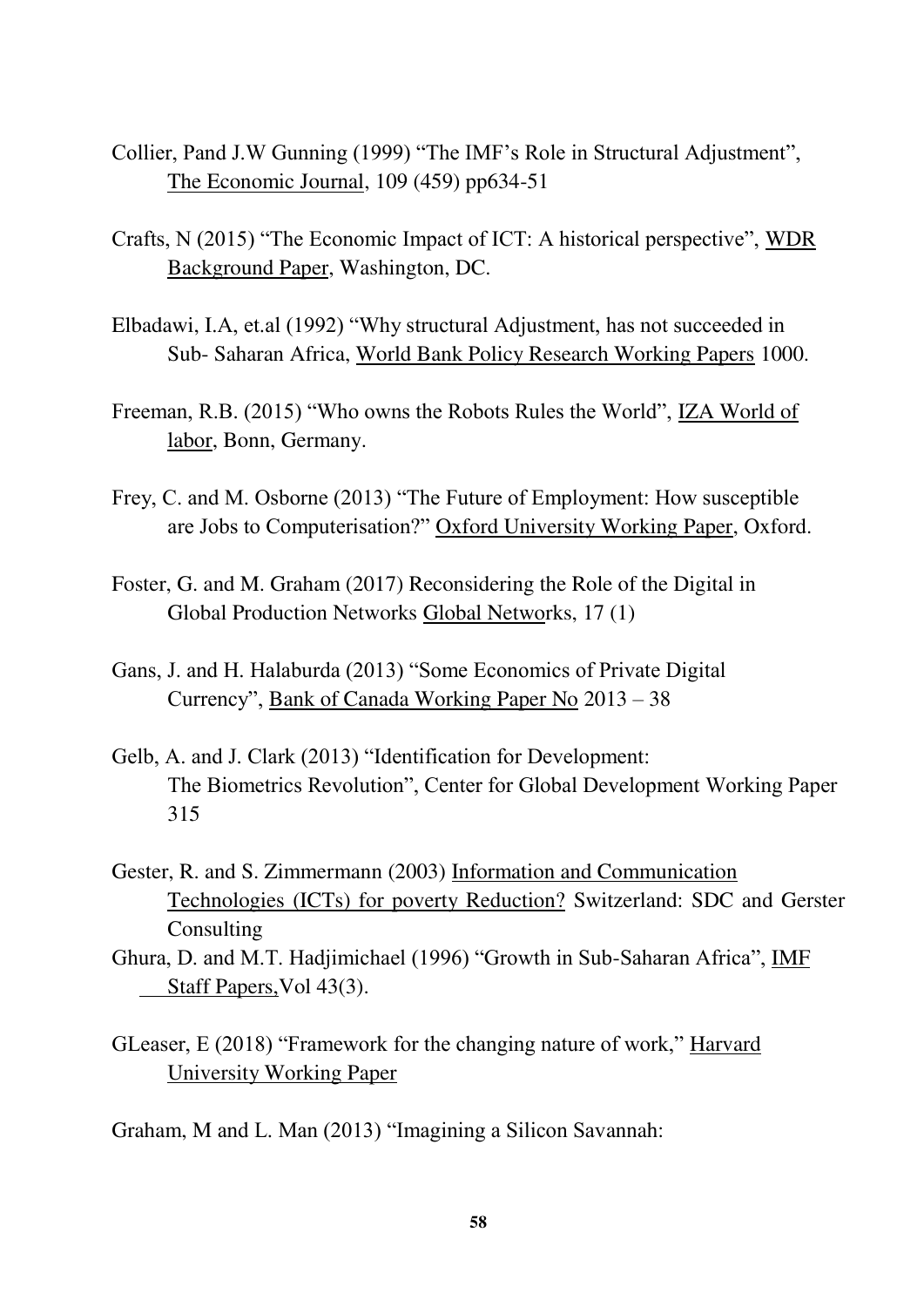Collier, Pand J.W Gunning (1999) "The IMF's Role in Structural Adjustment", The Economic Journal, 109 (459) pp634-51

Crafts, N (2015) "The Economic Impact of ICT: A historical perspective", WDR Background Paper, Washington, DC.

Elbadawi, I.A, et.al (1992) "Why structural Adjustment, has not succeeded in Sub- Saharan Africa, World Bank Policy Research Working Papers 1000.

Freeman, R.B. (2015) "Who owns the Robots Rules the World", IZA World of labor, Bonn, Germany.

Frey, C. and M. Osborne (2013) "The Future of Employment: How susceptible are Jobs to Computerisation?" Oxford University Working Paper, Oxford.

Foster, G. and M. Graham (2017) Reconsidering the Role of the Digital in Global Production Networks Global Networks, 17 (1)

Gans, J. and H. Halaburda (2013) "Some Economics of Private Digital Currency", Bank of Canada Working Paper No 2013 – 38

Gelb, A. and J. Clark (2013) "Identification for Development: The Biometrics Revolution", Center for Global Development Working Paper 315

Gester, R. and S. Zimmermann (2003) Information and Communication Technologies (ICTs) for poverty Reduction? Switzerland: SDC and Gerster Consulting

Ghura, D. and M.T. Hadjimichael (1996) "Growth in Sub-Saharan Africa", IMF Staff Papers, Vol 43(3).

GLeaser, E (2018) "Framework for the changing nature of work," Harvard University Working Paper

Graham, M and L. Man (2013) "Imagining a Silicon Savannah: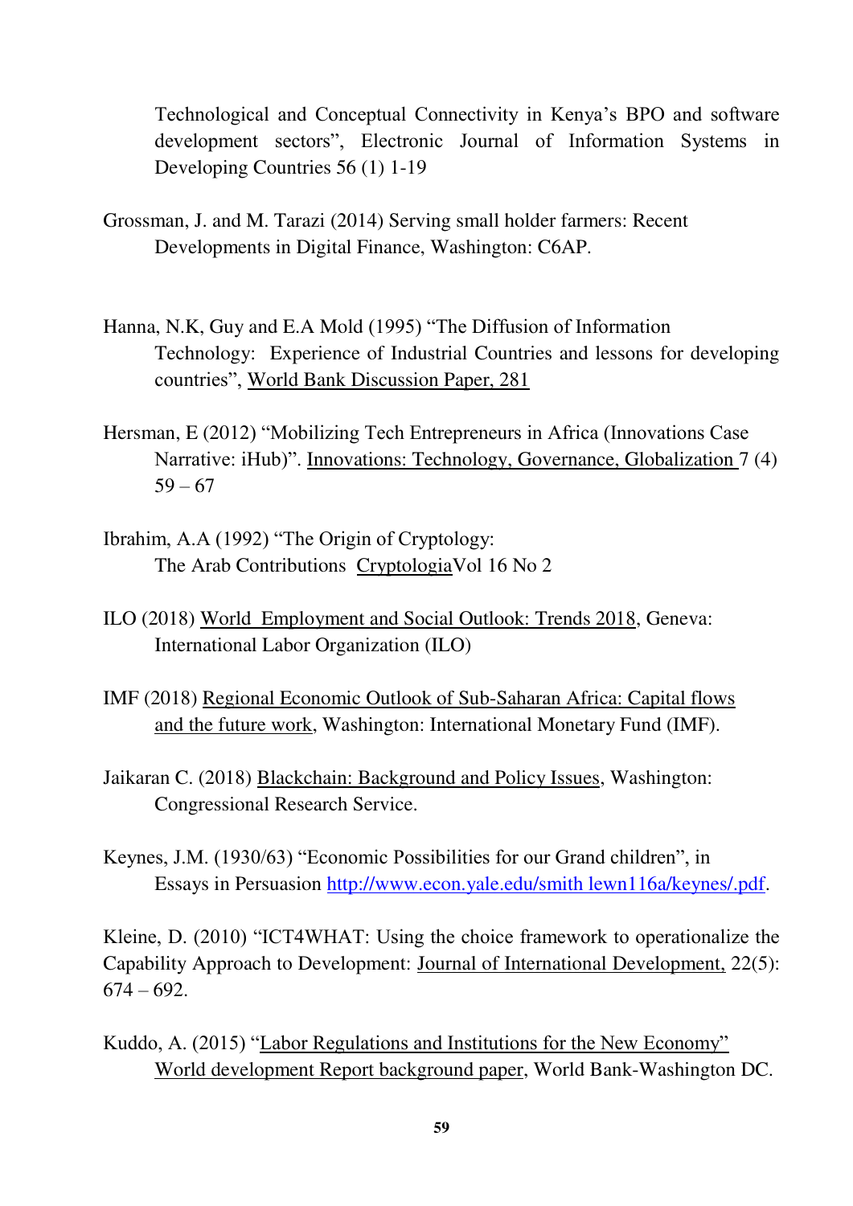Technological and Conceptual Connectivity in Kenya's BPO and software development sectors", Electronic Journal of Information Systems in Developing Countries 56 (1) 1-19

Grossman, J. and M. Tarazi (2014) Serving small holder farmers: Recent Developments in Digital Finance, Washington: C6AP.

Hanna, N.K, Guy and E.A Mold (1995) "The Diffusion of Information Technology: Experience of Industrial Countries and lessons for developing countries", World Bank Discussion Paper, 281

Hersman, E (2012) "Mobilizing Tech Entrepreneurs in Africa (Innovations Case Narrative: iHub)". Innovations: Technology, Governance, Globalization 7 (4) 59 – 67

Ibrahim, A.A (1992) "The Origin of Cryptology: The Arab Contributions CryptologiaVol 16 No 2

ILO (2018) World Employment and Social Outlook: Trends 2018, Geneva: International Labor Organization (ILO)

IMF (2018) Regional Economic Outlook of Sub-Saharan Africa: Capital flows and the future work, Washington: International Monetary Fund (IMF).

Jaikaran C. (2018) Blackchain: Background and Policy Issues, Washington: Congressional Research Service.

Keynes, J.M. (1930/63) "Economic Possibilities for our Grand children", in Essays in Persuasion http://www.econ.yale.edu/smith lewn116a/keynes/.pdf.

Kleine, D. (2010) "ICT4WHAT: Using the choice framework to operationalize the Capability Approach to Development: Journal of International Development, 22(5): 674 – 692.

Kuddo, A. (2015) "Labor Regulations and Institutions for the New Economy" World development Report background paper, World Bank-Washington DC.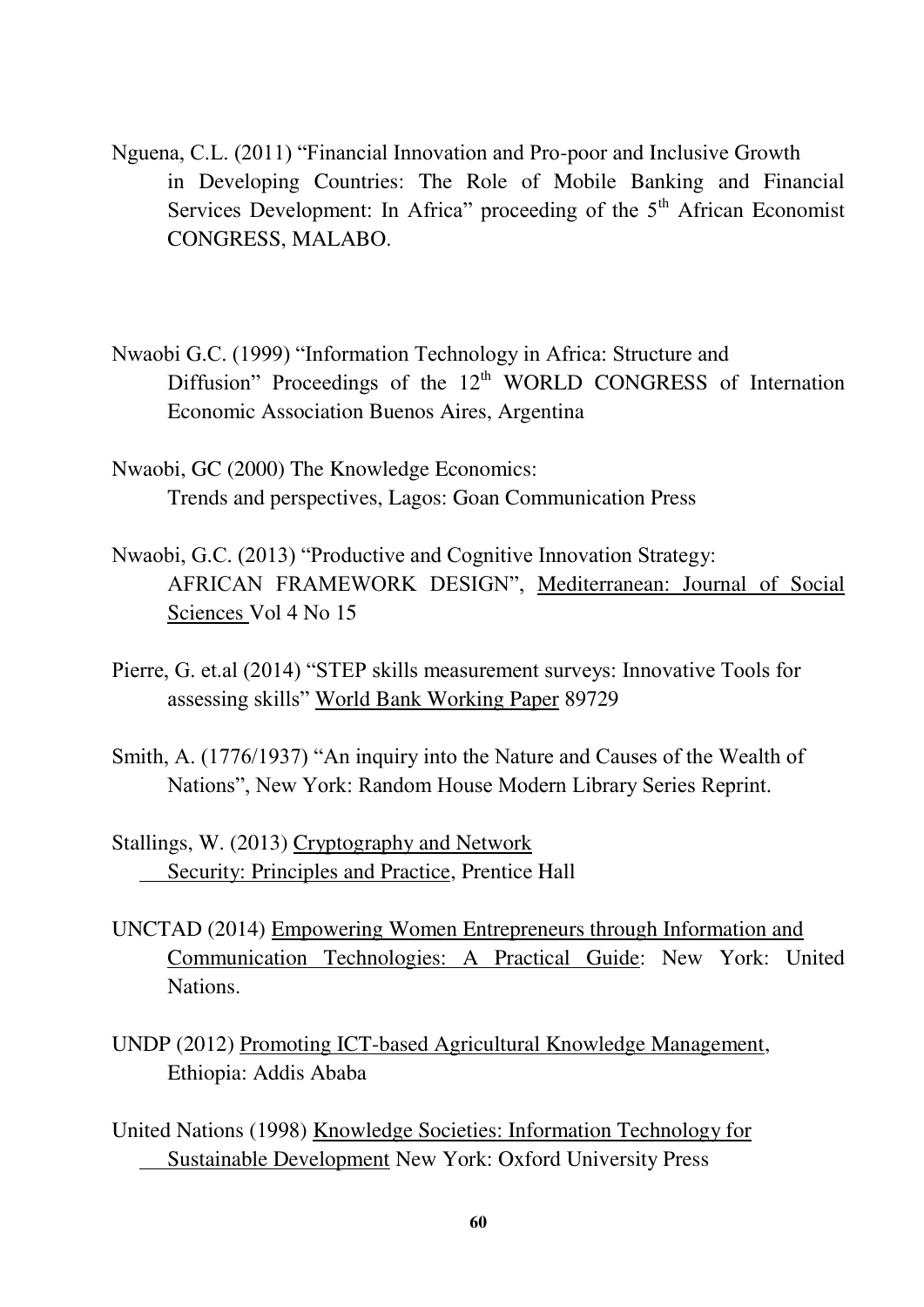Nguena, C.L. (2011) "Financial Innovation and Pro-poor and Inclusive Growth in Developing Countries: The Role of Mobile Banking and Financial Services Development: In Africa" proceeding of the 5th African Economist CONGRESS, MALABO.

Nwaobi G.C. (1999) "Information Technology in Africa: Structure and Diffusion" Proceedings of the 12th WORLD CONGRESS of Internation Economic Association Buenos Aires, Argentina

Nwaobi, GC (2000) The Knowledge Economics: Trends and perspectives, Lagos: Goan Communication Press

Nwaobi, G.C. (2013) "Productive and Cognitive Innovation Strategy: AFRICAN FRAMEWORK DESIGN", Mediterranean: Journal of Social Sciences Vol 4 No 15

Pierre, G. et.al (2014) "STEP skills measurement surveys: Innovative Tools for assessing skills" World Bank Working Paper 89729

Smith, A. (1776/1937) "An inquiry into the Nature and Causes of the Wealth of Nations", New York: Random House Modern Library Series Reprint.

Stallings, W. (2013) Cryptography and Network Security: Principles and Practice, Prentice Hall

UNCTAD (2014) Empowering Women Entrepreneurs through Information and Communication Technologies: A Practical Guide: New York: United Nations.

UNDP (2012) Promoting ICT-based Agricultural Knowledge Management, Ethiopia: Addis Ababa

United Nations (1998) Knowledge Societies: Information Technology for Sustainable Development New York: Oxford University Press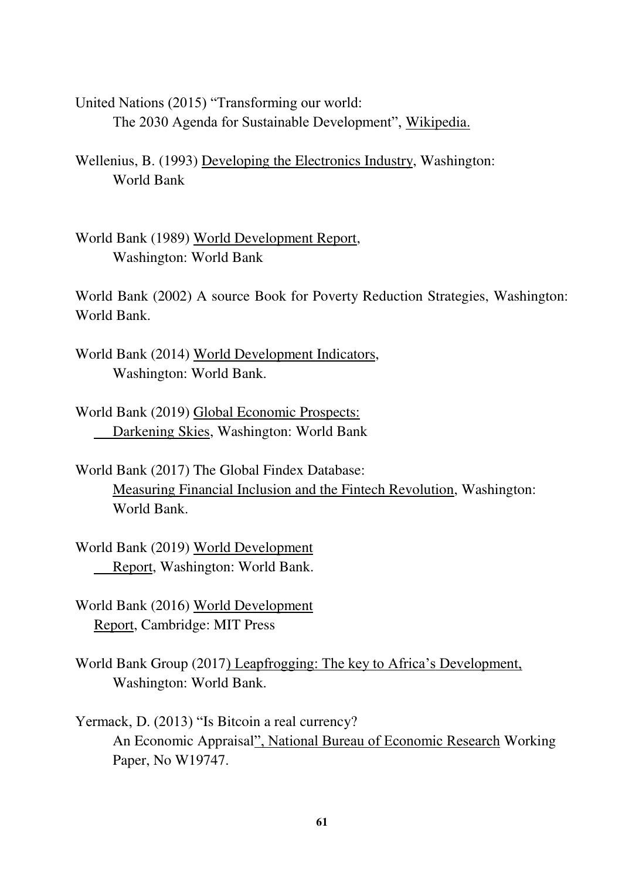United Nations (2015) "Transforming our world: The 2030 Agenda for Sustainable Development", <u>Wikipedia.</u>

Wellenius, B. (1993) <u>Developing the Electronics Industry</u>, Washington: World Bank

World Bank (1989) <u>World Development Report</u>, Washington: World Bank

World Bank (2002) A source Book for Poverty Reduction Strategies, Washington: World Bank.

World Bank (2014) <u>World Development Indicators</u>, Washington: World Bank.

World Bank (2019) <u>Global Economic Prospects: Darkening Skies</u>, Washington: World Bank

World Bank (2017) The Global Findex Database: <u>Measuring Financial Inclusion and the Fintech Revolution</u>, Washington: World Bank.

World Bank (2019) <u>World Development Report</u>, Washington: World Bank.

World Bank (2016) <u>World Development Report</u>, Cambridge: MIT Press

World Bank Group (2017<u>) Leapfrogging: The key to Africa's Development,</u> Washington: World Bank.

Yermack, D. (2013) "Is Bitcoin a real currency? An Economic Appraisal<u>", National Bureau of Economic Research</u> Working Paper, No W19747.